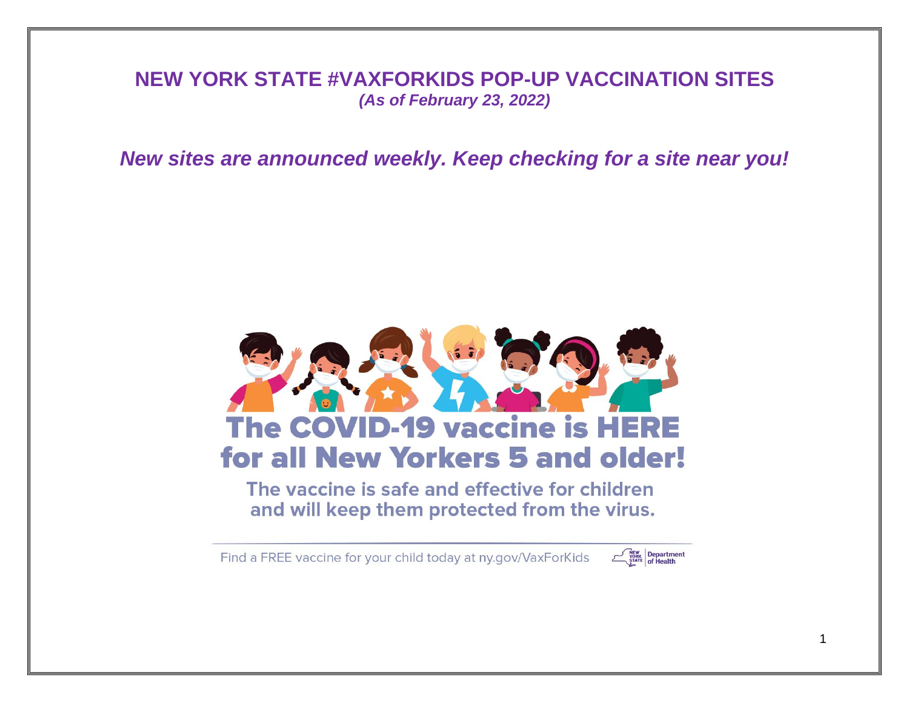# NEW YORK STATE #VAXFORKIDS POP-UP VACCINATION SITES

***(As of February 23, 2022)***

***New sites are announced weekly. Keep checking for a site near you!***

**The COVID-19 vaccine is HERE for all New Yorkers 5 and older!**

The vaccine is safe and effective for children and will keep them protected from the virus.

Find a FREE vaccine for your child today at ny.gov/VaxForKids

New York State Department of Health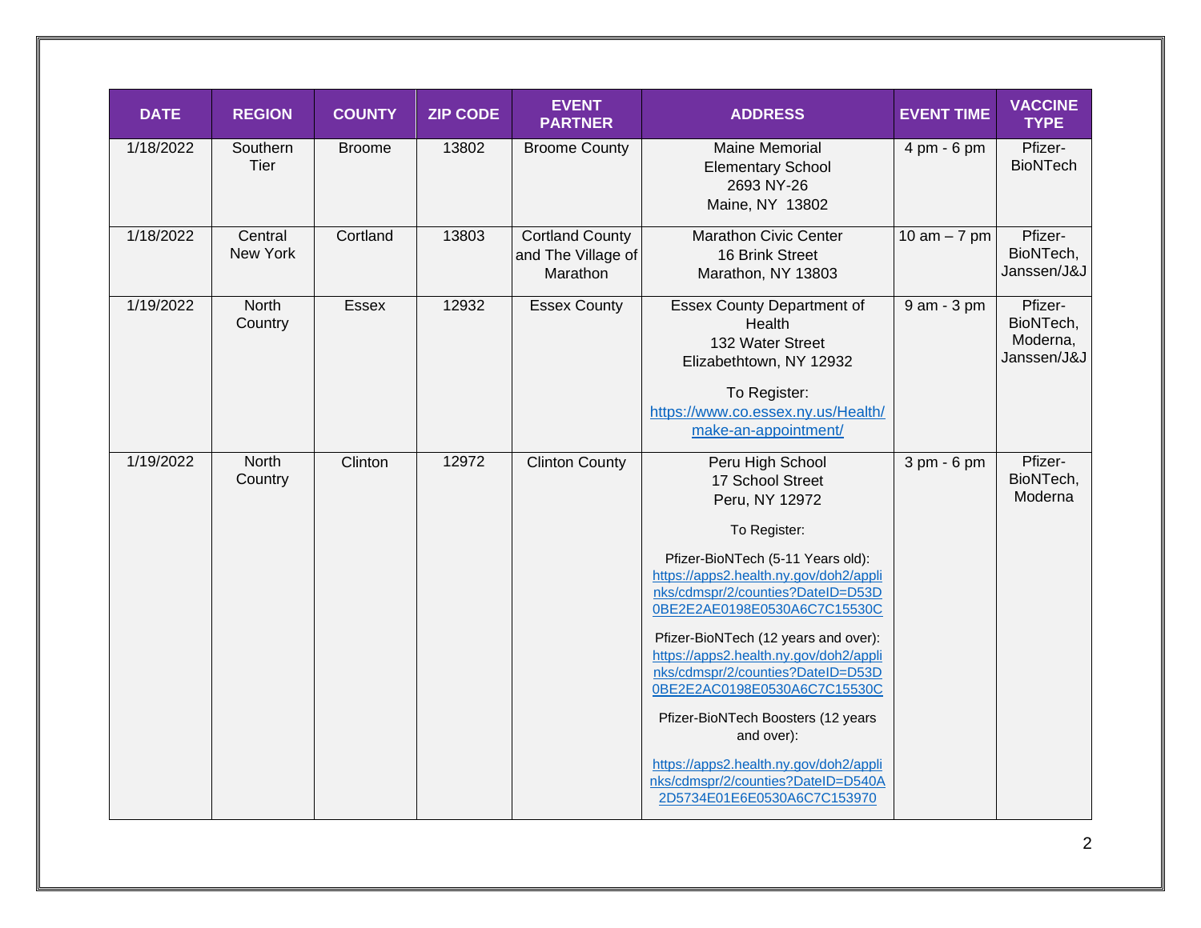| DATE | REGION | COUNTY | ZIP CODE | EVENT PARTNER | ADDRESS | EVENT TIME | VACCINE TYPE |
|---|---|---|---|---|---|---|---|
| 1/18/2022 | Southern Tier | Broome | 13802 | Broome County | Maine Memorial Elementary School<br>2693 NY-26<br>Maine, NY 13802 | 4 pm - 6 pm | Pfizer-BioNTech |
| 1/18/2022 | Central New York | Cortland | 13803 | Cortland County and The Village of Marathon | Marathon Civic Center<br>16 Brink Street<br>Marathon, NY 13803 | 10 am – 7 pm | Pfizer-BioNTech, Janssen/J&J |
| 1/19/2022 | North Country | Essex | 12932 | Essex County | Essex County Department of Health<br>132 Water Street<br>Elizabethtown, NY 12932<br><br>To Register:<br>https://www.co.essex.ny.us/Health/make-an-appointment/ | 9 am - 3 pm | Pfizer-BioNTech, Moderna, Janssen/J&J |
| 1/19/2022 | North Country | Clinton | 12972 | Clinton County | Peru High School<br>17 School Street<br>Peru, NY 12972<br><br>To Register:<br><br>Pfizer-BioNTech (5-11 Years old):<br>https://apps2.health.ny.gov/doh2/applinks/cdmspr/2/counties?DateID=D53D0BE2E2AE0198E0530A6C7C15530C<br><br>Pfizer-BioNTech (12 years and over):<br>https://apps2.health.ny.gov/doh2/applinks/cdmspr/2/counties?DateID=D53D0BE2E2AC0198E0530A6C7C15530C<br><br>Pfizer-BioNTech Boosters (12 years and over):<br><br>https://apps2.health.ny.gov/doh2/applinks/cdmspr/2/counties?DateID=D540A2D5734E01E6E0530A6C7C153970 | 3 pm - 6 pm | Pfizer-BioNTech, Moderna |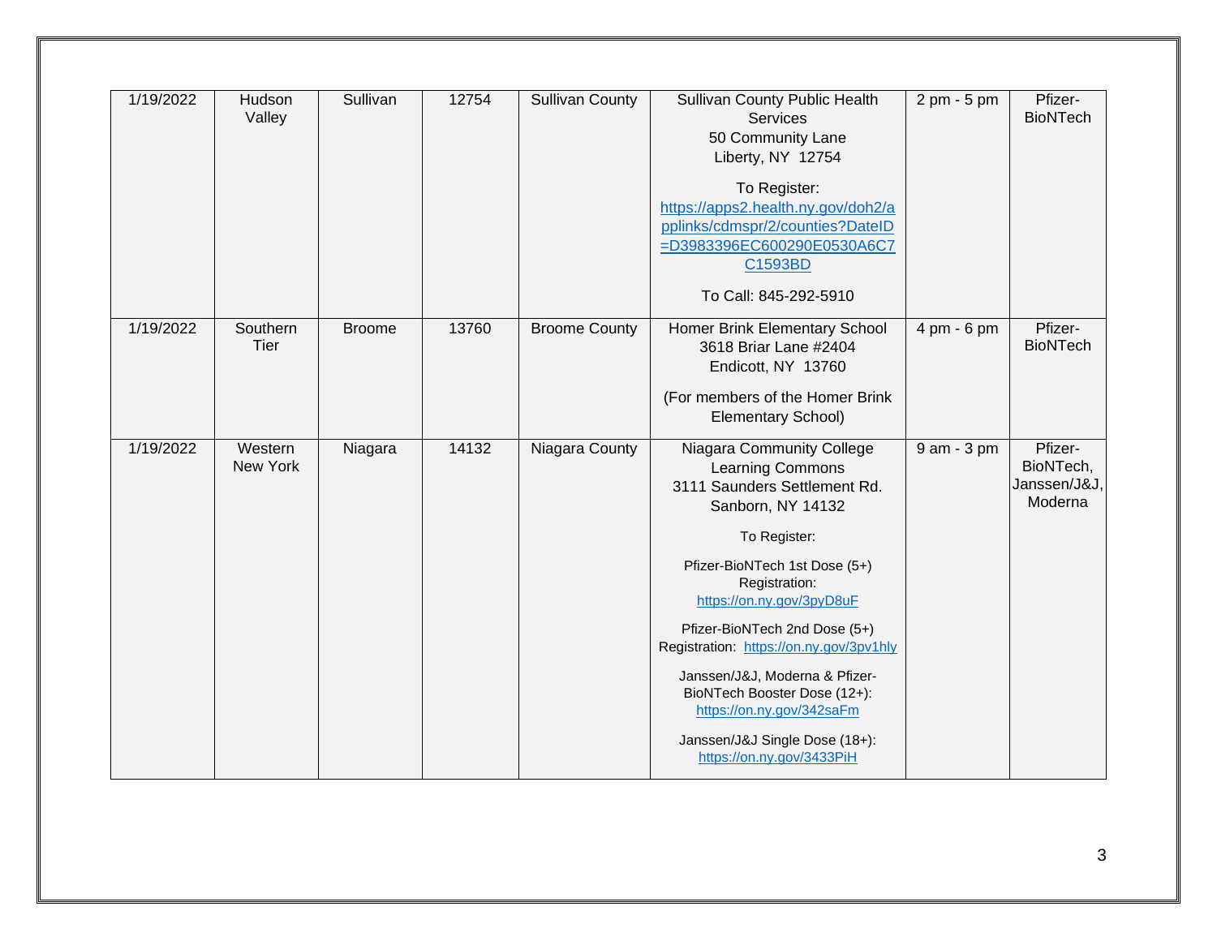| 1/19/2022 | Hudson Valley | Sullivan | 12754 | Sullivan County | Sullivan County Public Health Services<br>50 Community Lane<br>Liberty, NY 12754<br><br>To Register:<br>https://apps2.health.ny.gov/doh2/applinks/cdmspr/2/counties?DateID=D3983396EC600290E0530A6C7C1593BD<br><br>To Call: 845-292-5910 | 2 pm - 5 pm | Pfizer-BioNTech |
|---|---|---|---|---|---|---|---|
| 1/19/2022 | Southern Tier | Broome | 13760 | Broome County | Homer Brink Elementary School<br>3618 Briar Lane #2404<br>Endicott, NY 13760<br><br>(For members of the Homer Brink Elementary School) | 4 pm - 6 pm | Pfizer-BioNTech |
| 1/19/2022 | Western New York | Niagara | 14132 | Niagara County | Niagara Community College Learning Commons<br>3111 Saunders Settlement Rd.<br>Sanborn, NY 14132<br><br>To Register:<br><br>Pfizer-BioNTech 1st Dose (5+) Registration:<br>https://on.ny.gov/3pyD8uF<br><br>Pfizer-BioNTech 2nd Dose (5+) Registration: https://on.ny.gov/3pv1hly<br><br>Janssen/J&J, Moderna & Pfizer-BioNTech Booster Dose (12+):<br>https://on.ny.gov/342saFm<br><br>Janssen/J&J Single Dose (18+):<br>https://on.ny.gov/3433PiH | 9 am - 3 pm | Pfizer-BioNTech, Janssen/J&J, Moderna |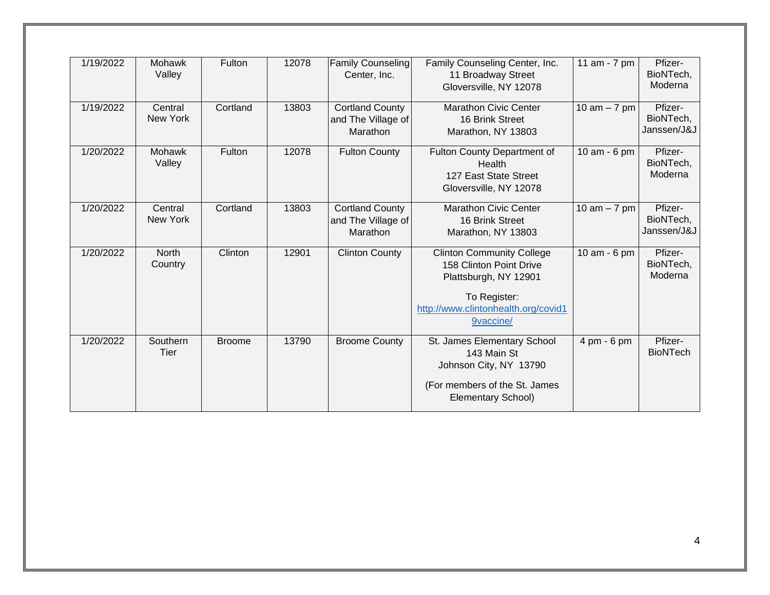| 1/19/2022 | Mohawk Valley | Fulton | 12078 | Family Counseling Center, Inc. | Family Counseling Center, Inc.<br>11 Broadway Street<br>Gloversville, NY 12078 | 11 am - 7 pm | Pfizer-BioNTech, Moderna |
|---|---|---|---|---|---|---|---|
| 1/19/2022 | Central New York | Cortland | 13803 | Cortland County and The Village of Marathon | Marathon Civic Center<br>16 Brink Street<br>Marathon, NY 13803 | 10 am – 7 pm | Pfizer-BioNTech, Janssen/J&J |
| 1/20/2022 | Mohawk Valley | Fulton | 12078 | Fulton County | Fulton County Department of Health<br>127 East State Street<br>Gloversville, NY 12078 | 10 am - 6 pm | Pfizer-BioNTech, Moderna |
| 1/20/2022 | Central New York | Cortland | 13803 | Cortland County and The Village of Marathon | Marathon Civic Center<br>16 Brink Street<br>Marathon, NY 13803 | 10 am – 7 pm | Pfizer-BioNTech, Janssen/J&J |
| 1/20/2022 | North Country | Clinton | 12901 | Clinton County | Clinton Community College<br>158 Clinton Point Drive<br>Plattsburgh, NY 12901<br><br>To Register:<br>http://www.clintonhealth.org/covid19vaccine/ | 10 am - 6 pm | Pfizer-BioNTech, Moderna |
| 1/20/2022 | Southern Tier | Broome | 13790 | Broome County | St. James Elementary School<br>143 Main St<br>Johnson City, NY 13790<br><br>(For members of the St. James Elementary School) | 4 pm - 6 pm | Pfizer-BioNTech |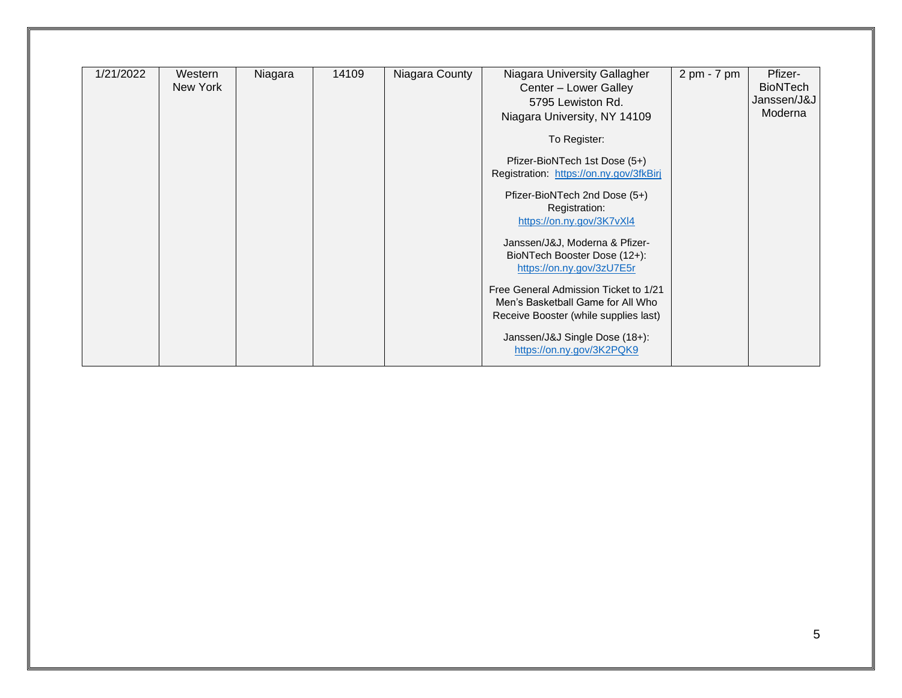| 1/21/2022 | Western New York | Niagara | 14109 | Niagara County | Niagara University Gallagher Center – Lower Galley<br>5795 Lewiston Rd.<br>Niagara University, NY 14109<br><br>To Register:<br><br>Pfizer-BioNTech 1st Dose (5+) Registration: https://on.ny.gov/3fkBirj<br><br>Pfizer-BioNTech 2nd Dose (5+) Registration: https://on.ny.gov/3K7vXl4<br><br>Janssen/J&J, Moderna & Pfizer-BioNTech Booster Dose (12+): https://on.ny.gov/3zU7E5r<br><br>Free General Admission Ticket to 1/21 Men's Basketball Game for All Who Receive Booster (while supplies last)<br><br>Janssen/J&J Single Dose (18+): https://on.ny.gov/3K2PQK9 | 2 pm - 7 pm | Pfizer-BioNTech<br>Janssen/J&J<br>Moderna |
|---|---|---|---|---|---|---|---|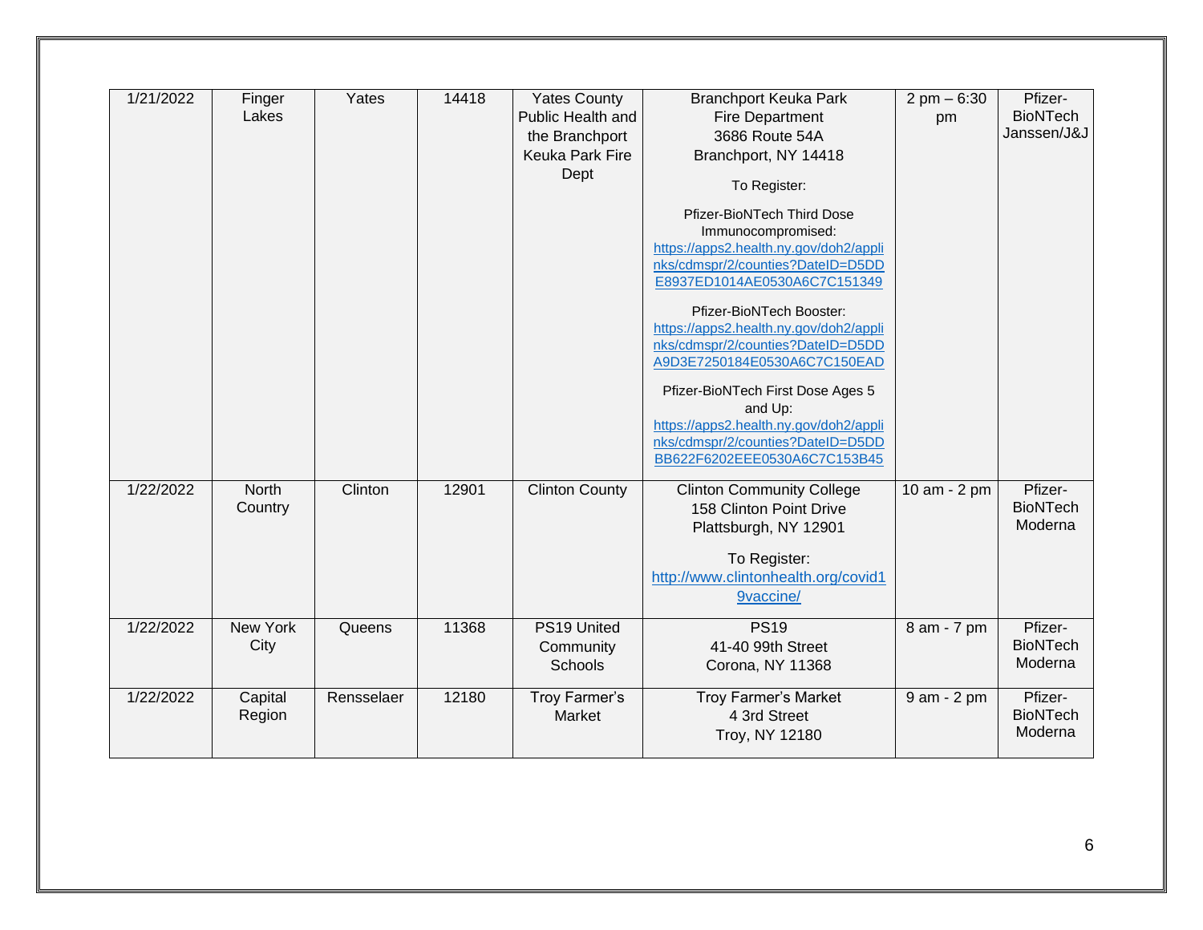| 1/21/2022 | Finger Lakes | Yates | 14418 | Yates County Public Health and the Branchport Keuka Park Fire Dept | Branchport Keuka Park Fire Department 3686 Route 54A Branchport, NY 14418<br><br>To Register:<br><br>Pfizer-BioNTech Third Dose Immunocompromised: https://apps2.health.ny.gov/doh2/applinks/cdmspr/2/counties?DateID=D5DDE8937ED1014AE0530A6C7C151349<br><br>Pfizer-BioNTech Booster: https://apps2.health.ny.gov/doh2/applinks/cdmspr/2/counties?DateID=D5DDA9D3E7250184E0530A6C7C150EAD<br><br>Pfizer-BioNTech First Dose Ages 5 and Up: https://apps2.health.ny.gov/doh2/applinks/cdmspr/2/counties?DateID=D5DDBB622F6202EEE0530A6C7C153B45 | 2 pm – 6:30 pm | Pfizer-BioNTech Janssen/J&J |
|---|---|---|---|---|---|---|---|
| 1/22/2022 | North Country | Clinton | 12901 | Clinton County | Clinton Community College 158 Clinton Point Drive Plattsburgh, NY 12901<br><br>To Register: http://www.clintonhealth.org/covid19vaccine/ | 10 am - 2 pm | Pfizer-BioNTech Moderna |
| 1/22/2022 | New York City | Queens | 11368 | PS19 United Community Schools | PS19 41-40 99th Street Corona, NY 11368 | 8 am - 7 pm | Pfizer-BioNTech Moderna |
| 1/22/2022 | Capital Region | Rensselaer | 12180 | Troy Farmer's Market | Troy Farmer's Market 4 3rd Street Troy, NY 12180 | 9 am - 2 pm | Pfizer-BioNTech Moderna |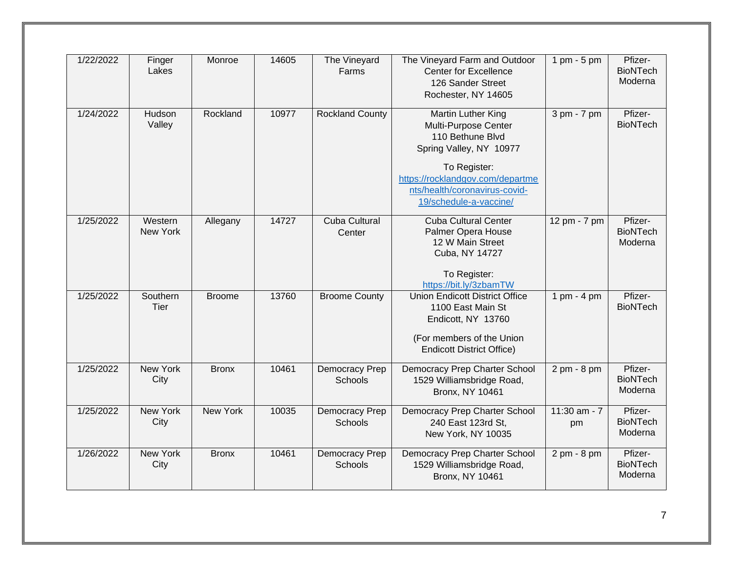| | | | | | | | |
|---|---|---|---|---|---|---|---|
| 1/22/2022 | Finger Lakes | Monroe | 14605 | The Vineyard Farms | The Vineyard Farm and Outdoor Center for Excellence<br>126 Sander Street<br>Rochester, NY 14605 | 1 pm - 5 pm | Pfizer-BioNTech<br>Moderna |
| 1/24/2022 | Hudson Valley | Rockland | 10977 | Rockland County | Martin Luther King Multi-Purpose Center<br>110 Bethune Blvd<br>Spring Valley, NY 10977<br><br>To Register:<br>https://rocklandgov.com/departments/health/coronavirus-covid-19/schedule-a-vaccine/ | 3 pm - 7 pm | Pfizer-BioNTech |
| 1/25/2022 | Western New York | Allegany | 14727 | Cuba Cultural Center | Cuba Cultural Center<br>Palmer Opera House<br>12 W Main Street<br>Cuba, NY 14727<br><br>To Register:<br>https://bit.ly/3zbamTW | 12 pm - 7 pm | Pfizer-BioNTech<br>Moderna |
| 1/25/2022 | Southern Tier | Broome | 13760 | Broome County | Union Endicott District Office<br>1100 East Main St<br>Endicott, NY 13760<br><br>(For members of the Union Endicott District Office) | 1 pm - 4 pm | Pfizer-BioNTech |
| 1/25/2022 | New York City | Bronx | 10461 | Democracy Prep Schools | Democracy Prep Charter School<br>1529 Williamsbridge Road,<br>Bronx, NY 10461 | 2 pm - 8 pm | Pfizer-BioNTech<br>Moderna |
| 1/25/2022 | New York City | New York | 10035 | Democracy Prep Schools | Democracy Prep Charter School<br>240 East 123rd St,<br>New York, NY 10035 | 11:30 am - 7 pm | Pfizer-BioNTech<br>Moderna |
| 1/26/2022 | New York City | Bronx | 10461 | Democracy Prep Schools | Democracy Prep Charter School<br>1529 Williamsbridge Road,<br>Bronx, NY 10461 | 2 pm - 8 pm | Pfizer-BioNTech<br>Moderna |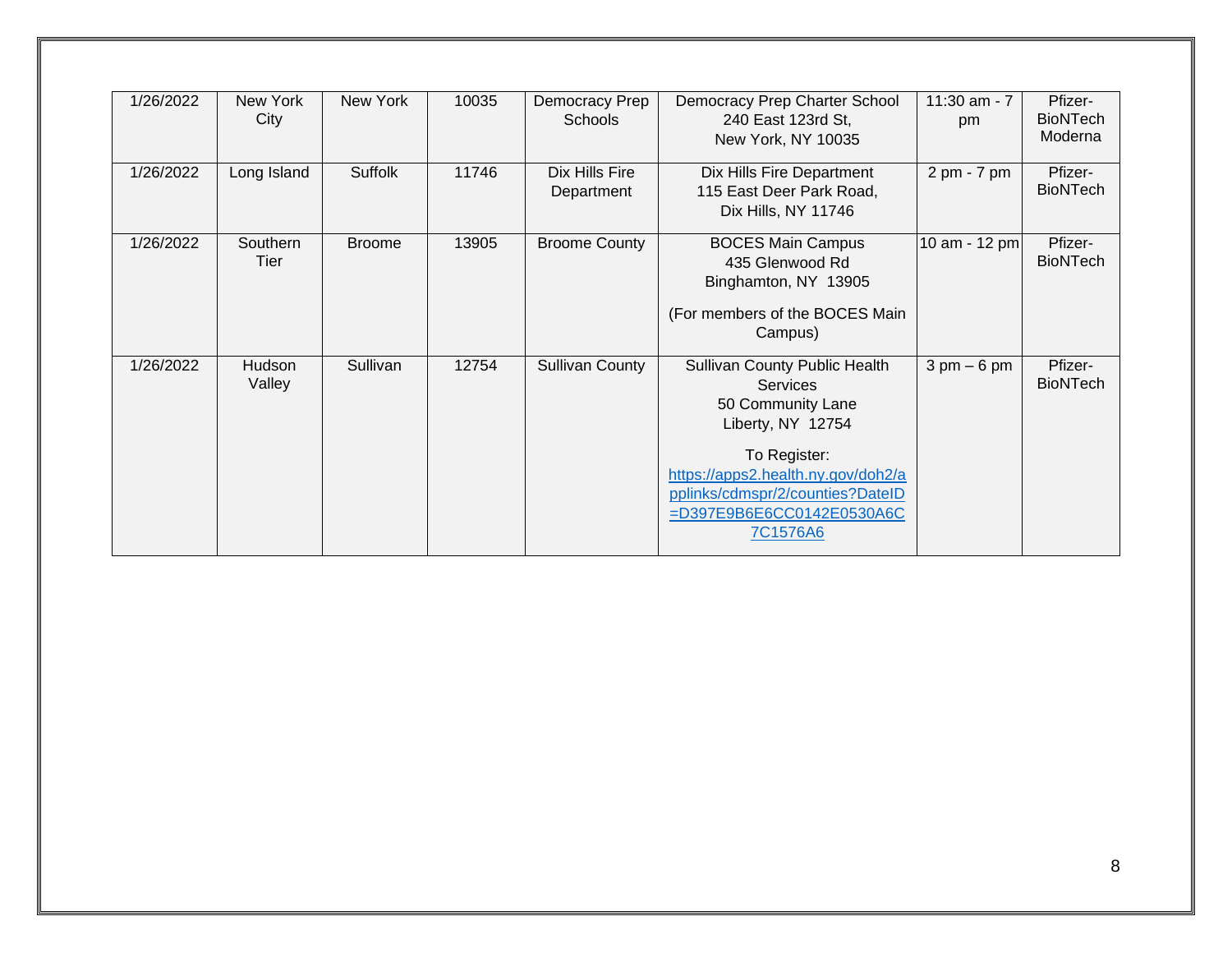| 1/26/2022 | New York City | New York | 10035 | Democracy Prep Schools | Democracy Prep Charter School 240 East 123rd St, New York, NY 10035 | 11:30 am - 7 pm | Pfizer-BioNTech Moderna |
|---|---|---|---|---|---|---|---|
| 1/26/2022 | Long Island | Suffolk | 11746 | Dix Hills Fire Department | Dix Hills Fire Department 115 East Deer Park Road, Dix Hills, NY 11746 | 2 pm - 7 pm | Pfizer-BioNTech |
| 1/26/2022 | Southern Tier | Broome | 13905 | Broome County | BOCES Main Campus 435 Glenwood Rd Binghamton, NY 13905<br><br>(For members of the BOCES Main Campus) | 10 am - 12 pm | Pfizer-BioNTech |
| 1/26/2022 | Hudson Valley | Sullivan | 12754 | Sullivan County | Sullivan County Public Health Services 50 Community Lane Liberty, NY 12754<br><br>To Register: https://apps2.health.ny.gov/doh2/applinks/cdmspr/2/counties?DateID=D397E9B6E6CC0142E0530A6C7C1576A6 | 3 pm – 6 pm | Pfizer-BioNTech |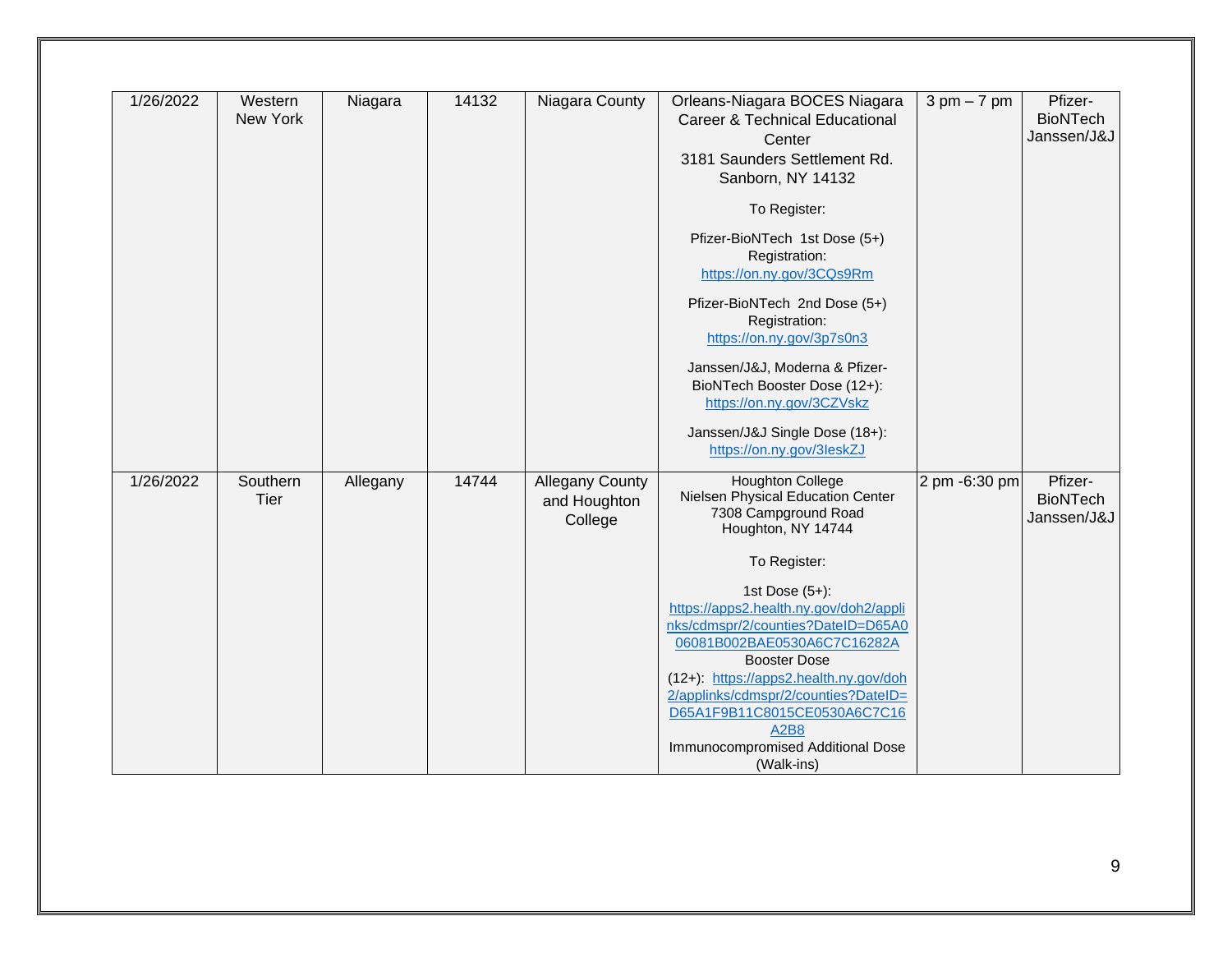| 1/26/2022 | Western New York | Niagara | 14132 | Niagara County | Orleans-Niagara BOCES Niagara Career & Technical Educational Center<br>3181 Saunders Settlement Rd. Sanborn, NY 14132<br><br>To Register:<br><br>Pfizer-BioNTech 1st Dose (5+) Registration: https://on.ny.gov/3CQs9Rm<br><br>Pfizer-BioNTech 2nd Dose (5+) Registration: https://on.ny.gov/3p7s0n3<br><br>Janssen/J&J, Moderna & Pfizer-BioNTech Booster Dose (12+): https://on.ny.gov/3CZVskz<br><br>Janssen/J&J Single Dose (18+): https://on.ny.gov/3IeskZJ | 3 pm – 7 pm | Pfizer-BioNTech Janssen/J&J |
|---|---|---|---|---|---|---|---|
| 1/26/2022 | Southern Tier | Allegany | 14744 | Allegany County and Houghton College | Houghton College<br>Nielsen Physical Education Center<br>7308 Campground Road<br>Houghton, NY 14744<br><br>To Register:<br><br>1st Dose (5+): https://apps2.health.ny.gov/doh2/applinks/cdmspr/2/counties?DateID=D65A006081B002BAE0530A6C7C16282A<br>Booster Dose (12+): https://apps2.health.ny.gov/doh2/applinks/cdmspr/2/counties?DateID=D65A1F9B11C8015CE0530A6C7C16A2B8<br>Immunocompromised Additional Dose (Walk-ins) | 2 pm -6:30 pm | Pfizer-BioNTech Janssen/J&J |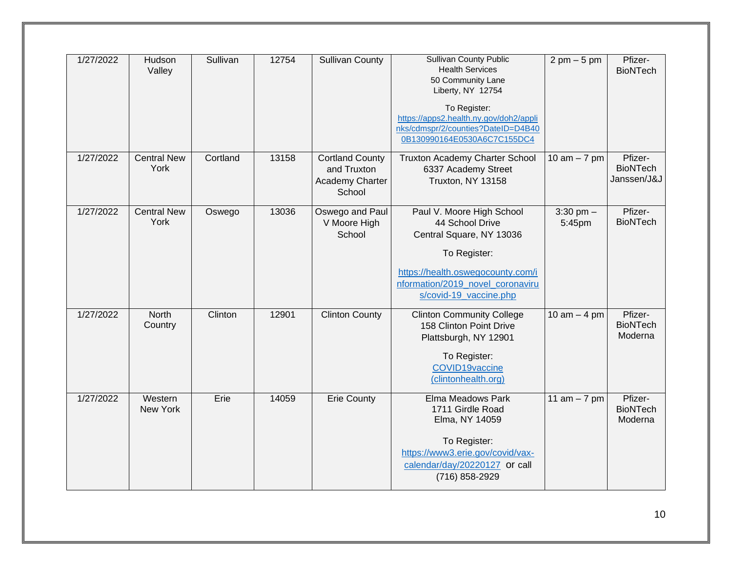| 1/27/2022 | Hudson Valley | Sullivan | 12754 | Sullivan County | Sullivan County Public Health Services<br>50 Community Lane<br>Liberty, NY 12754<br><br>To Register:<br>https://apps2.health.ny.gov/doh2/applinks/cdmspr/2/counties?DateID=D4B400B130990164E0530A6C7C155DC4 | 2 pm – 5 pm | Pfizer-BioNTech |
|---|---|---|---|---|---|---|---|
| 1/27/2022 | Central New York | Cortland | 13158 | Cortland County and Truxton Academy Charter School | Truxton Academy Charter School<br>6337 Academy Street<br>Truxton, NY 13158 | 10 am – 7 pm | Pfizer-BioNTech<br>Janssen/J&J |
| 1/27/2022 | Central New York | Oswego | 13036 | Oswego and Paul V Moore High School | Paul V. Moore High School<br>44 School Drive<br>Central Square, NY 13036<br><br>To Register:<br><br>https://health.oswegocounty.com/information/2019_novel_coronavirus/covid-19_vaccine.php | 3:30 pm – 5:45pm | Pfizer-BioNTech |
| 1/27/2022 | North Country | Clinton | 12901 | Clinton County | Clinton Community College<br>158 Clinton Point Drive<br>Plattsburgh, NY 12901<br><br>To Register:<br>COVID19vaccine (clintonhealth.org) | 10 am – 4 pm | Pfizer-BioNTech<br>Moderna |
| 1/27/2022 | Western New York | Erie | 14059 | Erie County | Elma Meadows Park<br>1711 Girdle Road<br>Elma, NY 14059<br><br>To Register:<br>https://www3.erie.gov/covid/vax-calendar/day/20220127 or call (716) 858-2929 | 11 am – 7 pm | Pfizer-BioNTech<br>Moderna |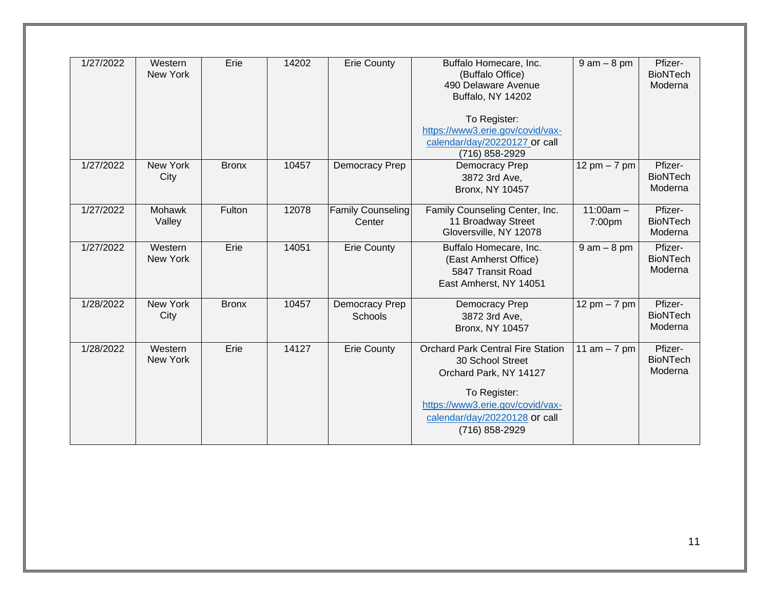| 1/27/2022 | Western New York | Erie | 14202 | Erie County | Buffalo Homecare, Inc. (Buffalo Office) 490 Delaware Avenue Buffalo, NY 14202<br><br>To Register: https://www3.erie.gov/covid/vax-calendar/day/20220127 or call (716) 858-2929 | 9 am – 8 pm | Pfizer-BioNTech Moderna |
|---|---|---|---|---|---|---|---|
| 1/27/2022 | New York City | Bronx | 10457 | Democracy Prep | Democracy Prep 3872 3rd Ave, Bronx, NY 10457 | 12 pm – 7 pm | Pfizer-BioNTech Moderna |
| 1/27/2022 | Mohawk Valley | Fulton | 12078 | Family Counseling Center | Family Counseling Center, Inc. 11 Broadway Street Gloversville, NY 12078 | 11:00am – 7:00pm | Pfizer-BioNTech Moderna |
| 1/27/2022 | Western New York | Erie | 14051 | Erie County | Buffalo Homecare, Inc. (East Amherst Office) 5847 Transit Road East Amherst, NY 14051 | 9 am – 8 pm | Pfizer-BioNTech Moderna |
| 1/28/2022 | New York City | Bronx | 10457 | Democracy Prep Schools | Democracy Prep 3872 3rd Ave, Bronx, NY 10457 | 12 pm – 7 pm | Pfizer-BioNTech Moderna |
| 1/28/2022 | Western New York | Erie | 14127 | Erie County | Orchard Park Central Fire Station 30 School Street Orchard Park, NY 14127<br><br>To Register: https://www3.erie.gov/covid/vax-calendar/day/20220128 or call (716) 858-2929 | 11 am – 7 pm | Pfizer-BioNTech Moderna |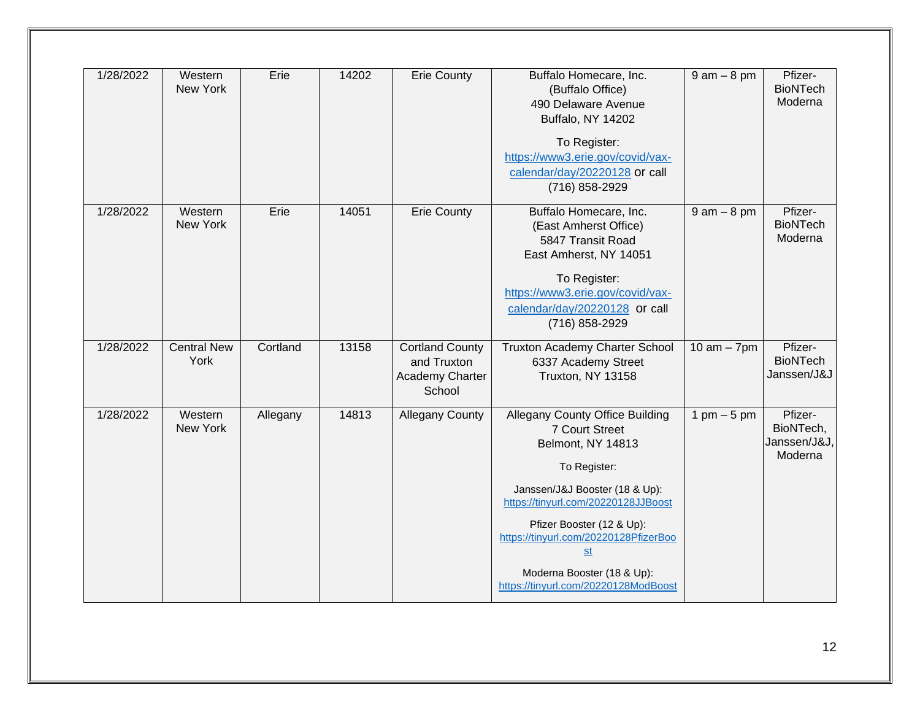| 1/28/2022 | Western New York | Erie | 14202 | Erie County | Buffalo Homecare, Inc. (Buffalo Office) 490 Delaware Avenue Buffalo, NY 14202<br><br>To Register: https://www3.erie.gov/covid/vax-calendar/day/20220128 or call (716) 858-2929 | 9 am – 8 pm | Pfizer-BioNTech Moderna |
|---|---|---|---|---|---|---|---|
| 1/28/2022 | Western New York | Erie | 14051 | Erie County | Buffalo Homecare, Inc. (East Amherst Office) 5847 Transit Road East Amherst, NY 14051<br><br>To Register: https://www3.erie.gov/covid/vax-calendar/day/20220128 or call (716) 858-2929 | 9 am – 8 pm | Pfizer-BioNTech Moderna |
| 1/28/2022 | Central New York | Cortland | 13158 | Cortland County and Truxton Academy Charter School | Truxton Academy Charter School 6337 Academy Street Truxton, NY 13158 | 10 am – 7pm | Pfizer-BioNTech Janssen/J&J |
| 1/28/2022 | Western New York | Allegany | 14813 | Allegany County | Allegany County Office Building 7 Court Street Belmont, NY 14813<br><br>To Register:<br><br>Janssen/J&J Booster (18 & Up): https://tinyurl.com/20220128JJBoost<br><br>Pfizer Booster (12 & Up): https://tinyurl.com/20220128PfizerBoost<br><br>Moderna Booster (18 & Up): https://tinyurl.com/20220128ModBoost | 1 pm – 5 pm | Pfizer-BioNTech, Janssen/J&J, Moderna |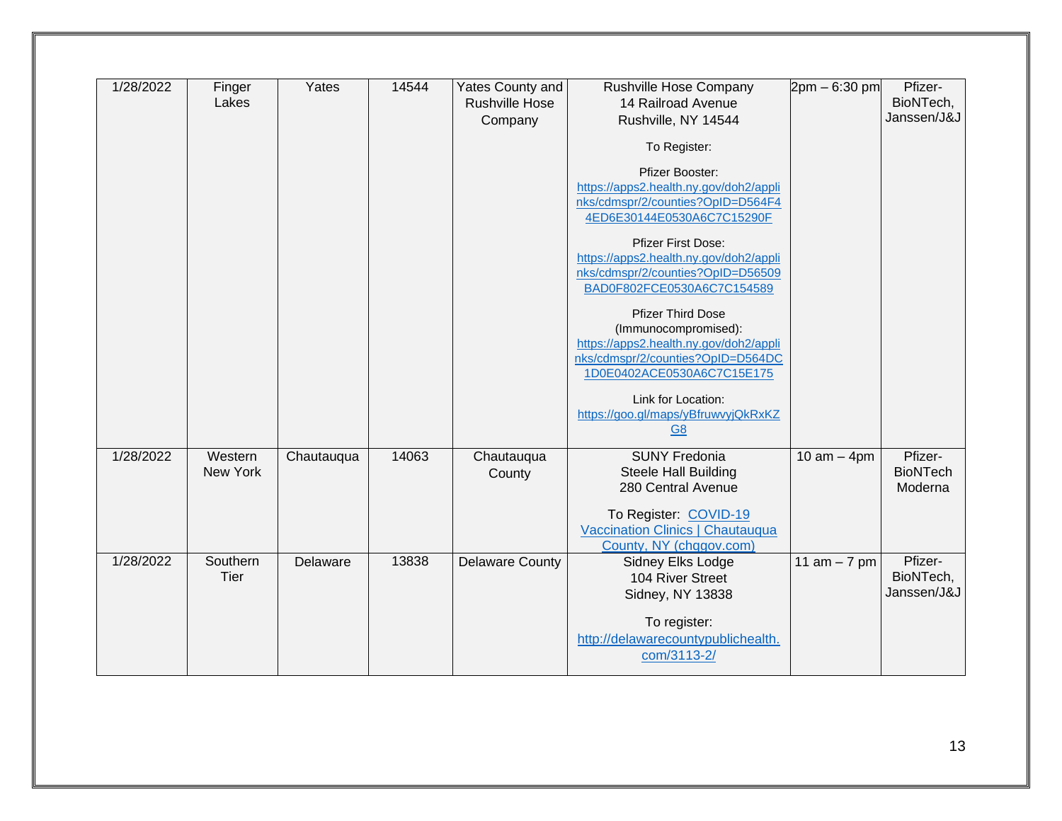| 1/28/2022 | Finger Lakes | Yates | 14544 | Yates County and Rushville Hose Company | Rushville Hose Company<br>14 Railroad Avenue<br>Rushville, NY 14544<br><br>To Register:<br><br>Pfizer Booster:<br>https://apps2.health.ny.gov/doh2/applinks/cdmspr/2/counties?OpID=D564F44ED6E30144E0530A6C7C15290F<br><br>Pfizer First Dose:<br>https://apps2.health.ny.gov/doh2/applinks/cdmspr/2/counties?OpID=D56509BAD0F802FCE0530A6C7C154589<br><br>Pfizer Third Dose (Immunocompromised):<br>https://apps2.health.ny.gov/doh2/applinks/cdmspr/2/counties?OpID=D564DC1D0E0402ACE0530A6C7C15E175<br><br>Link for Location:<br>https://goo.gl/maps/yBfruwvyjQkRxKZG8 | 2pm – 6:30 pm | Pfizer-BioNTech, Janssen/J&J |
|---|---|---|---|---|---|---|---|
| 1/28/2022 | Western New York | Chautauqua | 14063 | Chautauqua County | SUNY Fredonia<br>Steele Hall Building<br>280 Central Avenue<br><br>To Register: COVID-19 Vaccination Clinics \| Chautauqua County, NY (chqgov.com) | 10 am – 4pm | Pfizer-BioNTech Moderna |
| 1/28/2022 | Southern Tier | Delaware | 13838 | Delaware County | Sidney Elks Lodge<br>104 River Street<br>Sidney, NY 13838<br><br>To register:<br>http://delawarecountypublichealth.com/3113-2/ | 11 am – 7 pm | Pfizer-BioNTech, Janssen/J&J |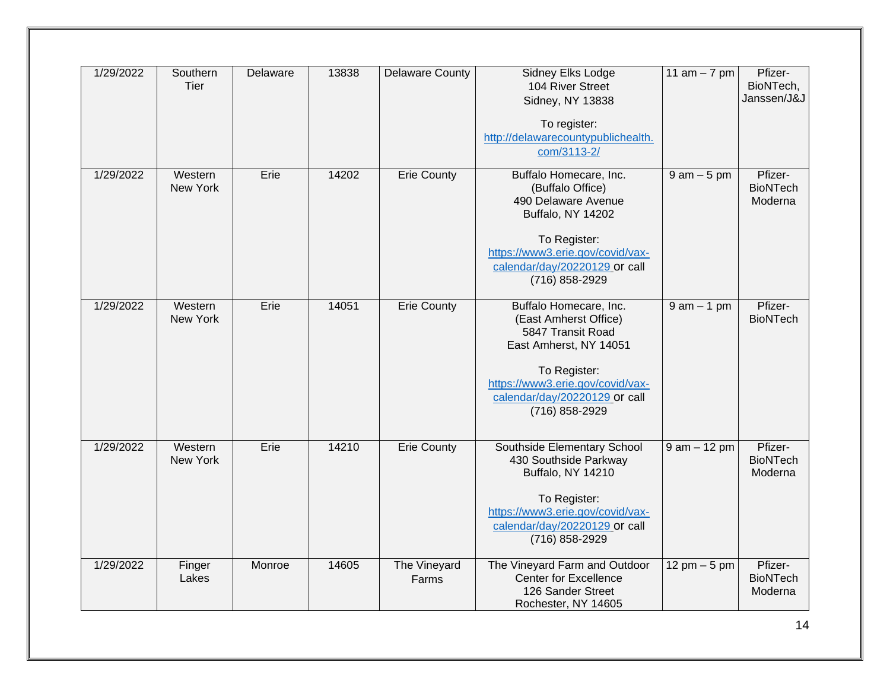| 1/29/2022 | Southern Tier | Delaware | 13838 | Delaware County | Sidney Elks Lodge<br>104 River Street<br>Sidney, NY 13838<br><br>To register:<br>http://delawarecountypublichealth.com/3113-2/ | 11 am – 7 pm | Pfizer-BioNTech, Janssen/J&J |
|---|---|---|---|---|---|---|---|
| 1/29/2022 | Western New York | Erie | 14202 | Erie County | Buffalo Homecare, Inc.<br>(Buffalo Office)<br>490 Delaware Avenue<br>Buffalo, NY 14202<br><br>To Register:<br>https://www3.erie.gov/covid/vax-calendar/day/20220129 or call (716) 858-2929 | 9 am – 5 pm | Pfizer-BioNTech Moderna |
| 1/29/2022 | Western New York | Erie | 14051 | Erie County | Buffalo Homecare, Inc.<br>(East Amherst Office)<br>5847 Transit Road<br>East Amherst, NY 14051<br><br>To Register:<br>https://www3.erie.gov/covid/vax-calendar/day/20220129 or call (716) 858-2929 | 9 am – 1 pm | Pfizer-BioNTech |
| 1/29/2022 | Western New York | Erie | 14210 | Erie County | Southside Elementary School<br>430 Southside Parkway<br>Buffalo, NY 14210<br><br>To Register:<br>https://www3.erie.gov/covid/vax-calendar/day/20220129 or call (716) 858-2929 | 9 am – 12 pm | Pfizer-BioNTech Moderna |
| 1/29/2022 | Finger Lakes | Monroe | 14605 | The Vineyard Farms | The Vineyard Farm and Outdoor Center for Excellence<br>126 Sander Street<br>Rochester, NY 14605 | 12 pm – 5 pm | Pfizer-BioNTech Moderna |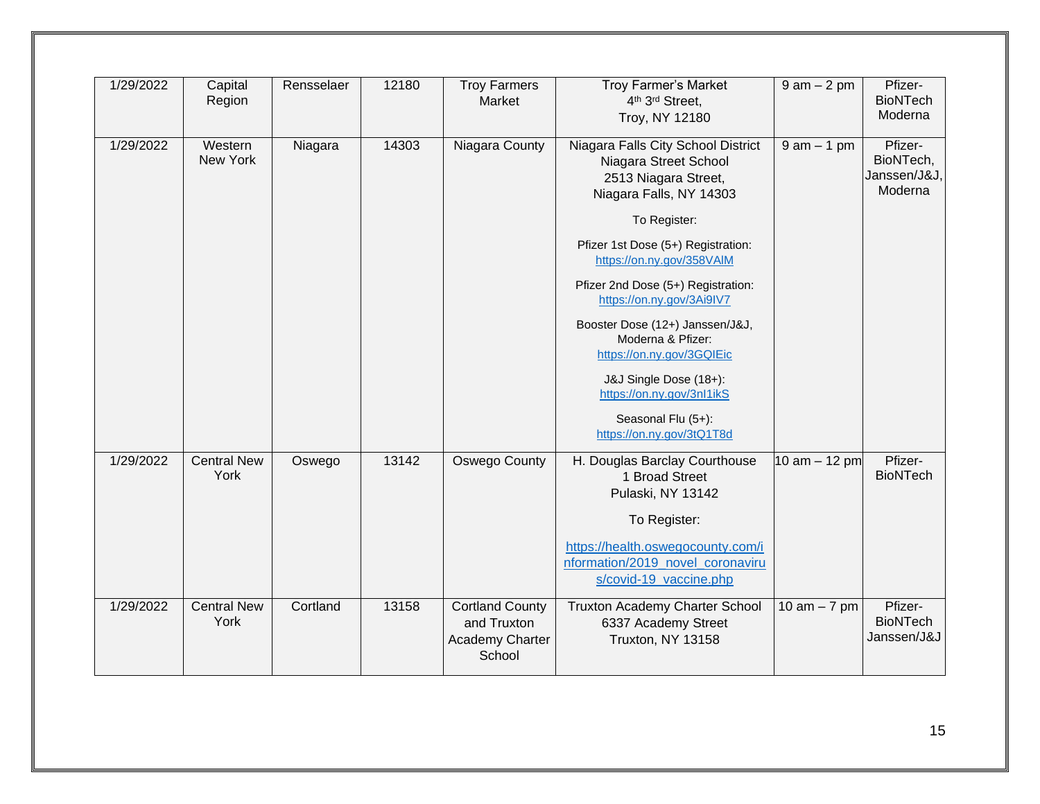| 1/29/2022 | Capital Region | Rensselaer | 12180 | Troy Farmers Market | Troy Farmer's Market<br>4th 3rd Street,<br>Troy, NY 12180 | 9 am – 2 pm | Pfizer-BioNTech<br>Moderna |
|---|---|---|---|---|---|---|---|
| 1/29/2022 | Western New York | Niagara | 14303 | Niagara County | Niagara Falls City School District<br>Niagara Street School<br>2513 Niagara Street,<br>Niagara Falls, NY 14303<br><br>To Register:<br><br>Pfizer 1st Dose (5+) Registration:<br>https://on.ny.gov/358VAlM<br><br>Pfizer 2nd Dose (5+) Registration:<br>https://on.ny.gov/3Ai9IV7<br><br>Booster Dose (12+) Janssen/J&J, Moderna & Pfizer:<br>https://on.ny.gov/3GQIEic<br><br>J&J Single Dose (18+):<br>https://on.ny.gov/3nI1ikS<br><br>Seasonal Flu (5+):<br>https://on.ny.gov/3tQ1T8d | 9 am – 1 pm | Pfizer-BioNTech,<br>Janssen/J&J,<br>Moderna |
| 1/29/2022 | Central New York | Oswego | 13142 | Oswego County | H. Douglas Barclay Courthouse<br>1 Broad Street<br>Pulaski, NY 13142<br><br>To Register:<br><br>https://health.oswegocounty.com/information/2019_novel_coronavirus/covid-19_vaccine.php | 10 am – 12 pm | Pfizer-BioNTech |
| 1/29/2022 | Central New York | Cortland | 13158 | Cortland County and Truxton Academy Charter School | Truxton Academy Charter School<br>6337 Academy Street<br>Truxton, NY 13158 | 10 am – 7 pm | Pfizer-BioNTech<br>Janssen/J&J |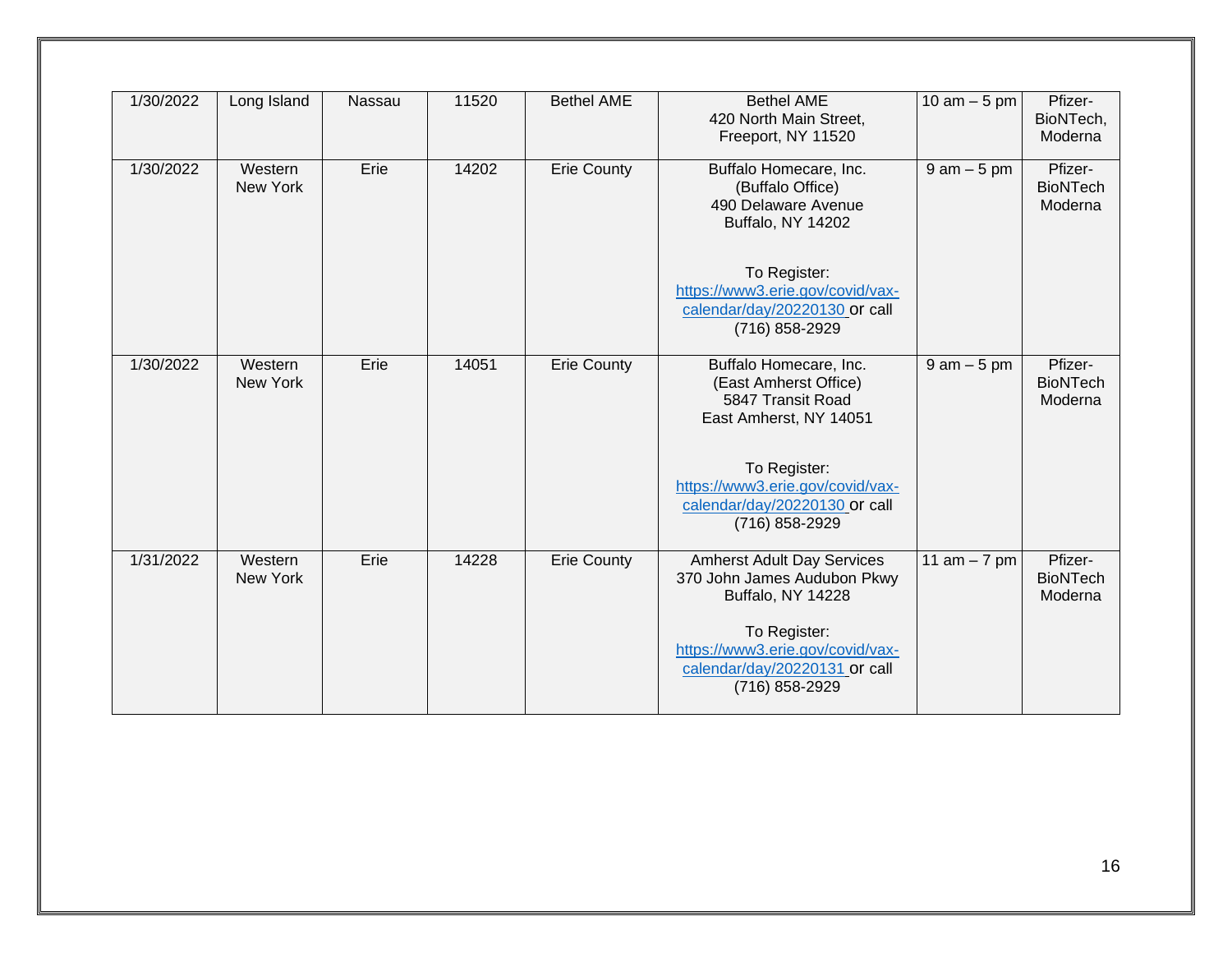| 1/30/2022 | Long Island | Nassau | 11520 | Bethel AME | Bethel AME<br>420 North Main Street,<br>Freeport, NY 11520 | 10 am – 5 pm | Pfizer-BioNTech, Moderna |
|---|---|---|---|---|---|---|---|
| 1/30/2022 | Western New York | Erie | 14202 | Erie County | Buffalo Homecare, Inc.<br>(Buffalo Office)<br>490 Delaware Avenue<br>Buffalo, NY 14202<br><br>To Register:<br>https://www3.erie.gov/covid/vax-calendar/day/20220130 or call<br>(716) 858-2929 | 9 am – 5 pm | Pfizer-BioNTech Moderna |
| 1/30/2022 | Western New York | Erie | 14051 | Erie County | Buffalo Homecare, Inc.<br>(East Amherst Office)<br>5847 Transit Road<br>East Amherst, NY 14051<br><br>To Register:<br>https://www3.erie.gov/covid/vax-calendar/day/20220130 or call<br>(716) 858-2929 | 9 am – 5 pm | Pfizer-BioNTech Moderna |
| 1/31/2022 | Western New York | Erie | 14228 | Erie County | Amherst Adult Day Services<br>370 John James Audubon Pkwy<br>Buffalo, NY 14228<br><br>To Register:<br>https://www3.erie.gov/covid/vax-calendar/day/20220131 or call<br>(716) 858-2929 | 11 am – 7 pm | Pfizer-BioNTech Moderna |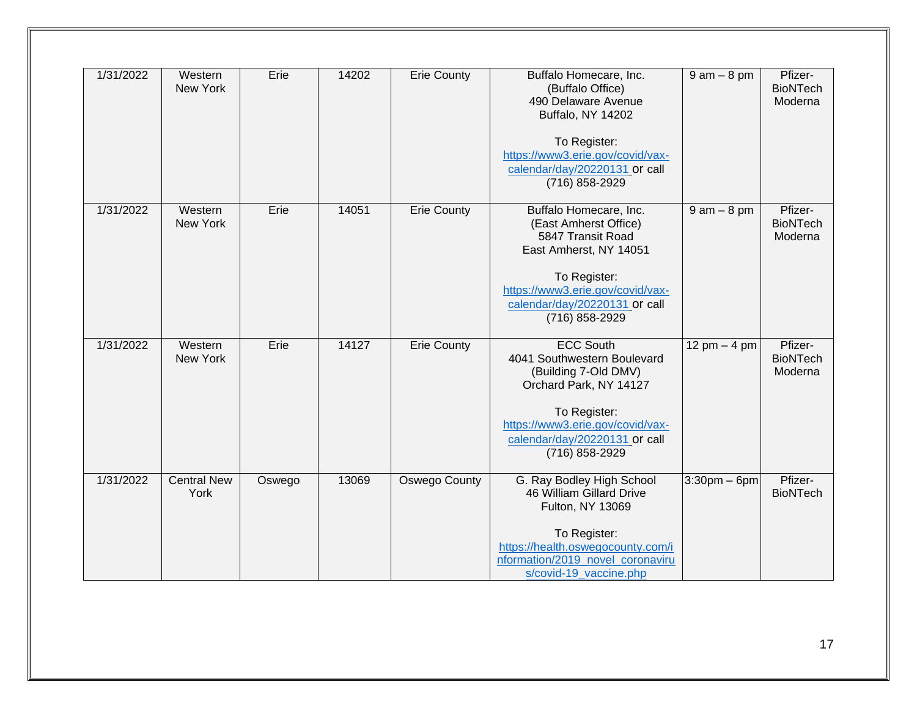| 1/31/2022 | Western New York | Erie | 14202 | Erie County | Buffalo Homecare, Inc. (Buffalo Office) 490 Delaware Avenue Buffalo, NY 14202<br><br>To Register: https://www3.erie.gov/covid/vax-calendar/day/20220131 or call (716) 858-2929 | 9 am – 8 pm | Pfizer-BioNTech Moderna |
|---|---|---|---|---|---|---|---|
| 1/31/2022 | Western New York | Erie | 14051 | Erie County | Buffalo Homecare, Inc. (East Amherst Office) 5847 Transit Road East Amherst, NY 14051<br><br>To Register: https://www3.erie.gov/covid/vax-calendar/day/20220131 or call (716) 858-2929 | 9 am – 8 pm | Pfizer-BioNTech Moderna |
| 1/31/2022 | Western New York | Erie | 14127 | Erie County | ECC South 4041 Southwestern Boulevard (Building 7-Old DMV) Orchard Park, NY 14127<br><br>To Register: https://www3.erie.gov/covid/vax-calendar/day/20220131 or call (716) 858-2929 | 12 pm – 4 pm | Pfizer-BioNTech Moderna |
| 1/31/2022 | Central New York | Oswego | 13069 | Oswego County | G. Ray Bodley High School 46 William Gillard Drive Fulton, NY 13069<br><br>To Register: https://health.oswegocounty.com/information/2019_novel_coronavirus/covid-19_vaccine.php | 3:30pm – 6pm | Pfizer-BioNTech |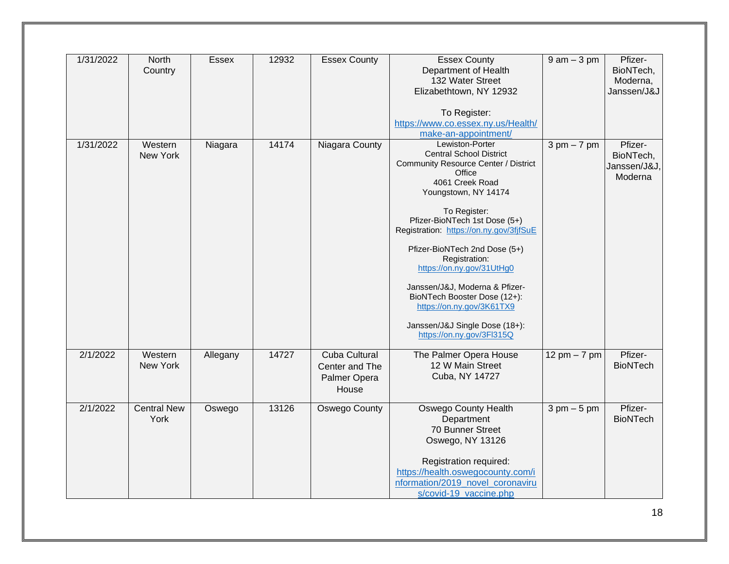| 1/31/2022 | North Country | Essex | 12932 | Essex County | Essex County Department of Health 132 Water Street Elizabethtown, NY 12932<br><br>To Register: https://www.co.essex.ny.us/Health/make-an-appointment/ | 9 am – 3 pm | Pfizer-BioNTech, Moderna, Janssen/J&J |
|---|---|---|---|---|---|---|---|
| 1/31/2022 | Western New York | Niagara | 14174 | Niagara County | Lewiston-Porter Central School District Community Resource Center / District Office 4061 Creek Road Youngstown, NY 14174<br><br>To Register: Pfizer-BioNTech 1st Dose (5+) Registration: https://on.ny.gov/3fjfSuE<br><br>Pfizer-BioNTech 2nd Dose (5+) Registration: https://on.ny.gov/31UtHg0<br><br>Janssen/J&J, Moderna & Pfizer-BioNTech Booster Dose (12+): https://on.ny.gov/3K61TX9<br><br>Janssen/J&J Single Dose (18+): https://on.ny.gov/3Fl315Q | 3 pm – 7 pm | Pfizer-BioNTech, Janssen/J&J, Moderna |
| 2/1/2022 | Western New York | Allegany | 14727 | Cuba Cultural Center and The Palmer Opera House | The Palmer Opera House 12 W Main Street Cuba, NY 14727 | 12 pm – 7 pm | Pfizer-BioNTech |
| 2/1/2022 | Central New York | Oswego | 13126 | Oswego County | Oswego County Health Department 70 Bunner Street Oswego, NY 13126<br><br>Registration required: https://health.oswegocounty.com/information/2019_novel_coronavirus/covid-19_vaccine.php | 3 pm – 5 pm | Pfizer-BioNTech |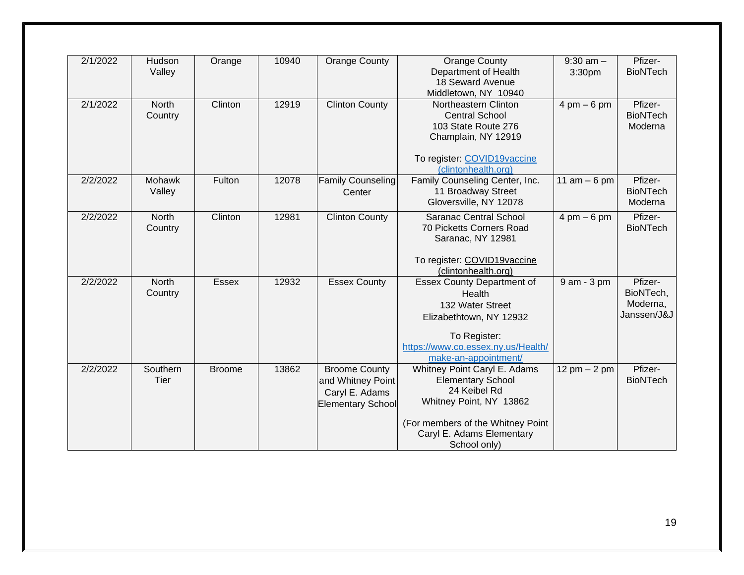| 2/1/2022 | Hudson Valley | Orange | 10940 | Orange County | Orange County Department of Health 18 Seward Avenue Middletown, NY 10940 | 9:30 am – 3:30pm | Pfizer-BioNTech |
|---|---|---|---|---|---|---|---|
| 2/1/2022 | North Country | Clinton | 12919 | Clinton County | Northeastern Clinton Central School 103 State Route 276 Champlain, NY 12919<br><br>To register: COVID19vaccine (clintonhealth.org) | 4 pm – 6 pm | Pfizer-BioNTech Moderna |
| 2/2/2022 | Mohawk Valley | Fulton | 12078 | Family Counseling Center | Family Counseling Center, Inc. 11 Broadway Street Gloversville, NY 12078 | 11 am – 6 pm | Pfizer-BioNTech Moderna |
| 2/2/2022 | North Country | Clinton | 12981 | Clinton County | Saranac Central School 70 Picketts Corners Road Saranac, NY 12981<br><br>To register: COVID19vaccine (clintonhealth.org) | 4 pm – 6 pm | Pfizer-BioNTech |
| 2/2/2022 | North Country | Essex | 12932 | Essex County | Essex County Department of Health 132 Water Street Elizabethtown, NY 12932<br><br>To Register: https://www.co.essex.ny.us/Health/make-an-appointment/ | 9 am - 3 pm | Pfizer-BioNTech, Moderna, Janssen/J&J |
| 2/2/2022 | Southern Tier | Broome | 13862 | Broome County and Whitney Point Caryl E. Adams Elementary School | Whitney Point Caryl E. Adams Elementary School 24 Keibel Rd Whitney Point, NY 13862<br><br>(For members of the Whitney Point Caryl E. Adams Elementary School only) | 12 pm – 2 pm | Pfizer-BioNTech |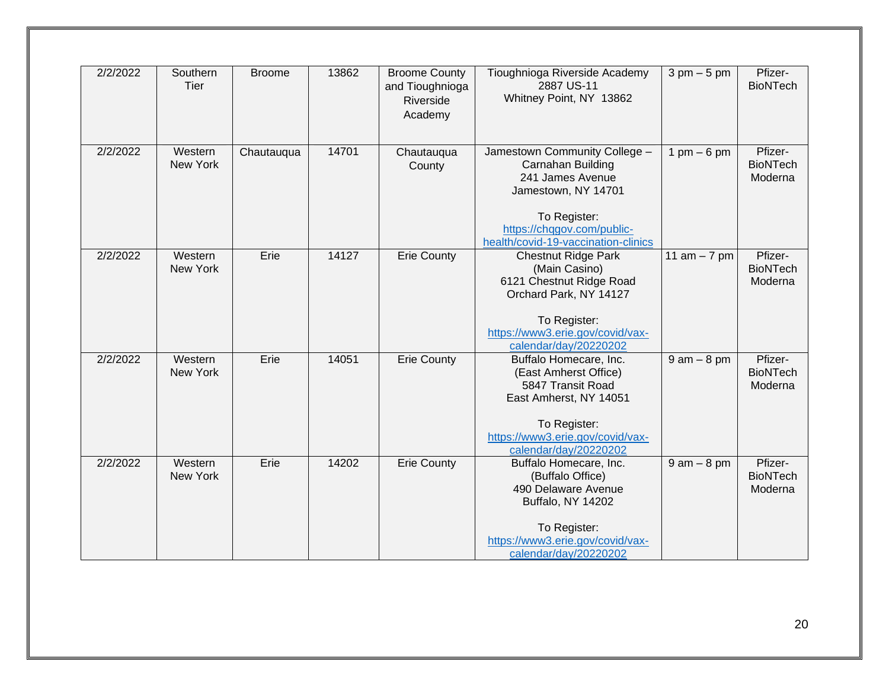| 2/2/2022 | Southern Tier | Broome | 13862 | Broome County and Tioughnioga Riverside Academy | Tioughnioga Riverside Academy<br>2887 US-11<br>Whitney Point, NY 13862 | 3 pm – 5 pm | Pfizer-BioNTech |
|---|---|---|---|---|---|---|---|
| 2/2/2022 | Western New York | Chautauqua | 14701 | Chautauqua County | Jamestown Community College – Carnahan Building<br>241 James Avenue<br>Jamestown, NY 14701<br><br>To Register:<br>https://chqgov.com/public-health/covid-19-vaccination-clinics | 1 pm – 6 pm | Pfizer-BioNTech<br>Moderna |
| 2/2/2022 | Western New York | Erie | 14127 | Erie County | Chestnut Ridge Park<br>(Main Casino)<br>6121 Chestnut Ridge Road<br>Orchard Park, NY 14127<br><br>To Register:<br>https://www3.erie.gov/covid/vax-calendar/day/20220202 | 11 am – 7 pm | Pfizer-BioNTech<br>Moderna |
| 2/2/2022 | Western New York | Erie | 14051 | Erie County | Buffalo Homecare, Inc.<br>(East Amherst Office)<br>5847 Transit Road<br>East Amherst, NY 14051<br><br>To Register:<br>https://www3.erie.gov/covid/vax-calendar/day/20220202 | 9 am – 8 pm | Pfizer-BioNTech<br>Moderna |
| 2/2/2022 | Western New York | Erie | 14202 | Erie County | Buffalo Homecare, Inc.<br>(Buffalo Office)<br>490 Delaware Avenue<br>Buffalo, NY 14202<br><br>To Register:<br>https://www3.erie.gov/covid/vax-calendar/day/20220202 | 9 am – 8 pm | Pfizer-BioNTech<br>Moderna |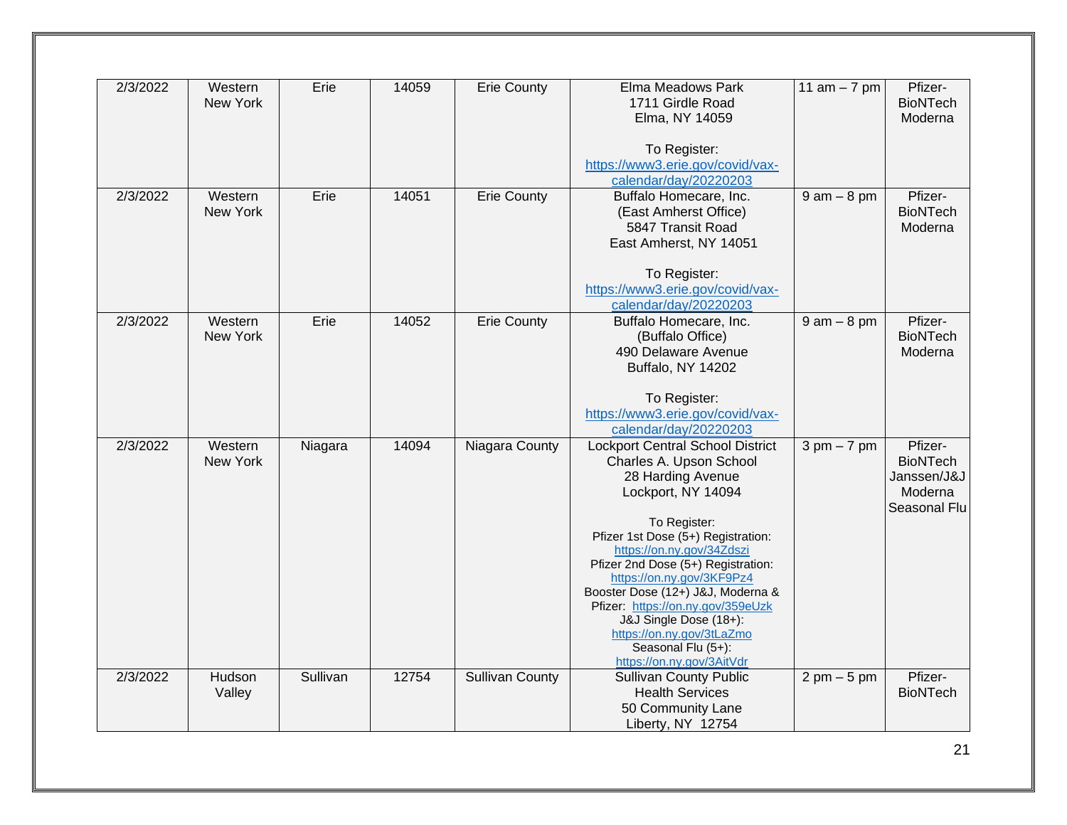| 2/3/2022 | Western New York | Erie | 14059 | Erie County | Elma Meadows Park<br>1711 Girdle Road<br>Elma, NY 14059<br><br>To Register:<br>https://www3.erie.gov/covid/vax-calendar/day/20220203 | 11 am – 7 pm | Pfizer-BioNTech<br>Moderna |
|---|---|---|---|---|---|---|---|
| 2/3/2022 | Western New York | Erie | 14051 | Erie County | Buffalo Homecare, Inc.<br>(East Amherst Office)<br>5847 Transit Road<br>East Amherst, NY 14051<br><br>To Register:<br>https://www3.erie.gov/covid/vax-calendar/day/20220203 | 9 am – 8 pm | Pfizer-BioNTech<br>Moderna |
| 2/3/2022 | Western New York | Erie | 14052 | Erie County | Buffalo Homecare, Inc.<br>(Buffalo Office)<br>490 Delaware Avenue<br>Buffalo, NY 14202<br><br>To Register:<br>https://www3.erie.gov/covid/vax-calendar/day/20220203 | 9 am – 8 pm | Pfizer-BioNTech<br>Moderna |
| 2/3/2022 | Western New York | Niagara | 14094 | Niagara County | Lockport Central School District<br>Charles A. Upson School<br>28 Harding Avenue<br>Lockport, NY 14094<br><br>To Register:<br>Pfizer 1st Dose (5+) Registration:<br>https://on.ny.gov/34Zdszi<br>Pfizer 2nd Dose (5+) Registration:<br>https://on.ny.gov/3KF9Pz4<br>Booster Dose (12+) J&J, Moderna & Pfizer: https://on.ny.gov/359eUzk<br>J&J Single Dose (18+):<br>https://on.ny.gov/3tLaZmo<br>Seasonal Flu (5+):<br>https://on.ny.gov/3AitVdr | 3 pm – 7 pm | Pfizer-BioNTech<br>Janssen/J&J<br>Moderna<br>Seasonal Flu |
| 2/3/2022 | Hudson Valley | Sullivan | 12754 | Sullivan County | Sullivan County Public Health Services<br>50 Community Lane<br>Liberty, NY 12754 | 2 pm – 5 pm | Pfizer-BioNTech |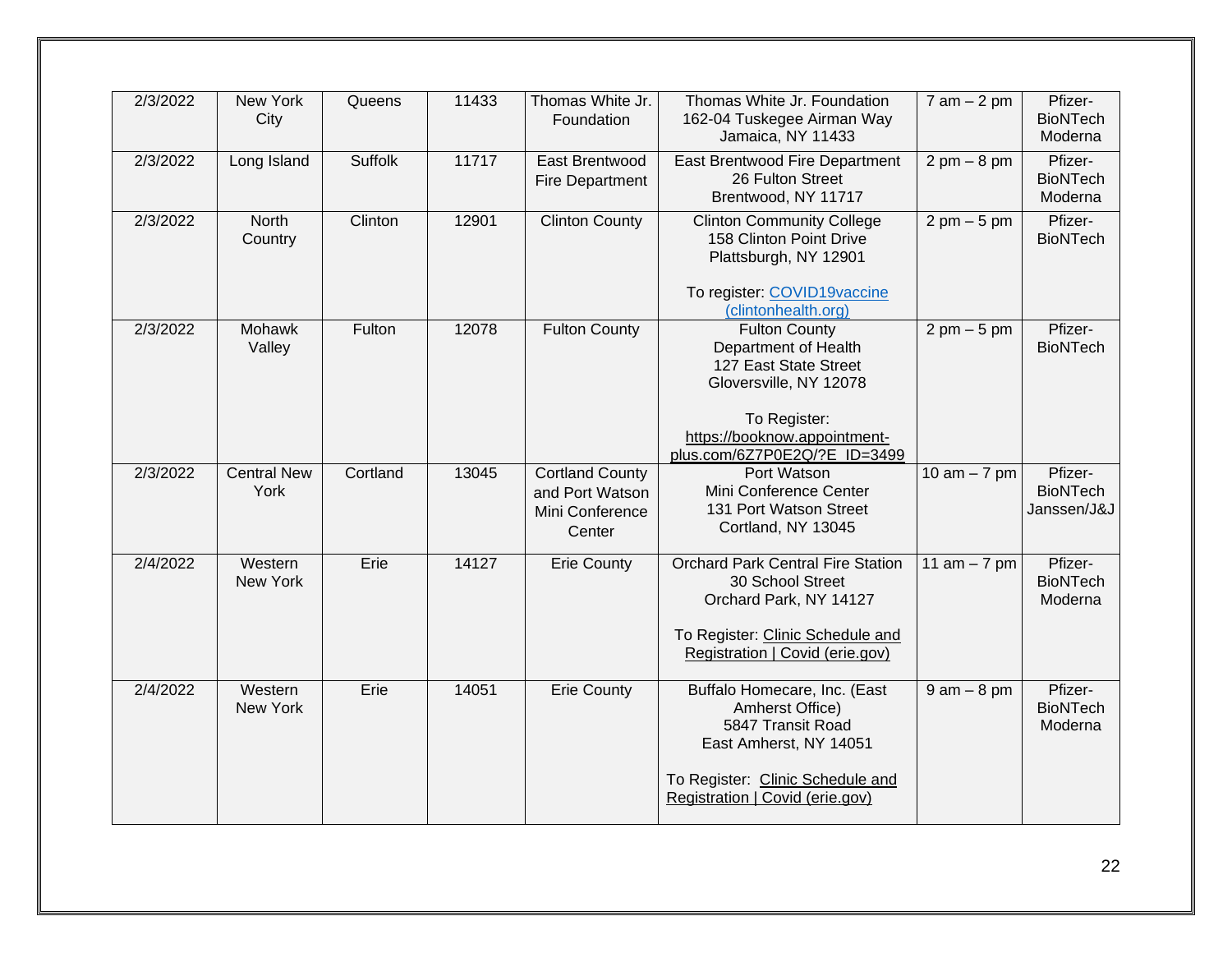| 2/3/2022 | New York City | Queens | 11433 | Thomas White Jr. Foundation | Thomas White Jr. Foundation<br>162-04 Tuskegee Airman Way<br>Jamaica, NY 11433 | 7 am – 2 pm | Pfizer-BioNTech<br>Moderna |
|---|---|---|---|---|---|---|---|
| 2/3/2022 | Long Island | Suffolk | 11717 | East Brentwood Fire Department | East Brentwood Fire Department<br>26 Fulton Street<br>Brentwood, NY 11717 | 2 pm – 8 pm | Pfizer-BioNTech<br>Moderna |
| 2/3/2022 | North Country | Clinton | 12901 | Clinton County | Clinton Community College<br>158 Clinton Point Drive<br>Plattsburgh, NY 12901<br><br>To register: COVID19vaccine (clintonhealth.org) | 2 pm – 5 pm | Pfizer-BioNTech |
| 2/3/2022 | Mohawk Valley | Fulton | 12078 | Fulton County | Fulton County<br>Department of Health<br>127 East State Street<br>Gloversville, NY 12078<br><br>To Register:<br>https://booknow.appointment-plus.com/6Z7P0E2Q/?E_ID=3499 | 2 pm – 5 pm | Pfizer-BioNTech |
| 2/3/2022 | Central New York | Cortland | 13045 | Cortland County and Port Watson Mini Conference Center | Port Watson<br>Mini Conference Center<br>131 Port Watson Street<br>Cortland, NY 13045 | 10 am – 7 pm | Pfizer-BioNTech<br>Janssen/J&J |
| 2/4/2022 | Western New York | Erie | 14127 | Erie County | Orchard Park Central Fire Station<br>30 School Street<br>Orchard Park, NY 14127<br><br>To Register: Clinic Schedule and Registration \| Covid (erie.gov) | 11 am – 7 pm | Pfizer-BioNTech<br>Moderna |
| 2/4/2022 | Western New York | Erie | 14051 | Erie County | Buffalo Homecare, Inc. (East Amherst Office)<br>5847 Transit Road<br>East Amherst, NY 14051<br><br>To Register: Clinic Schedule and Registration \| Covid (erie.gov) | 9 am – 8 pm | Pfizer-BioNTech<br>Moderna |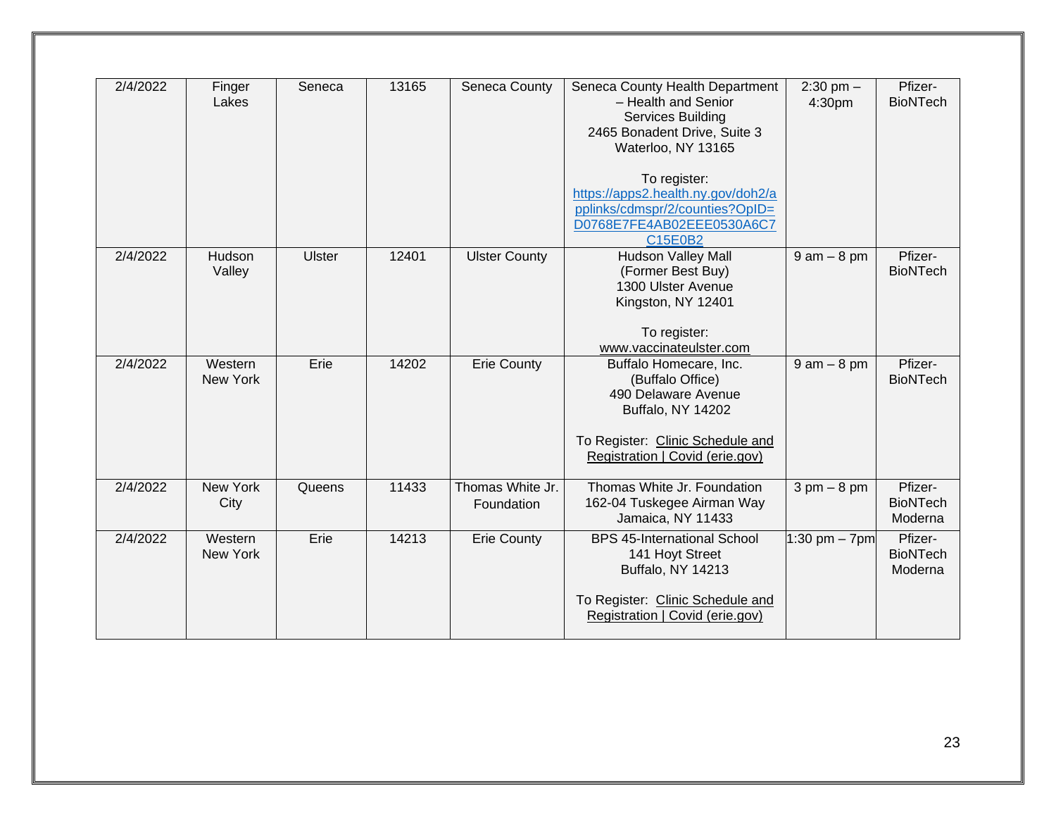| 2/4/2022 | Finger Lakes | Seneca | 13165 | Seneca County | Seneca County Health Department – Health and Senior Services Building<br>2465 Bonadent Drive, Suite 3<br>Waterloo, NY 13165<br><br>To register:<br>https://apps2.health.ny.gov/doh2/applinks/cdmspr/2/counties?OpID=D0768E7FE4AB02EEE0530A6C7C15E0B2 | 2:30 pm – 4:30pm | Pfizer-BioNTech |
|---|---|---|---|---|---|---|---|
| 2/4/2022 | Hudson Valley | Ulster | 12401 | Ulster County | Hudson Valley Mall<br>(Former Best Buy)<br>1300 Ulster Avenue<br>Kingston, NY 12401<br><br>To register:<br>www.vaccinateulster.com | 9 am – 8 pm | Pfizer-BioNTech |
| 2/4/2022 | Western New York | Erie | 14202 | Erie County | Buffalo Homecare, Inc.<br>(Buffalo Office)<br>490 Delaware Avenue<br>Buffalo, NY 14202<br><br>To Register: Clinic Schedule and Registration \| Covid (erie.gov) | 9 am – 8 pm | Pfizer-BioNTech |
| 2/4/2022 | New York City | Queens | 11433 | Thomas White Jr. Foundation | Thomas White Jr. Foundation<br>162-04 Tuskegee Airman Way<br>Jamaica, NY 11433 | 3 pm – 8 pm | Pfizer-BioNTech<br>Moderna |
| 2/4/2022 | Western New York | Erie | 14213 | Erie County | BPS 45-International School<br>141 Hoyt Street<br>Buffalo, NY 14213<br><br>To Register: Clinic Schedule and Registration \| Covid (erie.gov) | 1:30 pm – 7pm | Pfizer-BioNTech<br>Moderna |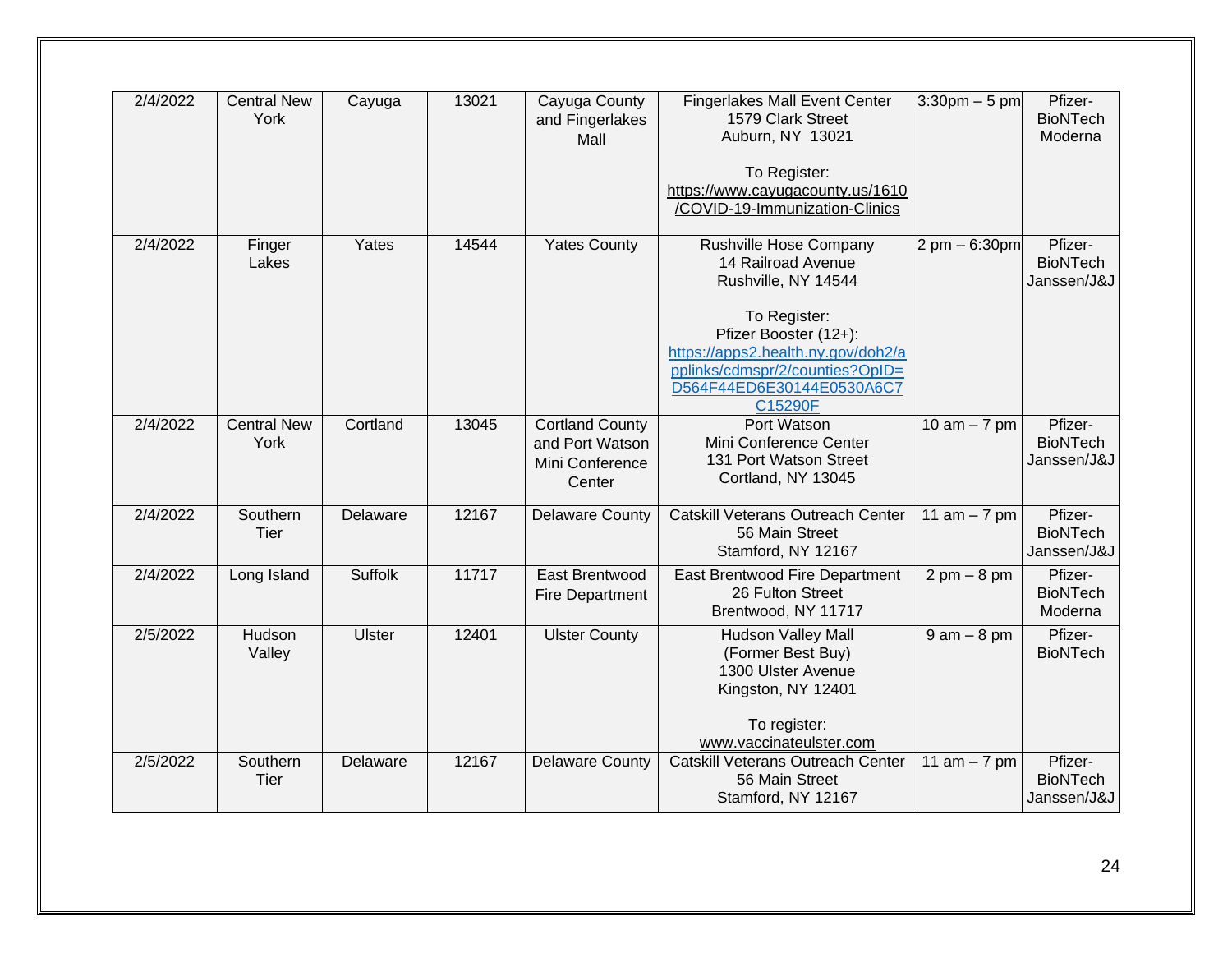| 2/4/2022 | Central New York | Cayuga | 13021 | Cayuga County and Fingerlakes Mall | Fingerlakes Mall Event Center<br>1579 Clark Street<br>Auburn, NY 13021<br><br>To Register:<br>https://www.cayugacounty.us/1610/COVID-19-Immunization-Clinics | 3:30pm – 5 pm | Pfizer-BioNTech<br>Moderna |
|---|---|---|---|---|---|---|---|
| 2/4/2022 | Finger Lakes | Yates | 14544 | Yates County | Rushville Hose Company<br>14 Railroad Avenue<br>Rushville, NY 14544<br><br>To Register:<br>Pfizer Booster (12+):<br>https://apps2.health.ny.gov/doh2/applinks/cdmspr/2/counties?OpID=D564F44ED6E30144E0530A6C7C15290F | 2 pm – 6:30pm | Pfizer-BioNTech<br>Janssen/J&J |
| 2/4/2022 | Central New York | Cortland | 13045 | Cortland County and Port Watson Mini Conference Center | Port Watson<br>Mini Conference Center<br>131 Port Watson Street<br>Cortland, NY 13045 | 10 am – 7 pm | Pfizer-BioNTech<br>Janssen/J&J |
| 2/4/2022 | Southern Tier | Delaware | 12167 | Delaware County | Catskill Veterans Outreach Center<br>56 Main Street<br>Stamford, NY 12167 | 11 am – 7 pm | Pfizer-BioNTech<br>Janssen/J&J |
| 2/4/2022 | Long Island | Suffolk | 11717 | East Brentwood Fire Department | East Brentwood Fire Department<br>26 Fulton Street<br>Brentwood, NY 11717 | 2 pm – 8 pm | Pfizer-BioNTech<br>Moderna |
| 2/5/2022 | Hudson Valley | Ulster | 12401 | Ulster County | Hudson Valley Mall<br>(Former Best Buy)<br>1300 Ulster Avenue<br>Kingston, NY 12401<br><br>To register:<br>www.vaccinateulster.com | 9 am – 8 pm | Pfizer-BioNTech |
| 2/5/2022 | Southern Tier | Delaware | 12167 | Delaware County | Catskill Veterans Outreach Center<br>56 Main Street<br>Stamford, NY 12167 | 11 am – 7 pm | Pfizer-BioNTech<br>Janssen/J&J |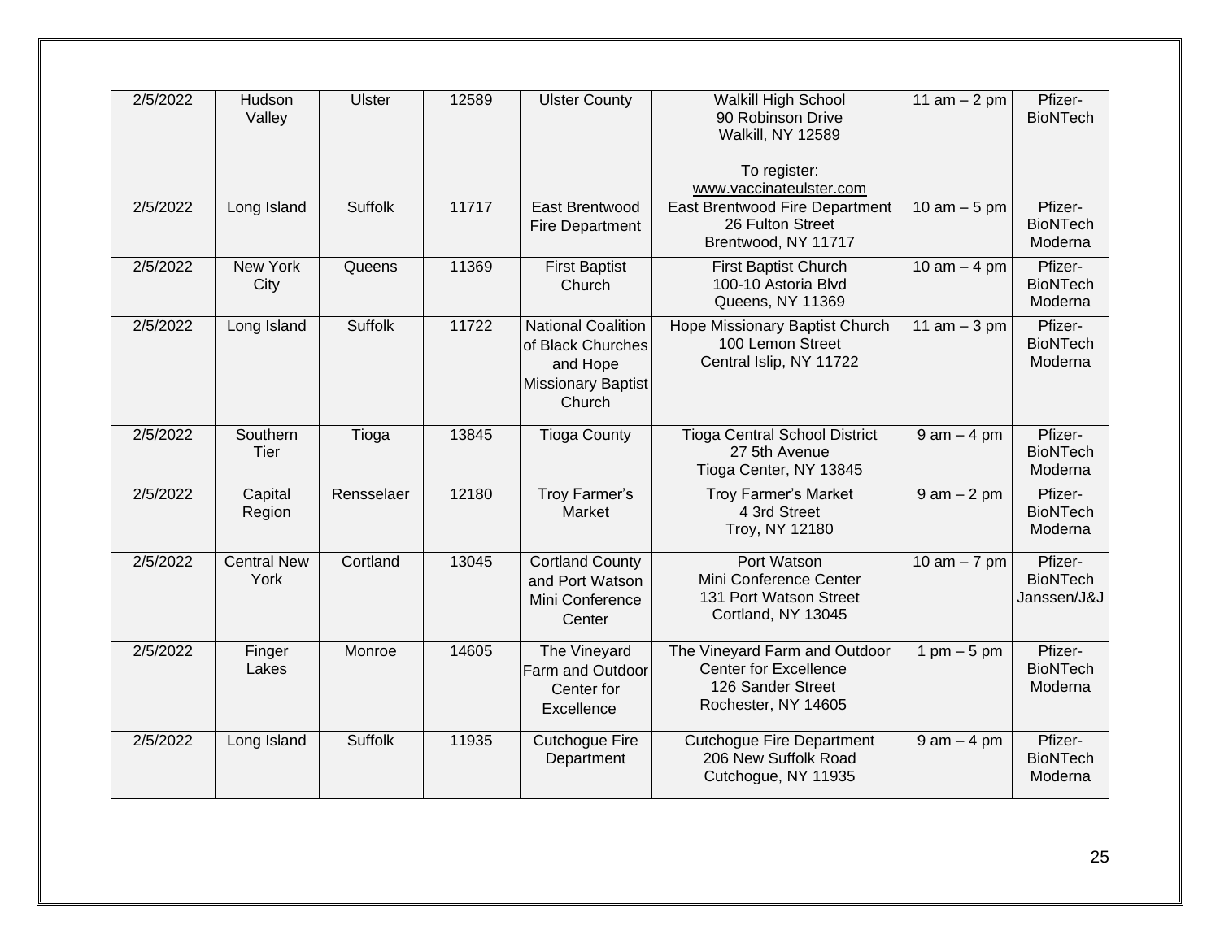| 2/5/2022 | Hudson Valley | Ulster | 12589 | Ulster County | Walkill High School<br>90 Robinson Drive<br>Walkill, NY 12589<br><br>To register:<br>www.vaccinateulster.com | 11 am – 2 pm | Pfizer-BioNTech |
|---|---|---|---|---|---|---|---|
| 2/5/2022 | Long Island | Suffolk | 11717 | East Brentwood Fire Department | East Brentwood Fire Department<br>26 Fulton Street<br>Brentwood, NY 11717 | 10 am – 5 pm | Pfizer-BioNTech<br>Moderna |
| 2/5/2022 | New York City | Queens | 11369 | First Baptist Church | First Baptist Church<br>100-10 Astoria Blvd<br>Queens, NY 11369 | 10 am – 4 pm | Pfizer-BioNTech<br>Moderna |
| 2/5/2022 | Long Island | Suffolk | 11722 | National Coalition of Black Churches and Hope Missionary Baptist Church | Hope Missionary Baptist Church<br>100 Lemon Street<br>Central Islip, NY 11722 | 11 am – 3 pm | Pfizer-BioNTech<br>Moderna |
| 2/5/2022 | Southern Tier | Tioga | 13845 | Tioga County | Tioga Central School District<br>27 5th Avenue<br>Tioga Center, NY 13845 | 9 am – 4 pm | Pfizer-BioNTech<br>Moderna |
| 2/5/2022 | Capital Region | Rensselaer | 12180 | Troy Farmer's Market | Troy Farmer's Market<br>4 3rd Street<br>Troy, NY 12180 | 9 am – 2 pm | Pfizer-BioNTech<br>Moderna |
| 2/5/2022 | Central New York | Cortland | 13045 | Cortland County and Port Watson Mini Conference Center | Port Watson<br>Mini Conference Center<br>131 Port Watson Street<br>Cortland, NY 13045 | 10 am – 7 pm | Pfizer-BioNTech<br>Janssen/J&J |
| 2/5/2022 | Finger Lakes | Monroe | 14605 | The Vineyard Farm and Outdoor Center for Excellence | The Vineyard Farm and Outdoor Center for Excellence<br>126 Sander Street<br>Rochester, NY 14605 | 1 pm – 5 pm | Pfizer-BioNTech<br>Moderna |
| 2/5/2022 | Long Island | Suffolk | 11935 | Cutchogue Fire Department | Cutchogue Fire Department<br>206 New Suffolk Road<br>Cutchogue, NY 11935 | 9 am – 4 pm | Pfizer-BioNTech<br>Moderna |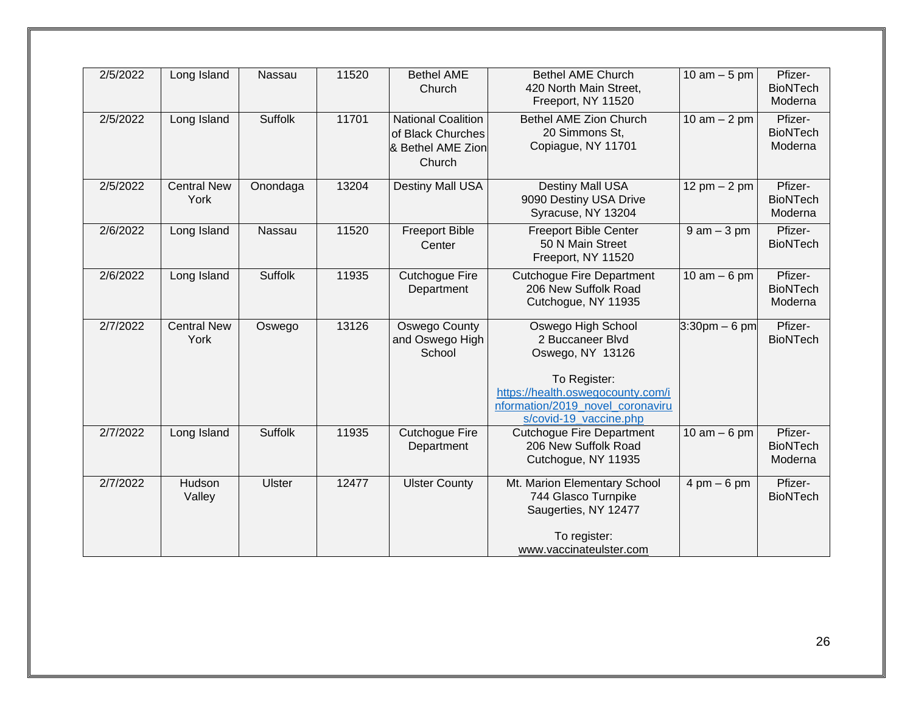| 2/5/2022 | Long Island | Nassau | 11520 | Bethel AME Church | Bethel AME Church<br>420 North Main Street,<br>Freeport, NY 11520 | 10 am – 5 pm | Pfizer-BioNTech<br>Moderna |
|---|---|---|---|---|---|---|---|
| 2/5/2022 | Long Island | Suffolk | 11701 | National Coalition of Black Churches & Bethel AME Zion Church | Bethel AME Zion Church<br>20 Simmons St,<br>Copiague, NY 11701 | 10 am – 2 pm | Pfizer-BioNTech<br>Moderna |
| 2/5/2022 | Central New York | Onondaga | 13204 | Destiny Mall USA | Destiny Mall USA<br>9090 Destiny USA Drive<br>Syracuse, NY 13204 | 12 pm – 2 pm | Pfizer-BioNTech<br>Moderna |
| 2/6/2022 | Long Island | Nassau | 11520 | Freeport Bible Center | Freeport Bible Center<br>50 N Main Street<br>Freeport, NY 11520 | 9 am – 3 pm | Pfizer-BioNTech |
| 2/6/2022 | Long Island | Suffolk | 11935 | Cutchogue Fire Department | Cutchogue Fire Department<br>206 New Suffolk Road<br>Cutchogue, NY 11935 | 10 am – 6 pm | Pfizer-BioNTech<br>Moderna |
| 2/7/2022 | Central New York | Oswego | 13126 | Oswego County and Oswego High School | Oswego High School<br>2 Buccaneer Blvd<br>Oswego, NY 13126<br><br>To Register:<br>https://health.oswegocounty.com/information/2019_novel_coronavirus/covid-19_vaccine.php | 3:30pm – 6 pm | Pfizer-BioNTech |
| 2/7/2022 | Long Island | Suffolk | 11935 | Cutchogue Fire Department | Cutchogue Fire Department<br>206 New Suffolk Road<br>Cutchogue, NY 11935 | 10 am – 6 pm | Pfizer-BioNTech<br>Moderna |
| 2/7/2022 | Hudson Valley | Ulster | 12477 | Ulster County | Mt. Marion Elementary School<br>744 Glasco Turnpike<br>Saugerties, NY 12477<br><br>To register:<br>www.vaccinateulster.com | 4 pm – 6 pm | Pfizer-BioNTech |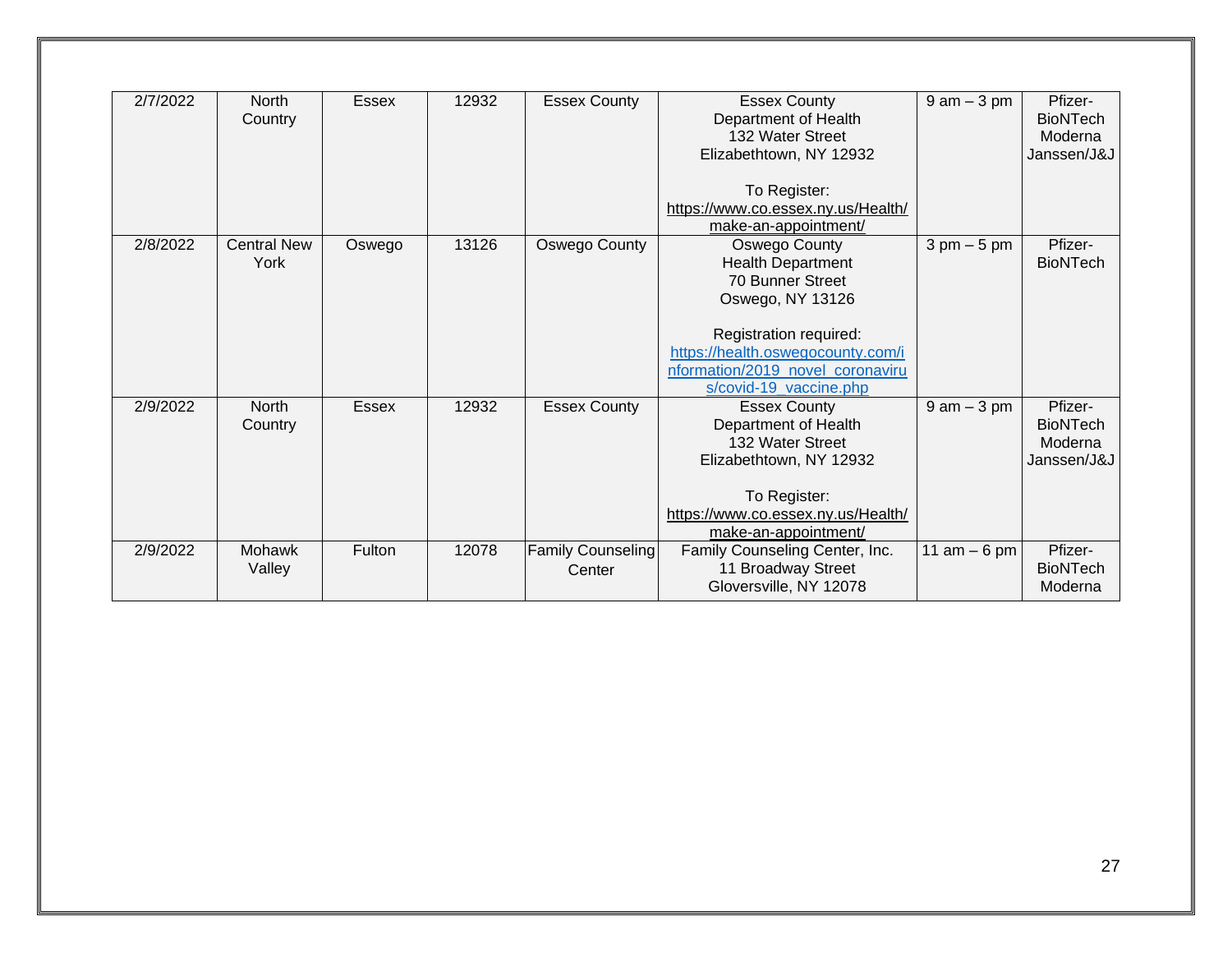| 2/7/2022 | North Country | Essex | 12932 | Essex County | Essex County Department of Health 132 Water Street Elizabethtown, NY 12932<br><br>To Register: https://www.co.essex.ny.us/Health/make-an-appointment/ | 9 am – 3 pm | Pfizer-BioNTech Moderna Janssen/J&J |
|---|---|---|---|---|---|---|---|
| 2/8/2022 | Central New York | Oswego | 13126 | Oswego County | Oswego County Health Department 70 Bunner Street Oswego, NY 13126<br><br>Registration required: https://health.oswegocounty.com/information/2019_novel_coronavirus/covid-19_vaccine.php | 3 pm – 5 pm | Pfizer-BioNTech |
| 2/9/2022 | North Country | Essex | 12932 | Essex County | Essex County Department of Health 132 Water Street Elizabethtown, NY 12932<br><br>To Register: https://www.co.essex.ny.us/Health/make-an-appointment/ | 9 am – 3 pm | Pfizer-BioNTech Moderna Janssen/J&J |
| 2/9/2022 | Mohawk Valley | Fulton | 12078 | Family Counseling Center | Family Counseling Center, Inc. 11 Broadway Street Gloversville, NY 12078 | 11 am – 6 pm | Pfizer-BioNTech Moderna |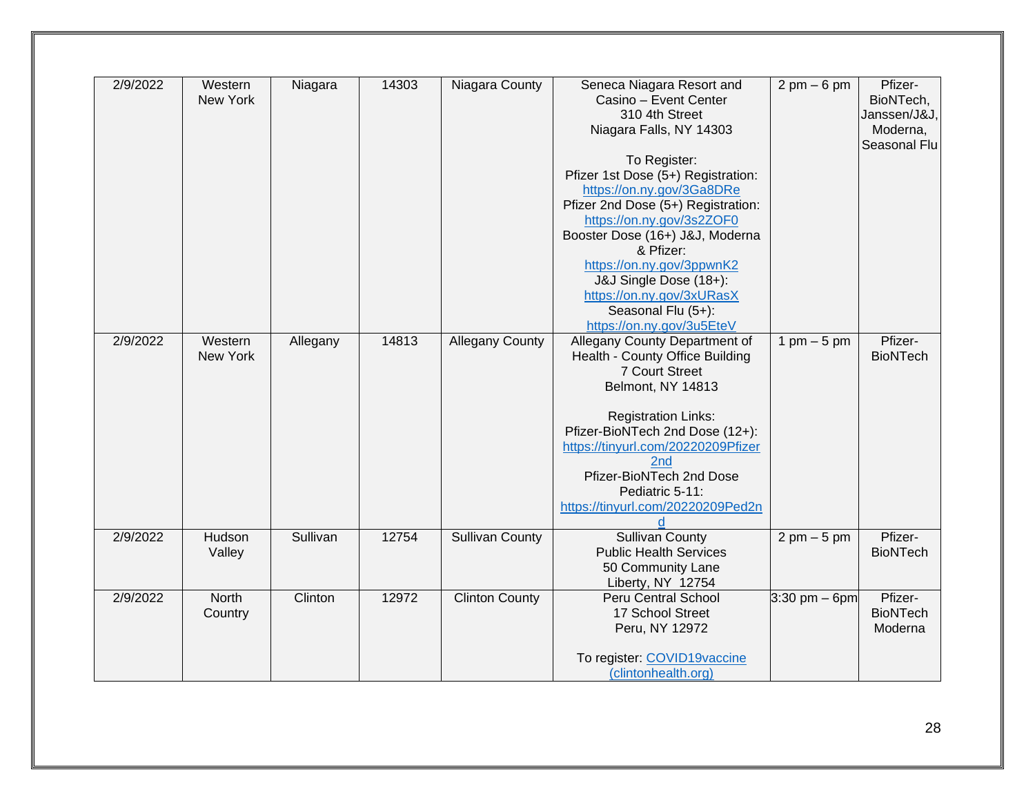| 2/9/2022 | Western New York | Niagara | 14303 | Niagara County | Seneca Niagara Resort and Casino – Event Center<br>310 4th Street<br>Niagara Falls, NY 14303<br><br>To Register:<br>Pfizer 1st Dose (5+) Registration:<br>https://on.ny.gov/3Ga8DRe<br>Pfizer 2nd Dose (5+) Registration:<br>https://on.ny.gov/3s2ZOF0<br>Booster Dose (16+) J&J, Moderna & Pfizer:<br>https://on.ny.gov/3ppwnK2<br>J&J Single Dose (18+):<br>https://on.ny.gov/3xURasX<br>Seasonal Flu (5+):<br>https://on.ny.gov/3u5EteV | 2 pm – 6 pm | Pfizer-BioNTech, Janssen/J&J, Moderna, Seasonal Flu |
|---|---|---|---|---|---|---|---|
| 2/9/2022 | Western New York | Allegany | 14813 | Allegany County | Allegany County Department of Health - County Office Building<br>7 Court Street<br>Belmont, NY 14813<br><br>Registration Links:<br>Pfizer-BioNTech 2nd Dose (12+):<br>https://tinyurl.com/20220209Pfizer2nd<br>Pfizer-BioNTech 2nd Dose Pediatric 5-11:<br>https://tinyurl.com/20220209Ped2nd | 1 pm – 5 pm | Pfizer-BioNTech |
| 2/9/2022 | Hudson Valley | Sullivan | 12754 | Sullivan County | Sullivan County<br>Public Health Services<br>50 Community Lane<br>Liberty, NY 12754 | 2 pm – 5 pm | Pfizer-BioNTech |
| 2/9/2022 | North Country | Clinton | 12972 | Clinton County | Peru Central School<br>17 School Street<br>Peru, NY 12972<br><br>To register: COVID19vaccine (clintonhealth.org) | 3:30 pm – 6pm | Pfizer-BioNTech Moderna |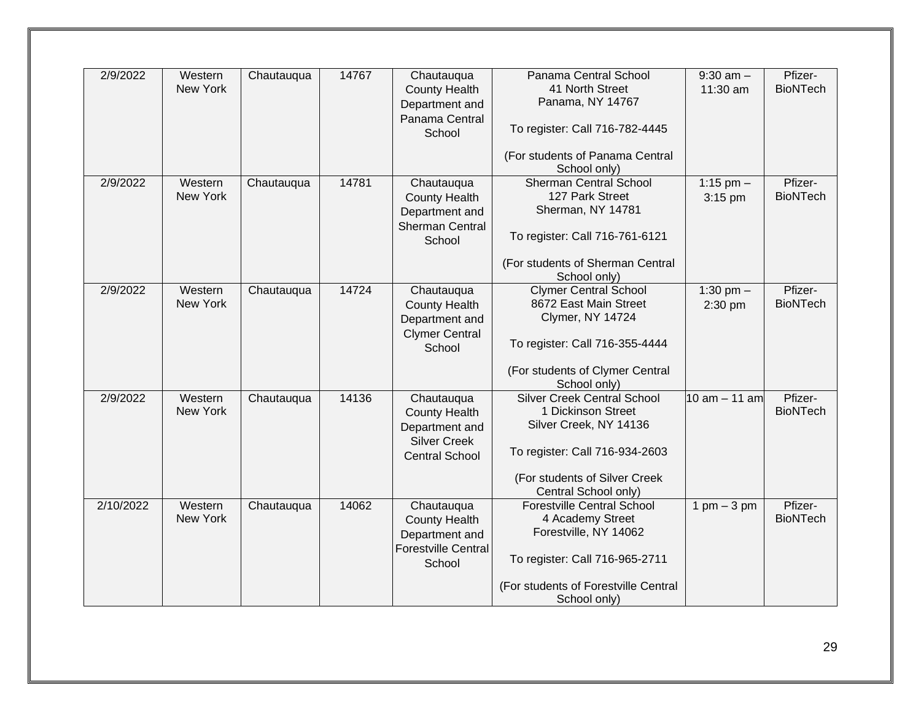| | | | | | | | |
|---|---|---|---|---|---|---|---|
| 2/9/2022 | Western New York | Chautauqua | 14767 | Chautauqua County Health Department and Panama Central School | Panama Central School<br>41 North Street<br>Panama, NY 14767<br><br>To register: Call 716-782-4445<br><br>(For students of Panama Central School only) | 9:30 am – 11:30 am | Pfizer-BioNTech |
| 2/9/2022 | Western New York | Chautauqua | 14781 | Chautauqua County Health Department and Sherman Central School | Sherman Central School<br>127 Park Street<br>Sherman, NY 14781<br><br>To register: Call 716-761-6121<br><br>(For students of Sherman Central School only) | 1:15 pm – 3:15 pm | Pfizer-BioNTech |
| 2/9/2022 | Western New York | Chautauqua | 14724 | Chautauqua County Health Department and Clymer Central School | Clymer Central School<br>8672 East Main Street<br>Clymer, NY 14724<br><br>To register: Call 716-355-4444<br><br>(For students of Clymer Central School only) | 1:30 pm – 2:30 pm | Pfizer-BioNTech |
| 2/9/2022 | Western New York | Chautauqua | 14136 | Chautauqua County Health Department and Silver Creek Central School | Silver Creek Central School<br>1 Dickinson Street<br>Silver Creek, NY 14136<br><br>To register: Call 716-934-2603<br><br>(For students of Silver Creek Central School only) | 10 am – 11 am | Pfizer-BioNTech |
| 2/10/2022 | Western New York | Chautauqua | 14062 | Chautauqua County Health Department and Forestville Central School | Forestville Central School<br>4 Academy Street<br>Forestville, NY 14062<br><br>To register: Call 716-965-2711<br><br>(For students of Forestville Central School only) | 1 pm – 3 pm | Pfizer-BioNTech |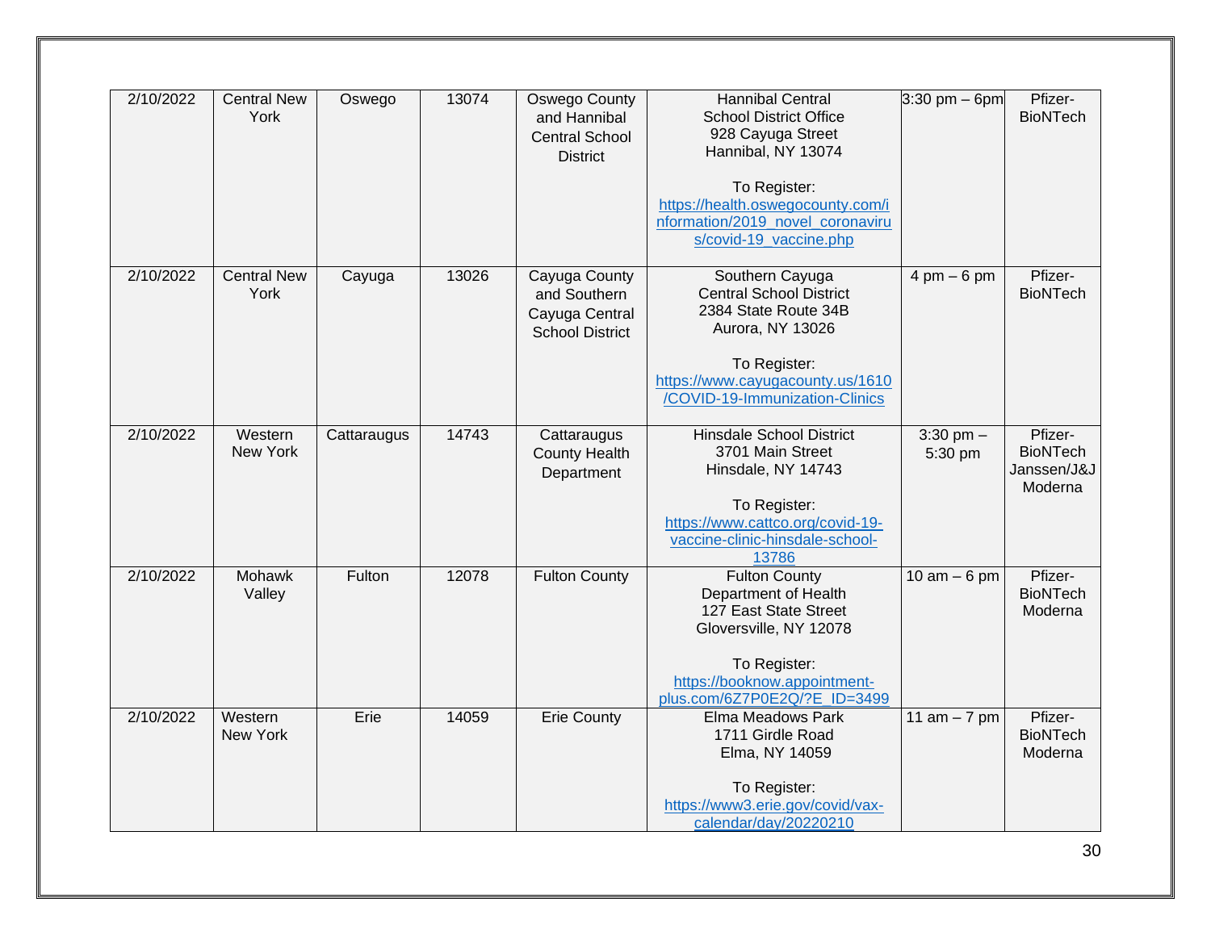| 2/10/2022 | Central New York | Oswego | 13074 | Oswego County and Hannibal Central School District | Hannibal Central School District Office<br>928 Cayuga Street<br>Hannibal, NY 13074<br><br>To Register:<br>https://health.oswegocounty.com/information/2019_novel_coronavirus/covid-19_vaccine.php | 3:30 pm – 6pm | Pfizer-BioNTech |
|---|---|---|---|---|---|---|---|
| 2/10/2022 | Central New York | Cayuga | 13026 | Cayuga County and Southern Cayuga Central School District | Southern Cayuga Central School District<br>2384 State Route 34B<br>Aurora, NY 13026<br><br>To Register:<br>https://www.cayugacounty.us/1610/COVID-19-Immunization-Clinics | 4 pm – 6 pm | Pfizer-BioNTech |
| 2/10/2022 | Western New York | Cattaraugus | 14743 | Cattaraugus County Health Department | Hinsdale School District<br>3701 Main Street<br>Hinsdale, NY 14743<br><br>To Register:<br>https://www.cattco.org/covid-19-vaccine-clinic-hinsdale-school-13786 | 3:30 pm – 5:30 pm | Pfizer-BioNTech<br>Janssen/J&J<br>Moderna |
| 2/10/2022 | Mohawk Valley | Fulton | 12078 | Fulton County | Fulton County Department of Health<br>127 East State Street<br>Gloversville, NY 12078<br><br>To Register:<br>https://booknow.appointment-plus.com/6Z7P0E2Q/?E_ID=3499 | 10 am – 6 pm | Pfizer-BioNTech<br>Moderna |
| 2/10/2022 | Western New York | Erie | 14059 | Erie County | Elma Meadows Park<br>1711 Girdle Road<br>Elma, NY 14059<br><br>To Register:<br>https://www3.erie.gov/covid/vax-calendar/day/20220210 | 11 am – 7 pm | Pfizer-BioNTech<br>Moderna |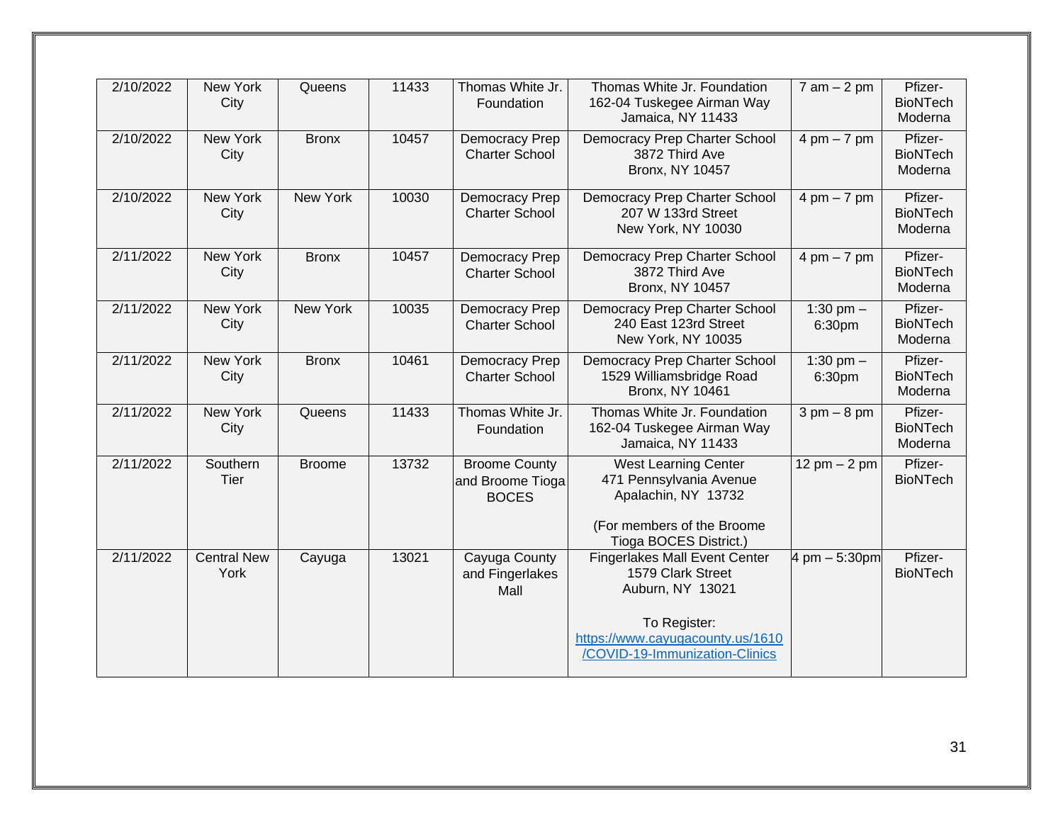| 2/10/2022 | New York City | Queens | 11433 | Thomas White Jr. Foundation | Thomas White Jr. Foundation<br>162-04 Tuskegee Airman Way<br>Jamaica, NY 11433 | 7 am – 2 pm | Pfizer-BioNTech<br>Moderna |
|---|---|---|---|---|---|---|---|
| 2/10/2022 | New York City | Bronx | 10457 | Democracy Prep Charter School | Democracy Prep Charter School<br>3872 Third Ave<br>Bronx, NY 10457 | 4 pm – 7 pm | Pfizer-BioNTech<br>Moderna |
| 2/10/2022 | New York City | New York | 10030 | Democracy Prep Charter School | Democracy Prep Charter School<br>207 W 133rd Street<br>New York, NY 10030 | 4 pm – 7 pm | Pfizer-BioNTech<br>Moderna |
| 2/11/2022 | New York City | Bronx | 10457 | Democracy Prep Charter School | Democracy Prep Charter School<br>3872 Third Ave<br>Bronx, NY 10457 | 4 pm – 7 pm | Pfizer-BioNTech<br>Moderna |
| 2/11/2022 | New York City | New York | 10035 | Democracy Prep Charter School | Democracy Prep Charter School<br>240 East 123rd Street<br>New York, NY 10035 | 1:30 pm – 6:30pm | Pfizer-BioNTech<br>Moderna |
| 2/11/2022 | New York City | Bronx | 10461 | Democracy Prep Charter School | Democracy Prep Charter School<br>1529 Williamsbridge Road<br>Bronx, NY 10461 | 1:30 pm – 6:30pm | Pfizer-BioNTech<br>Moderna |
| 2/11/2022 | New York City | Queens | 11433 | Thomas White Jr. Foundation | Thomas White Jr. Foundation<br>162-04 Tuskegee Airman Way<br>Jamaica, NY 11433 | 3 pm – 8 pm | Pfizer-BioNTech<br>Moderna |
| 2/11/2022 | Southern Tier | Broome | 13732 | Broome County and Broome Tioga BOCES | West Learning Center<br>471 Pennsylvania Avenue<br>Apalachin, NY 13732<br><br>(For members of the Broome Tioga BOCES District.) | 12 pm – 2 pm | Pfizer-BioNTech |
| 2/11/2022 | Central New York | Cayuga | 13021 | Cayuga County and Fingerlakes Mall | Fingerlakes Mall Event Center<br>1579 Clark Street<br>Auburn, NY 13021<br><br>To Register:<br>https://www.cayugacounty.us/1610/COVID-19-Immunization-Clinics | 4 pm – 5:30pm | Pfizer-BioNTech |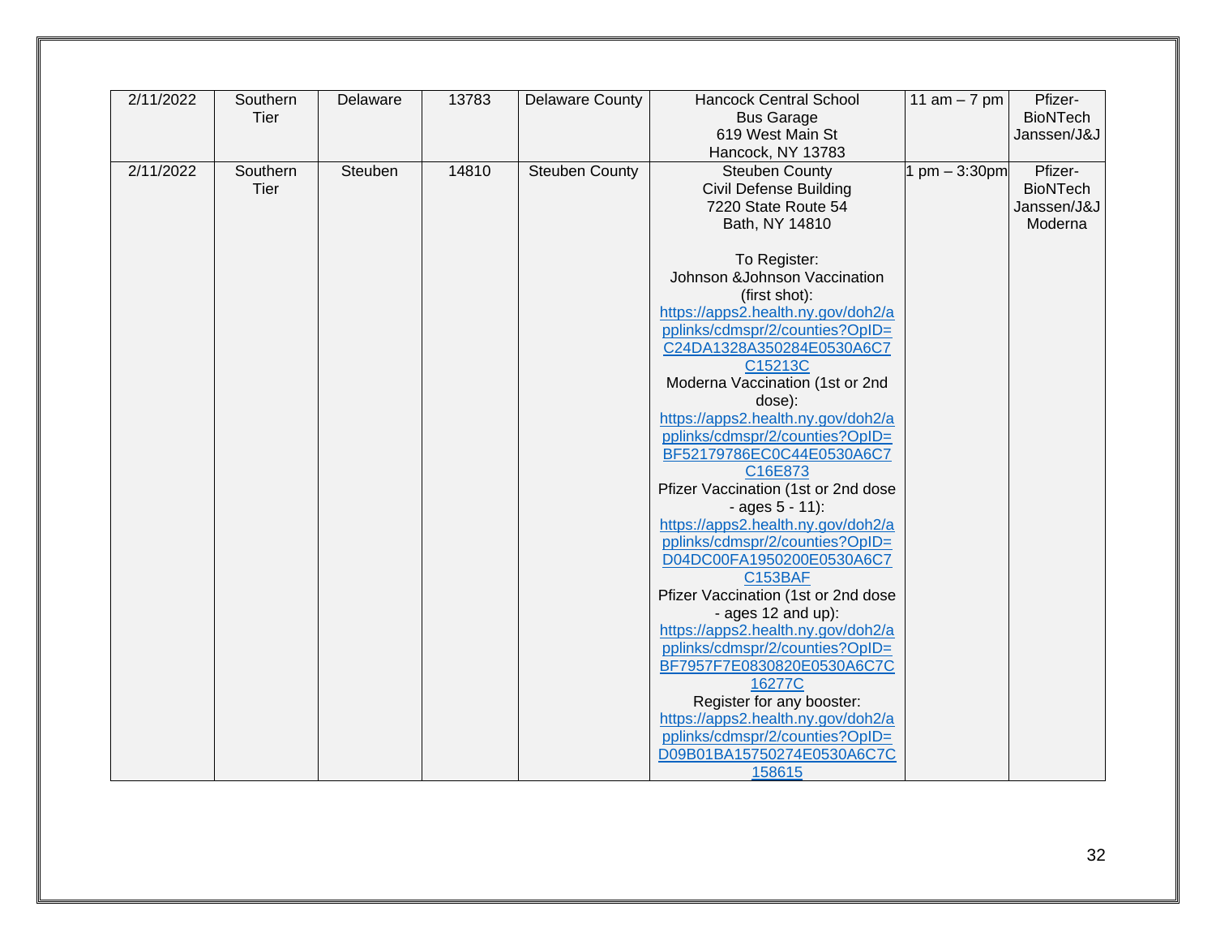| 2/11/2022 | Southern Tier | Delaware | 13783 | Delaware County | Hancock Central School<br>Bus Garage<br>619 West Main St<br>Hancock, NY 13783 | 11 am – 7 pm | Pfizer-BioNTech<br>Janssen/J&J |
|---|---|---|---|---|---|---|---|
| 2/11/2022 | Southern Tier | Steuben | 14810 | Steuben County | Steuben County<br>Civil Defense Building<br>7220 State Route 54<br>Bath, NY 14810<br><br>To Register:<br>Johnson &Johnson Vaccination (first shot):<br>https://apps2.health.ny.gov/doh2/applinks/cdmspr/2/counties?OpID=C24DA1328A350284E0530A6C7C15213C<br>Moderna Vaccination (1st or 2nd dose):<br>https://apps2.health.ny.gov/doh2/applinks/cdmspr/2/counties?OpID=BF52179786EC0C44E0530A6C7C16E873<br>Pfizer Vaccination (1st or 2nd dose - ages 5 - 11):<br>https://apps2.health.ny.gov/doh2/applinks/cdmspr/2/counties?OpID=D04DC00FA1950200E0530A6C7C153BAF<br>Pfizer Vaccination (1st or 2nd dose - ages 12 and up):<br>https://apps2.health.ny.gov/doh2/applinks/cdmspr/2/counties?OpID=BF7957F7E0830820E0530A6C7C16277C<br>Register for any booster:<br>https://apps2.health.ny.gov/doh2/applinks/cdmspr/2/counties?OpID=D09B01BA15750274E0530A6C7C158615 | 1 pm – 3:30pm | Pfizer-BioNTech<br>Janssen/J&J<br>Moderna |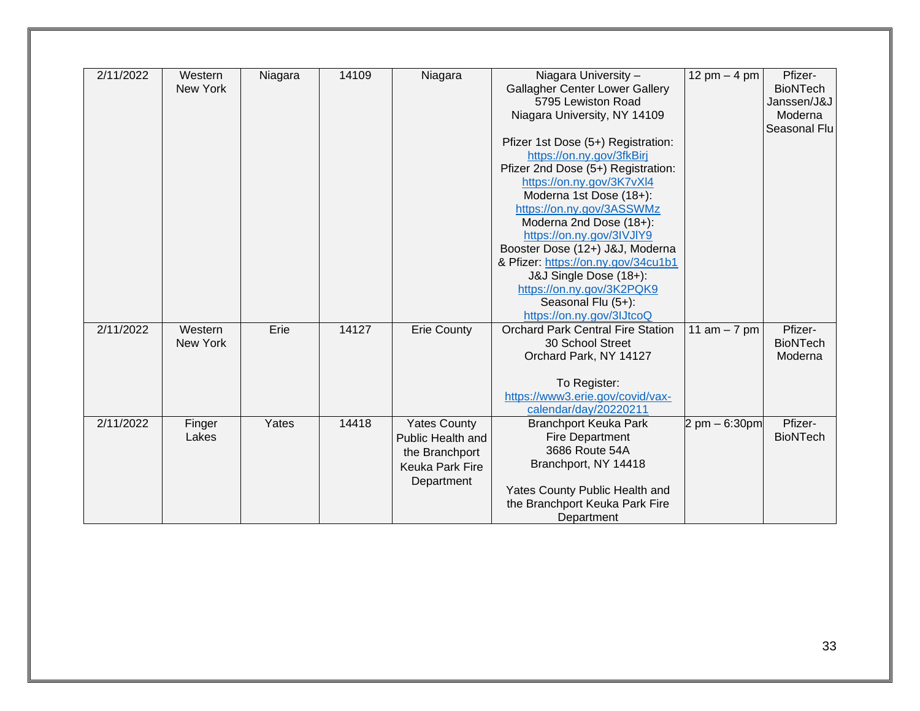| 2/11/2022 | Western New York | Niagara | 14109 | Niagara | Niagara University – Gallagher Center Lower Gallery 5795 Lewiston Road Niagara University, NY 14109<br><br>Pfizer 1st Dose (5+) Registration: https://on.ny.gov/3fkBirj<br>Pfizer 2nd Dose (5+) Registration: https://on.ny.gov/3K7vXl4<br>Moderna 1st Dose (18+): https://on.ny.gov/3ASSWMz<br>Moderna 2nd Dose (18+): https://on.ny.gov/3IVJlY9<br>Booster Dose (12+) J&J, Moderna & Pfizer: https://on.ny.gov/34cu1b1<br>J&J Single Dose (18+): https://on.ny.gov/3K2PQK9<br>Seasonal Flu (5+): https://on.ny.gov/3IJtcoQ | 12 pm – 4 pm | Pfizer-BioNTech Janssen/J&J Moderna Seasonal Flu |
|---|---|---|---|---|---|---|---|
| 2/11/2022 | Western New York | Erie | 14127 | Erie County | Orchard Park Central Fire Station 30 School Street Orchard Park, NY 14127<br><br>To Register: https://www3.erie.gov/covid/vax-calendar/day/20220211 | 11 am – 7 pm | Pfizer-BioNTech Moderna |
| 2/11/2022 | Finger Lakes | Yates | 14418 | Yates County Public Health and the Branchport Keuka Park Fire Department | Branchport Keuka Park Fire Department 3686 Route 54A Branchport, NY 14418<br><br>Yates County Public Health and the Branchport Keuka Park Fire Department | 2 pm – 6:30pm | Pfizer-BioNTech |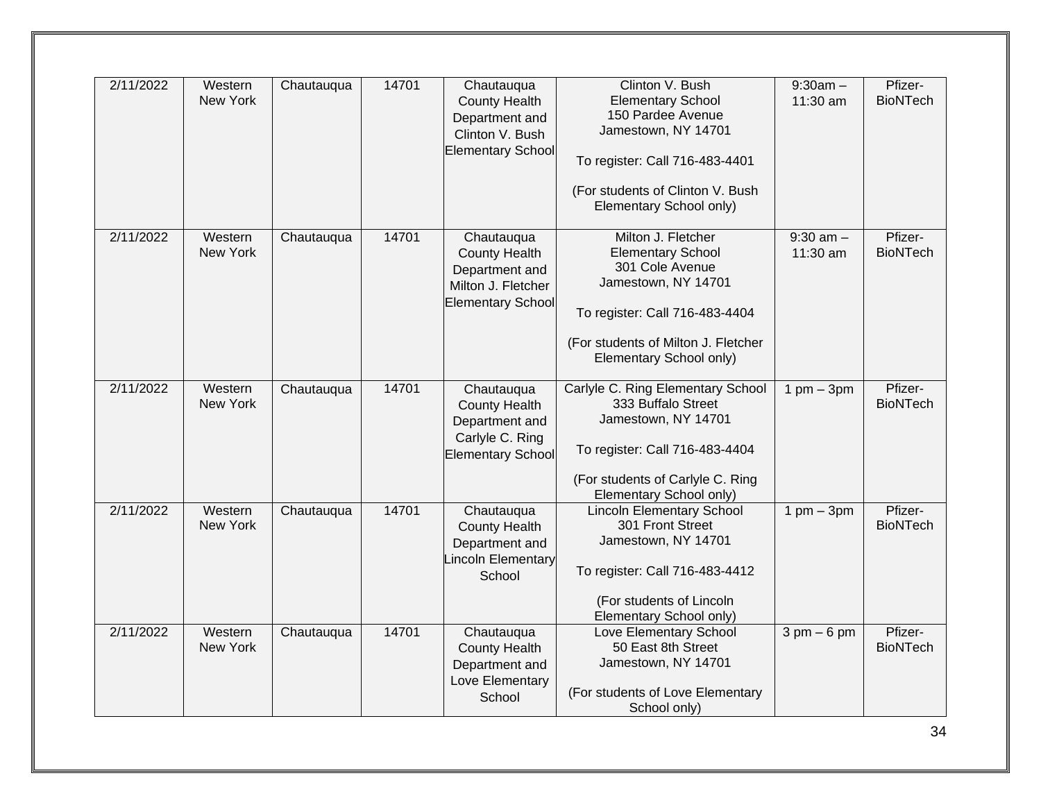| 2/11/2022 | Western New York | Chautauqua | 14701 | Chautauqua County Health Department and Clinton V. Bush Elementary School | Clinton V. Bush Elementary School<br>150 Pardee Avenue<br>Jamestown, NY 14701<br><br>To register: Call 716-483-4401<br><br>(For students of Clinton V. Bush Elementary School only) | 9:30am – 11:30 am | Pfizer-BioNTech |
|---|---|---|---|---|---|---|---|
| 2/11/2022 | Western New York | Chautauqua | 14701 | Chautauqua County Health Department and Milton J. Fletcher Elementary School | Milton J. Fletcher Elementary School<br>301 Cole Avenue<br>Jamestown, NY 14701<br><br>To register: Call 716-483-4404<br><br>(For students of Milton J. Fletcher Elementary School only) | 9:30 am – 11:30 am | Pfizer-BioNTech |
| 2/11/2022 | Western New York | Chautauqua | 14701 | Chautauqua County Health Department and Carlyle C. Ring Elementary School | Carlyle C. Ring Elementary School<br>333 Buffalo Street<br>Jamestown, NY 14701<br><br>To register: Call 716-483-4404<br><br>(For students of Carlyle C. Ring Elementary School only) | 1 pm – 3pm | Pfizer-BioNTech |
| 2/11/2022 | Western New York | Chautauqua | 14701 | Chautauqua County Health Department and Lincoln Elementary School | Lincoln Elementary School<br>301 Front Street<br>Jamestown, NY 14701<br><br>To register: Call 716-483-4412<br><br>(For students of Lincoln Elementary School only) | 1 pm – 3pm | Pfizer-BioNTech |
| 2/11/2022 | Western New York | Chautauqua | 14701 | Chautauqua County Health Department and Love Elementary School | Love Elementary School<br>50 East 8th Street<br>Jamestown, NY 14701<br><br>(For students of Love Elementary School only) | 3 pm – 6 pm | Pfizer-BioNTech |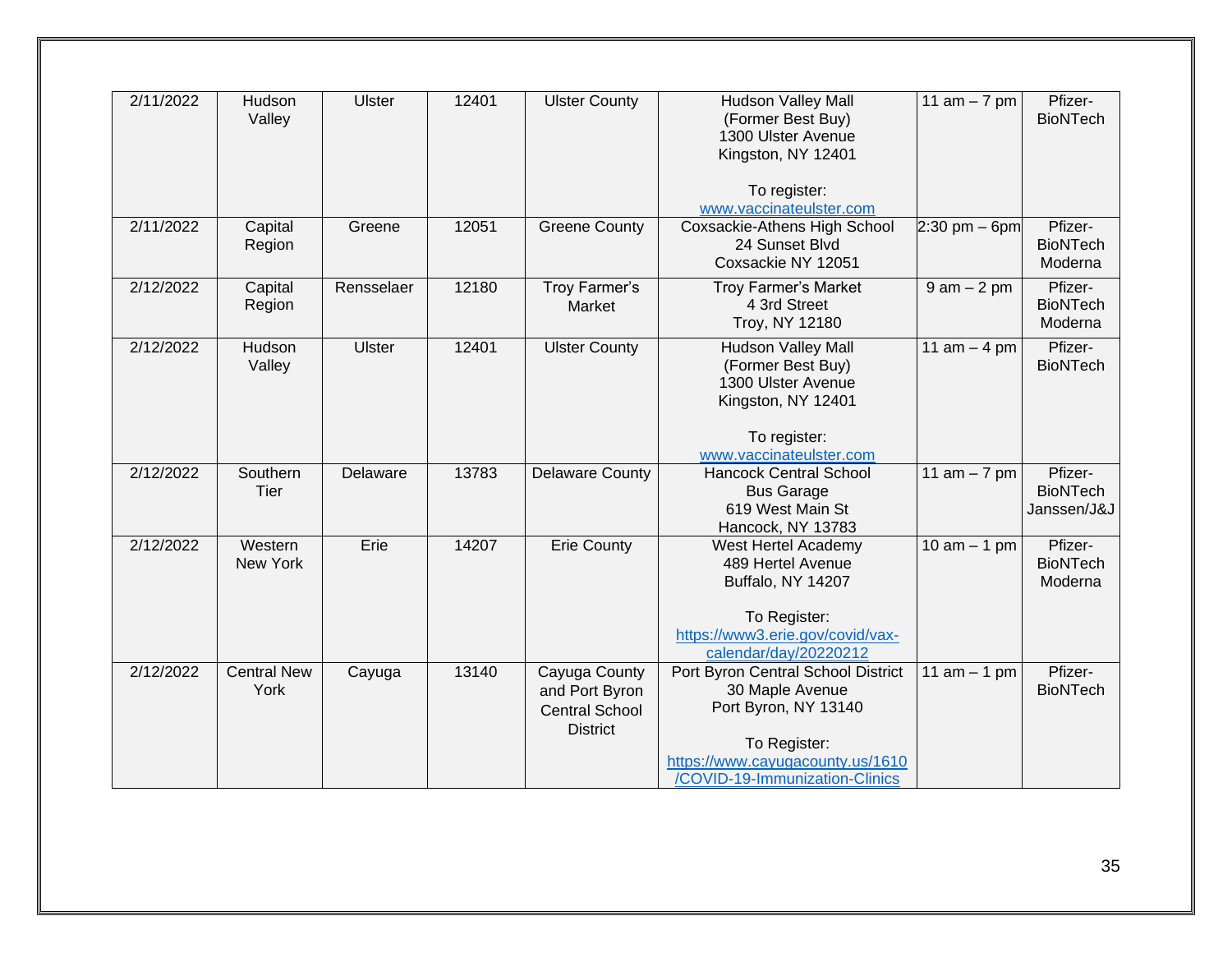| 2/11/2022 | Hudson Valley | Ulster | 12401 | Ulster County | Hudson Valley Mall (Former Best Buy) 1300 Ulster Avenue Kingston, NY 12401<br><br>To register: www.vaccinateulster.com | 11 am – 7 pm | Pfizer-BioNTech |
|---|---|---|---|---|---|---|---|
| 2/11/2022 | Capital Region | Greene | 12051 | Greene County | Coxsackie-Athens High School 24 Sunset Blvd Coxsackie NY 12051 | 2:30 pm – 6pm | Pfizer-BioNTech Moderna |
| 2/12/2022 | Capital Region | Rensselaer | 12180 | Troy Farmer's Market | Troy Farmer's Market 4 3rd Street Troy, NY 12180 | 9 am – 2 pm | Pfizer-BioNTech Moderna |
| 2/12/2022 | Hudson Valley | Ulster | 12401 | Ulster County | Hudson Valley Mall (Former Best Buy) 1300 Ulster Avenue Kingston, NY 12401<br><br>To register: www.vaccinateulster.com | 11 am – 4 pm | Pfizer-BioNTech |
| 2/12/2022 | Southern Tier | Delaware | 13783 | Delaware County | Hancock Central School Bus Garage 619 West Main St Hancock, NY 13783 | 11 am – 7 pm | Pfizer-BioNTech Janssen/J&J |
| 2/12/2022 | Western New York | Erie | 14207 | Erie County | West Hertel Academy 489 Hertel Avenue Buffalo, NY 14207<br><br>To Register: https://www3.erie.gov/covid/vax-calendar/day/20220212 | 10 am – 1 pm | Pfizer-BioNTech Moderna |
| 2/12/2022 | Central New York | Cayuga | 13140 | Cayuga County and Port Byron Central School District | Port Byron Central School District 30 Maple Avenue Port Byron, NY 13140<br><br>To Register: https://www.cayugacounty.us/1610/COVID-19-Immunization-Clinics | 11 am – 1 pm | Pfizer-BioNTech |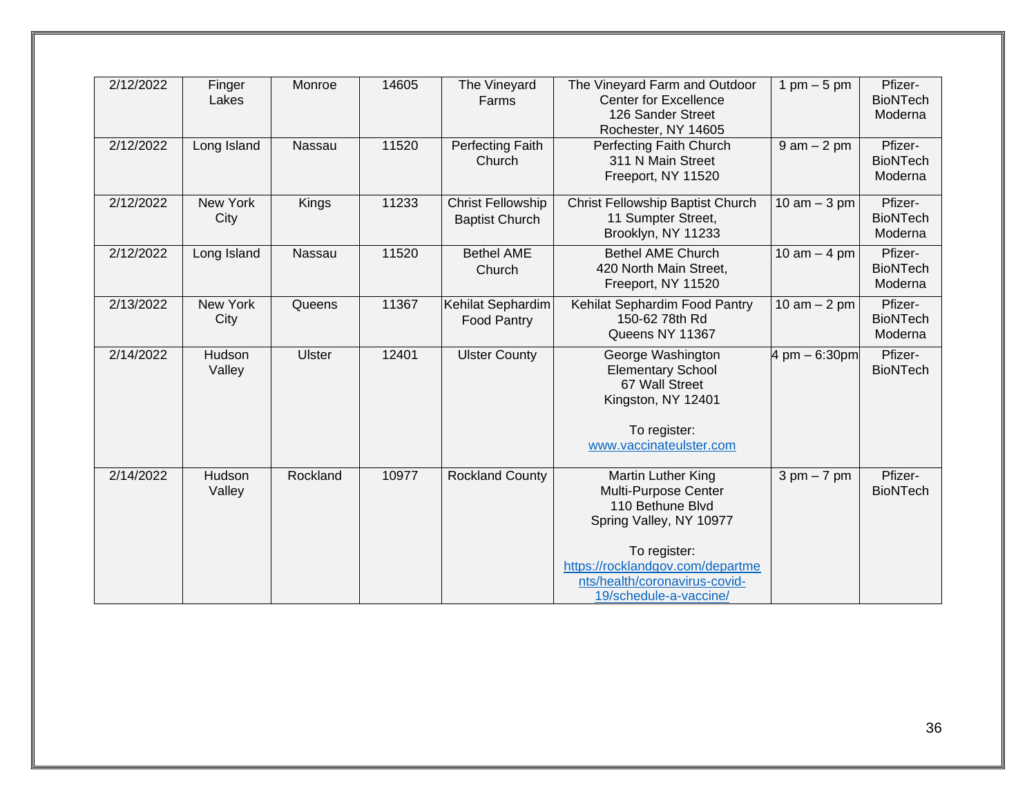| 2/12/2022 | Finger Lakes | Monroe | 14605 | The Vineyard Farms | The Vineyard Farm and Outdoor Center for Excellence<br>126 Sander Street<br>Rochester, NY 14605 | 1 pm – 5 pm | Pfizer-BioNTech<br>Moderna |
|---|---|---|---|---|---|---|---|
| 2/12/2022 | Long Island | Nassau | 11520 | Perfecting Faith Church | Perfecting Faith Church<br>311 N Main Street<br>Freeport, NY 11520 | 9 am – 2 pm | Pfizer-BioNTech<br>Moderna |
| 2/12/2022 | New York City | Kings | 11233 | Christ Fellowship Baptist Church | Christ Fellowship Baptist Church<br>11 Sumpter Street,<br>Brooklyn, NY 11233 | 10 am – 3 pm | Pfizer-BioNTech<br>Moderna |
| 2/12/2022 | Long Island | Nassau | 11520 | Bethel AME Church | Bethel AME Church<br>420 North Main Street,<br>Freeport, NY 11520 | 10 am – 4 pm | Pfizer-BioNTech<br>Moderna |
| 2/13/2022 | New York City | Queens | 11367 | Kehilat Sephardim Food Pantry | Kehilat Sephardim Food Pantry<br>150-62 78th Rd<br>Queens NY 11367 | 10 am – 2 pm | Pfizer-BioNTech<br>Moderna |
| 2/14/2022 | Hudson Valley | Ulster | 12401 | Ulster County | George Washington Elementary School<br>67 Wall Street<br>Kingston, NY 12401<br><br>To register:<br>www.vaccinateulster.com | 4 pm – 6:30pm | Pfizer-BioNTech |
| 2/14/2022 | Hudson Valley | Rockland | 10977 | Rockland County | Martin Luther King Multi-Purpose Center<br>110 Bethune Blvd<br>Spring Valley, NY 10977<br><br>To register:<br>https://rocklandgov.com/departments/health/coronavirus-covid-19/schedule-a-vaccine/ | 3 pm – 7 pm | Pfizer-BioNTech |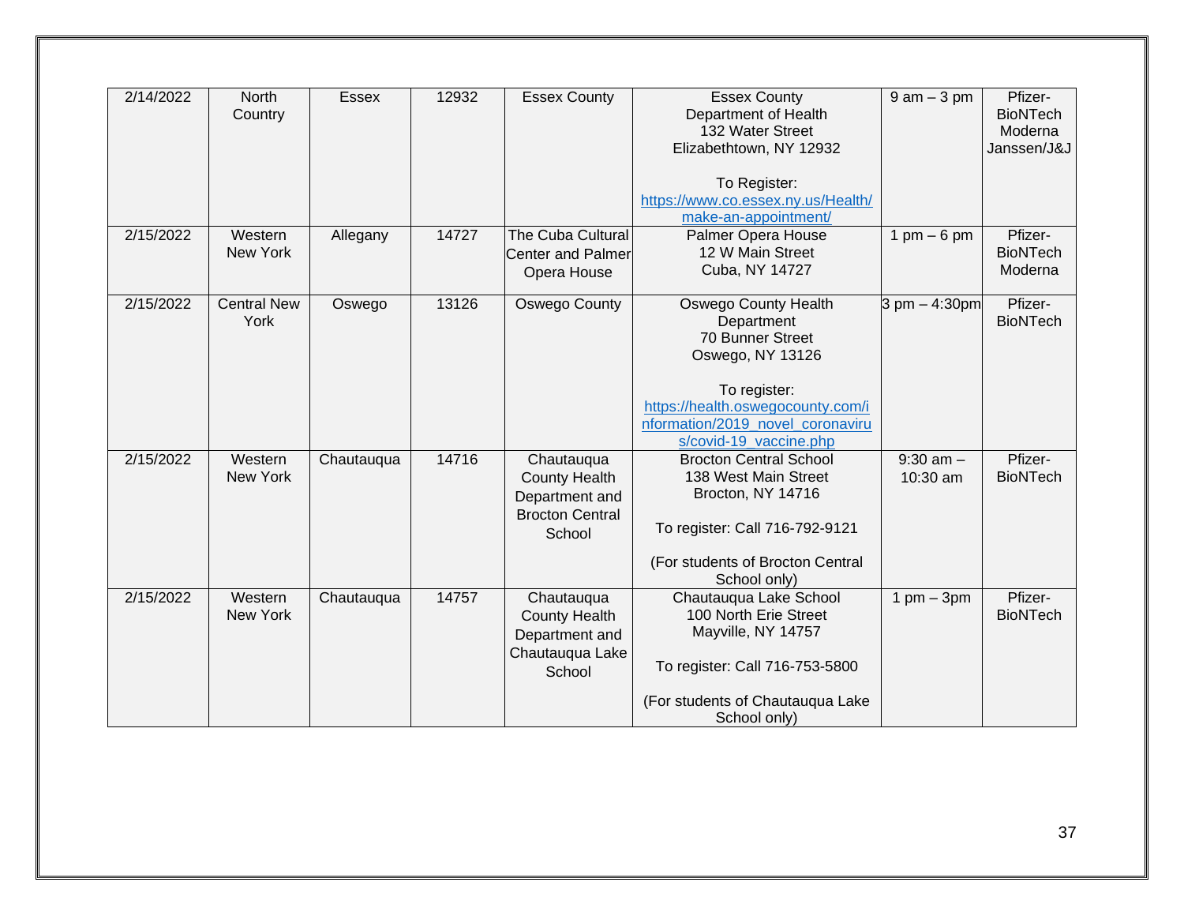| 2/14/2022 | North Country | Essex | 12932 | Essex County | Essex County Department of Health 132 Water Street Elizabethtown, NY 12932 To Register: https://www.co.essex.ny.us/Health/make-an-appointment/ | 9 am – 3 pm | Pfizer-BioNTech Moderna Janssen/J&J |
|---|---|---|---|---|---|---|---|
| 2/15/2022 | Western New York | Allegany | 14727 | The Cuba Cultural Center and Palmer Opera House | Palmer Opera House 12 W Main Street Cuba, NY 14727 | 1 pm – 6 pm | Pfizer-BioNTech Moderna |
| 2/15/2022 | Central New York | Oswego | 13126 | Oswego County | Oswego County Health Department 70 Bunner Street Oswego, NY 13126 To register: https://health.oswegocounty.com/information/2019_novel_coronavirus/covid-19_vaccine.php | 3 pm – 4:30pm | Pfizer-BioNTech |
| 2/15/2022 | Western New York | Chautauqua | 14716 | Chautauqua County Health Department and Brocton Central School | Brocton Central School 138 West Main Street Brocton, NY 14716 To register: Call 716-792-9121 (For students of Brocton Central School only) | 9:30 am – 10:30 am | Pfizer-BioNTech |
| 2/15/2022 | Western New York | Chautauqua | 14757 | Chautauqua County Health Department and Chautauqua Lake School | Chautauqua Lake School 100 North Erie Street Mayville, NY 14757 To register: Call 716-753-5800 (For students of Chautauqua Lake School only) | 1 pm – 3pm | Pfizer-BioNTech |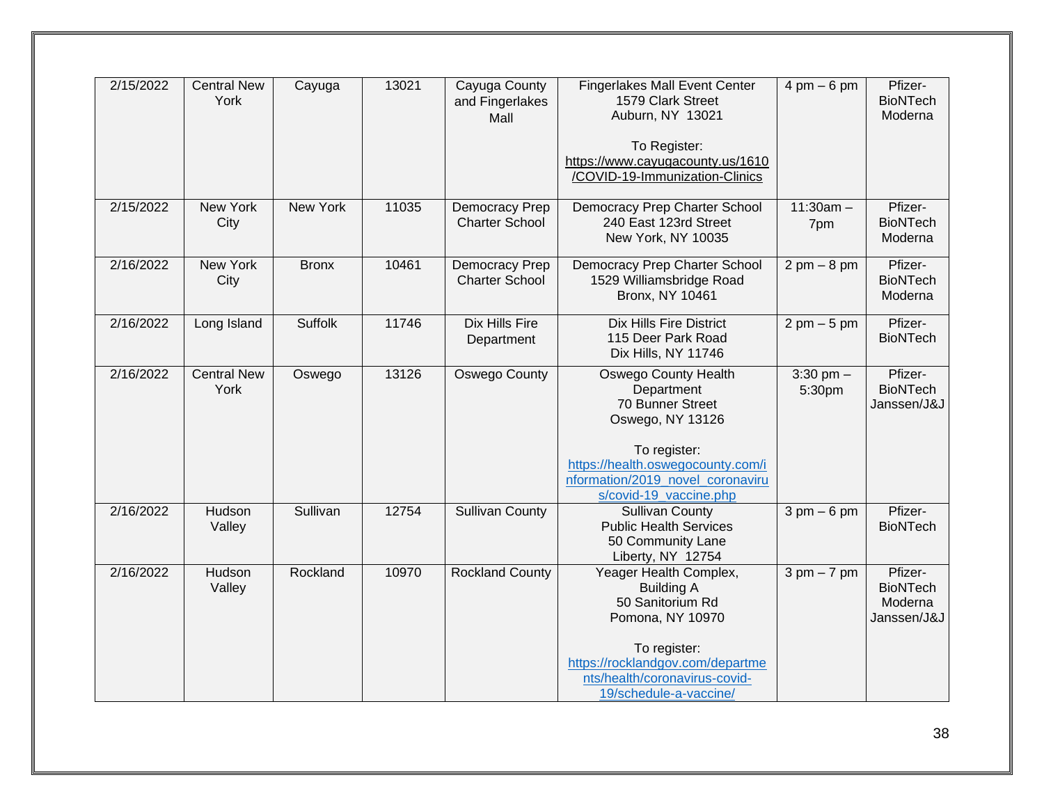| 2/15/2022 | Central New York | Cayuga | 13021 | Cayuga County and Fingerlakes Mall | Fingerlakes Mall Event Center 1579 Clark Street Auburn, NY 13021 To Register: https://www.cayugacounty.us/1610/COVID-19-Immunization-Clinics | 4 pm – 6 pm | Pfizer-BioNTech Moderna |
|---|---|---|---|---|---|---|---|
| 2/15/2022 | New York City | New York | 11035 | Democracy Prep Charter School | Democracy Prep Charter School 240 East 123rd Street New York, NY 10035 | 11:30am – 7pm | Pfizer-BioNTech Moderna |
| 2/16/2022 | New York City | Bronx | 10461 | Democracy Prep Charter School | Democracy Prep Charter School 1529 Williamsbridge Road Bronx, NY 10461 | 2 pm – 8 pm | Pfizer-BioNTech Moderna |
| 2/16/2022 | Long Island | Suffolk | 11746 | Dix Hills Fire Department | Dix Hills Fire District 115 Deer Park Road Dix Hills, NY 11746 | 2 pm – 5 pm | Pfizer-BioNTech |
| 2/16/2022 | Central New York | Oswego | 13126 | Oswego County | Oswego County Health Department 70 Bunner Street Oswego, NY 13126 To register: https://health.oswegocounty.com/information/2019_novel_coronavirus/covid-19_vaccine.php | 3:30 pm – 5:30pm | Pfizer-BioNTech Janssen/J&J |
| 2/16/2022 | Hudson Valley | Sullivan | 12754 | Sullivan County | Sullivan County Public Health Services 50 Community Lane Liberty, NY 12754 | 3 pm – 6 pm | Pfizer-BioNTech |
| 2/16/2022 | Hudson Valley | Rockland | 10970 | Rockland County | Yeager Health Complex, Building A 50 Sanitorium Rd Pomona, NY 10970 To register: https://rocklandgov.com/departments/health/coronavirus-covid-19/schedule-a-vaccine/ | 3 pm – 7 pm | Pfizer-BioNTech Moderna Janssen/J&J |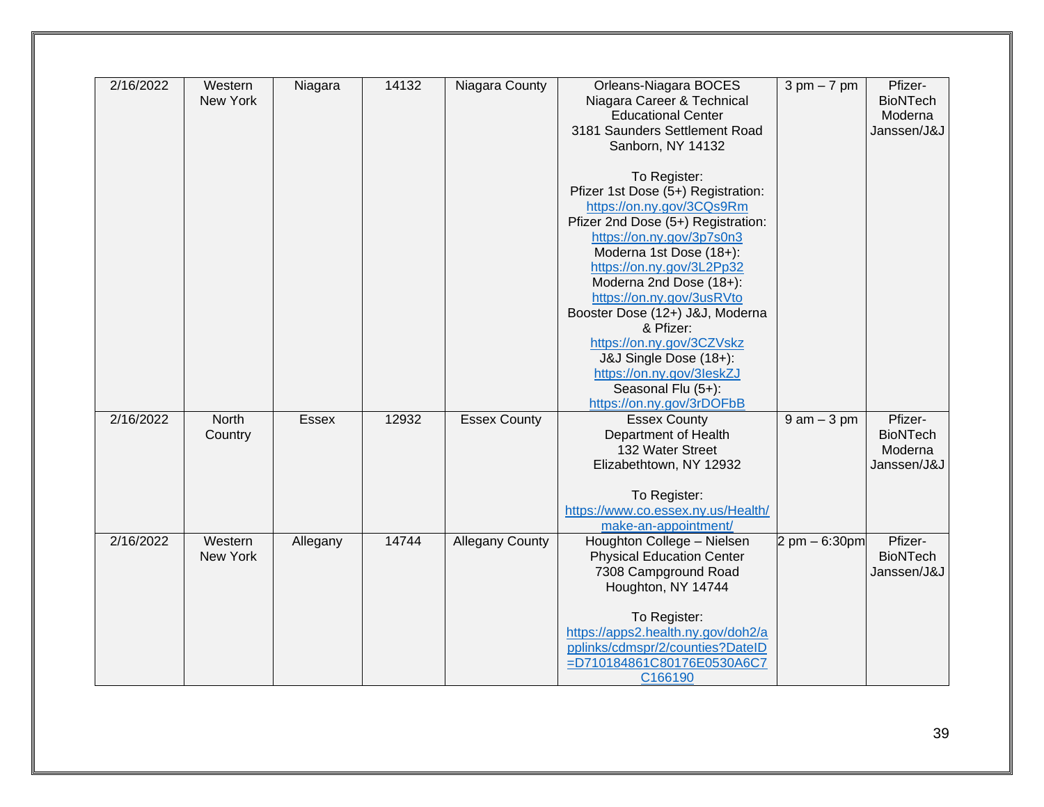| 2/16/2022 | Western New York | Niagara | 14132 | Niagara County | Orleans-Niagara BOCES Niagara Career & Technical Educational Center 3181 Saunders Settlement Road Sanborn, NY 14132<br><br>To Register:<br>Pfizer 1st Dose (5+) Registration: https://on.ny.gov/3CQs9Rm<br>Pfizer 2nd Dose (5+) Registration: https://on.ny.gov/3p7s0n3<br>Moderna 1st Dose (18+): https://on.ny.gov/3L2Pp32<br>Moderna 2nd Dose (18+): https://on.ny.gov/3usRVto<br>Booster Dose (12+) J&J, Moderna & Pfizer: https://on.ny.gov/3CZVskz<br>J&J Single Dose (18+): https://on.ny.gov/3IeskZJ<br>Seasonal Flu (5+): https://on.ny.gov/3rDOFbB | 3 pm – 7 pm | Pfizer-BioNTech Moderna Janssen/J&J |
|---|---|---|---|---|---|---|---|
| 2/16/2022 | North Country | Essex | 12932 | Essex County | Essex County Department of Health 132 Water Street Elizabethtown, NY 12932<br><br>To Register: https://www.co.essex.ny.us/Health/make-an-appointment/ | 9 am – 3 pm | Pfizer-BioNTech Moderna Janssen/J&J |
| 2/16/2022 | Western New York | Allegany | 14744 | Allegany County | Houghton College – Nielsen Physical Education Center 7308 Campground Road Houghton, NY 14744<br><br>To Register: https://apps2.health.ny.gov/doh2/applinks/cdmspr/2/counties?DateID=D710184861C80176E0530A6C7C166190 | 2 pm – 6:30pm | Pfizer-BioNTech Janssen/J&J |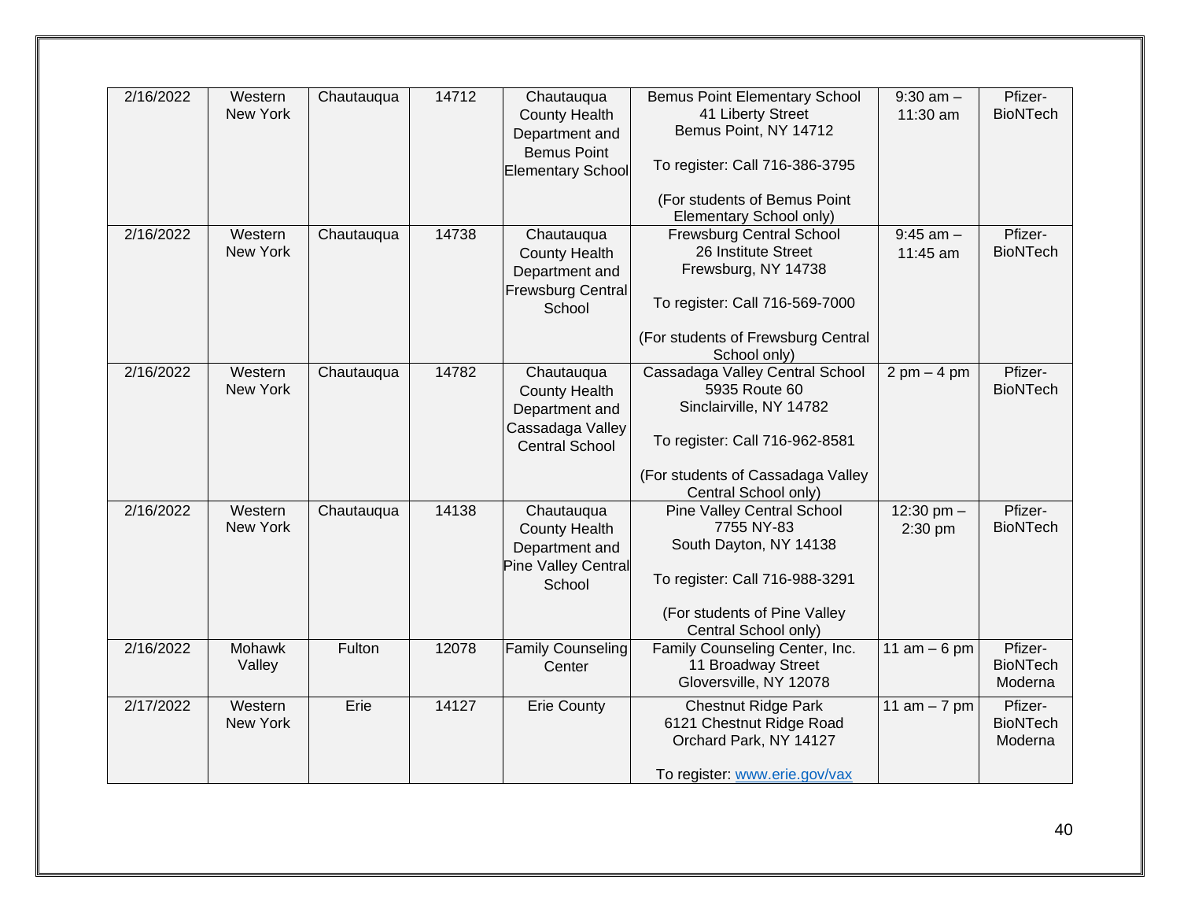| 2/16/2022 | Western New York | Chautauqua | 14712 | Chautauqua County Health Department and Bemus Point Elementary School | Bemus Point Elementary School<br>41 Liberty Street<br>Bemus Point, NY 14712<br><br>To register: Call 716-386-3795<br><br>(For students of Bemus Point Elementary School only) | 9:30 am – 11:30 am | Pfizer-BioNTech |
|---|---|---|---|---|---|---|---|
| 2/16/2022 | Western New York | Chautauqua | 14738 | Chautauqua County Health Department and Frewsburg Central School | Frewsburg Central School<br>26 Institute Street<br>Frewsburg, NY 14738<br><br>To register: Call 716-569-7000<br><br>(For students of Frewsburg Central School only) | 9:45 am – 11:45 am | Pfizer-BioNTech |
| 2/16/2022 | Western New York | Chautauqua | 14782 | Chautauqua County Health Department and Cassadaga Valley Central School | Cassadaga Valley Central School<br>5935 Route 60<br>Sinclairville, NY 14782<br><br>To register: Call 716-962-8581<br><br>(For students of Cassadaga Valley Central School only) | 2 pm – 4 pm | Pfizer-BioNTech |
| 2/16/2022 | Western New York | Chautauqua | 14138 | Chautauqua County Health Department and Pine Valley Central School | Pine Valley Central School<br>7755 NY-83<br>South Dayton, NY 14138<br><br>To register: Call 716-988-3291<br><br>(For students of Pine Valley Central School only) | 12:30 pm – 2:30 pm | Pfizer-BioNTech |
| 2/16/2022 | Mohawk Valley | Fulton | 12078 | Family Counseling Center | Family Counseling Center, Inc.<br>11 Broadway Street<br>Gloversville, NY 12078 | 11 am – 6 pm | Pfizer-BioNTech<br>Moderna |
| 2/17/2022 | Western New York | Erie | 14127 | Erie County | Chestnut Ridge Park<br>6121 Chestnut Ridge Road<br>Orchard Park, NY 14127<br><br>To register: www.erie.gov/vax | 11 am – 7 pm | Pfizer-BioNTech<br>Moderna |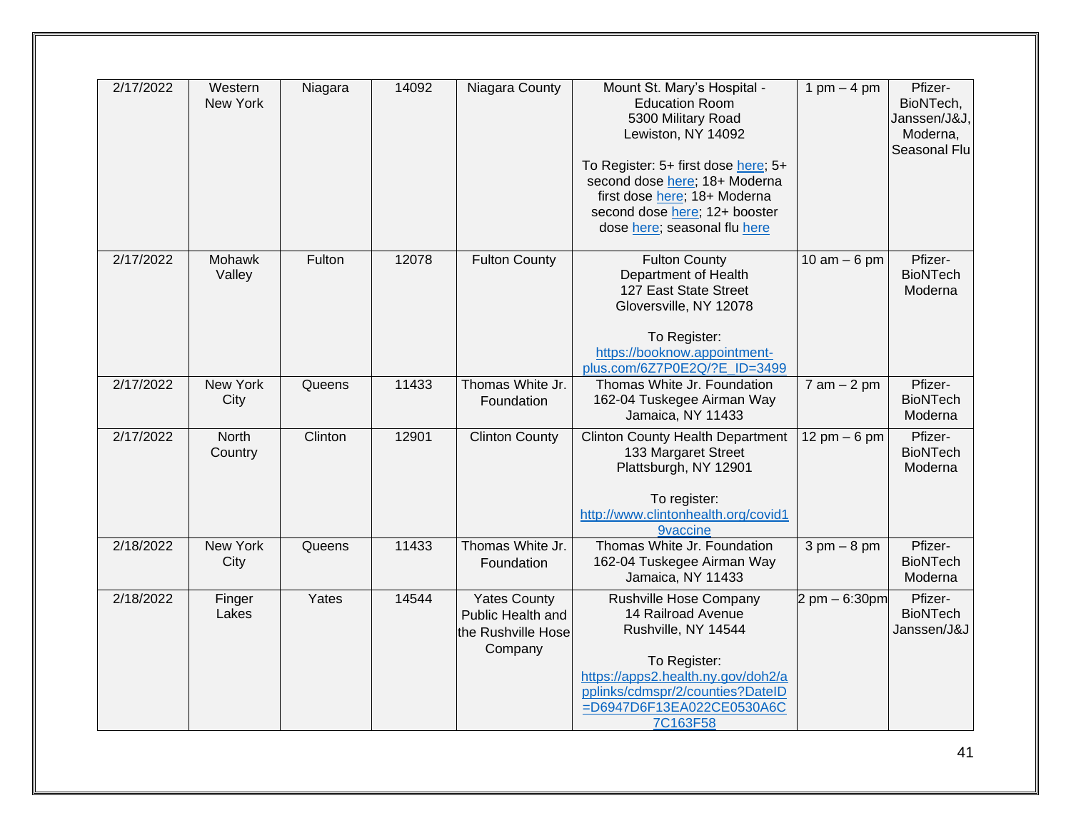| 2/17/2022 | Western New York | Niagara | 14092 | Niagara County | Mount St. Mary's Hospital - Education Room<br>5300 Military Road<br>Lewiston, NY 14092<br><br>To Register: 5+ first dose here; 5+ second dose here; 18+ Moderna first dose here; 18+ Moderna second dose here; 12+ booster dose here; seasonal flu here | 1 pm – 4 pm | Pfizer-BioNTech, Janssen/J&J, Moderna, Seasonal Flu |
|---|---|---|---|---|---|---|---|
| 2/17/2022 | Mohawk Valley | Fulton | 12078 | Fulton County | Fulton County Department of Health<br>127 East State Street<br>Gloversville, NY 12078<br><br>To Register: https://booknow.appointment-plus.com/6Z7P0E2Q/?E_ID=3499 | 10 am – 6 pm | Pfizer-BioNTech Moderna |
| 2/17/2022 | New York City | Queens | 11433 | Thomas White Jr. Foundation | Thomas White Jr. Foundation<br>162-04 Tuskegee Airman Way<br>Jamaica, NY 11433 | 7 am – 2 pm | Pfizer-BioNTech Moderna |
| 2/17/2022 | North Country | Clinton | 12901 | Clinton County | Clinton County Health Department<br>133 Margaret Street<br>Plattsburgh, NY 12901<br><br>To register: http://www.clintonhealth.org/covid19vaccine | 12 pm – 6 pm | Pfizer-BioNTech Moderna |
| 2/18/2022 | New York City | Queens | 11433 | Thomas White Jr. Foundation | Thomas White Jr. Foundation<br>162-04 Tuskegee Airman Way<br>Jamaica, NY 11433 | 3 pm – 8 pm | Pfizer-BioNTech Moderna |
| 2/18/2022 | Finger Lakes | Yates | 14544 | Yates County Public Health and the Rushville Hose Company | Rushville Hose Company<br>14 Railroad Avenue<br>Rushville, NY 14544<br><br>To Register: https://apps2.health.ny.gov/doh2/applinks/cdmspr/2/counties?DateID=D6947D6F13EA022CE0530A6C7C163F58 | 2 pm – 6:30pm | Pfizer-BioNTech Janssen/J&J |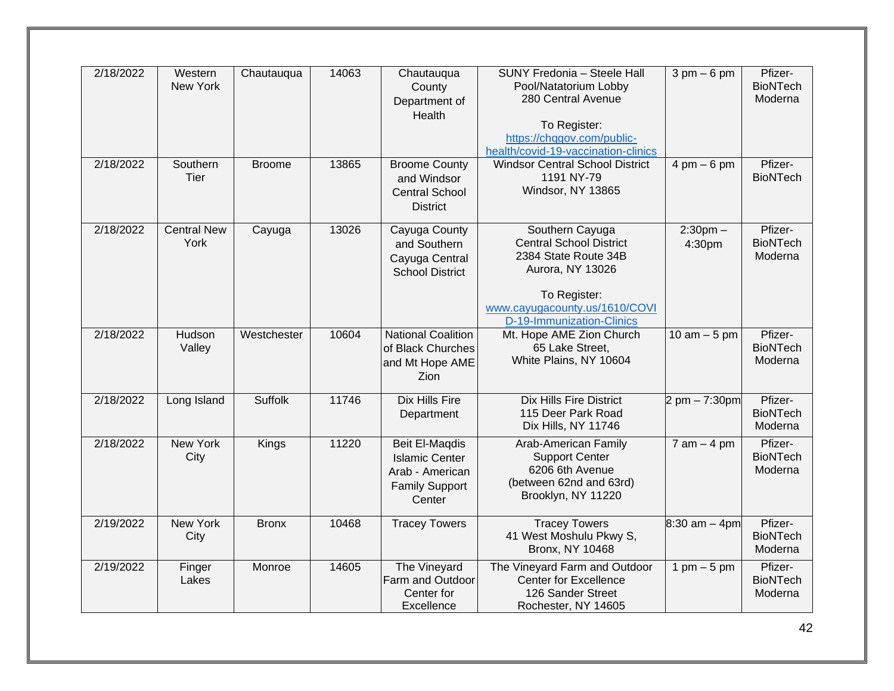| | | | | | | | |
|---|---|---|---|---|---|---|---|
| 2/18/2022 | Western New York | Chautauqua | 14063 | Chautauqua County Department of Health | SUNY Fredonia – Steele Hall Pool/Natatorium Lobby<br>280 Central Avenue<br><br>To Register:<br>https://chqgov.com/public-health/covid-19-vaccination-clinics | 3 pm – 6 pm | Pfizer-BioNTech<br>Moderna |
| 2/18/2022 | Southern Tier | Broome | 13865 | Broome County and Windsor Central School District | Windsor Central School District<br>1191 NY-79<br>Windsor, NY 13865 | 4 pm – 6 pm | Pfizer-BioNTech |
| 2/18/2022 | Central New York | Cayuga | 13026 | Cayuga County and Southern Cayuga Central School District | Southern Cayuga Central School District<br>2384 State Route 34B<br>Aurora, NY 13026<br><br>To Register:<br>www.cayugacounty.us/1610/COVID-19-Immunization-Clinics | 2:30pm – 4:30pm | Pfizer-BioNTech<br>Moderna |
| 2/18/2022 | Hudson Valley | Westchester | 10604 | National Coalition of Black Churches and Mt Hope AME Zion | Mt. Hope AME Zion Church<br>65 Lake Street,<br>White Plains, NY 10604 | 10 am – 5 pm | Pfizer-BioNTech<br>Moderna |
| 2/18/2022 | Long Island | Suffolk | 11746 | Dix Hills Fire Department | Dix Hills Fire District<br>115 Deer Park Road<br>Dix Hills, NY 11746 | 2 pm – 7:30pm | Pfizer-BioNTech<br>Moderna |
| 2/18/2022 | New York City | Kings | 11220 | Beit El-Maqdis Islamic Center Arab - American Family Support Center | Arab-American Family Support Center<br>6206 6th Avenue<br>(between 62nd and 63rd)<br>Brooklyn, NY 11220 | 7 am – 4 pm | Pfizer-BioNTech<br>Moderna |
| 2/19/2022 | New York City | Bronx | 10468 | Tracey Towers | Tracey Towers<br>41 West Moshulu Pkwy S,<br>Bronx, NY 10468 | 8:30 am – 4pm | Pfizer-BioNTech<br>Moderna |
| 2/19/2022 | Finger Lakes | Monroe | 14605 | The Vineyard Farm and Outdoor Center for Excellence | The Vineyard Farm and Outdoor Center for Excellence<br>126 Sander Street<br>Rochester, NY 14605 | 1 pm – 5 pm | Pfizer-BioNTech<br>Moderna |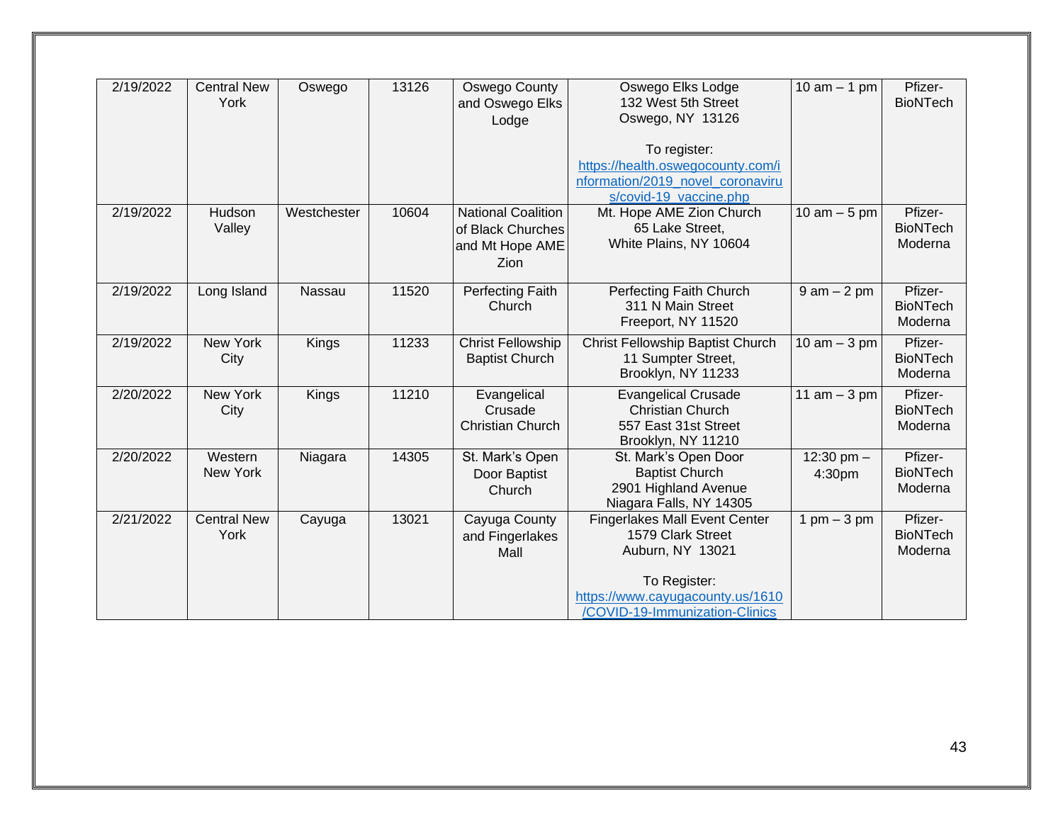| 2/19/2022 | Central New York | Oswego | 13126 | Oswego County and Oswego Elks Lodge | Oswego Elks Lodge<br>132 West 5th Street<br>Oswego, NY 13126<br><br>To register:<br>https://health.oswegocounty.com/information/2019_novel_coronavirus/covid-19_vaccine.php | 10 am – 1 pm | Pfizer-BioNTech |
|---|---|---|---|---|---|---|---|
| 2/19/2022 | Hudson Valley | Westchester | 10604 | National Coalition of Black Churches and Mt Hope AME Zion | Mt. Hope AME Zion Church<br>65 Lake Street,<br>White Plains, NY 10604 | 10 am – 5 pm | Pfizer-BioNTech<br>Moderna |
| 2/19/2022 | Long Island | Nassau | 11520 | Perfecting Faith Church | Perfecting Faith Church<br>311 N Main Street<br>Freeport, NY 11520 | 9 am – 2 pm | Pfizer-BioNTech<br>Moderna |
| 2/19/2022 | New York City | Kings | 11233 | Christ Fellowship Baptist Church | Christ Fellowship Baptist Church<br>11 Sumpter Street,<br>Brooklyn, NY 11233 | 10 am – 3 pm | Pfizer-BioNTech<br>Moderna |
| 2/20/2022 | New York City | Kings | 11210 | Evangelical Crusade Christian Church | Evangelical Crusade Christian Church<br>557 East 31st Street<br>Brooklyn, NY 11210 | 11 am – 3 pm | Pfizer-BioNTech<br>Moderna |
| 2/20/2022 | Western New York | Niagara | 14305 | St. Mark's Open Door Baptist Church | St. Mark's Open Door Baptist Church<br>2901 Highland Avenue<br>Niagara Falls, NY 14305 | 12:30 pm – 4:30pm | Pfizer-BioNTech<br>Moderna |
| 2/21/2022 | Central New York | Cayuga | 13021 | Cayuga County and Fingerlakes Mall | Fingerlakes Mall Event Center<br>1579 Clark Street<br>Auburn, NY 13021<br><br>To Register:<br>https://www.cayugacounty.us/1610/COVID-19-Immunization-Clinics | 1 pm – 3 pm | Pfizer-BioNTech<br>Moderna |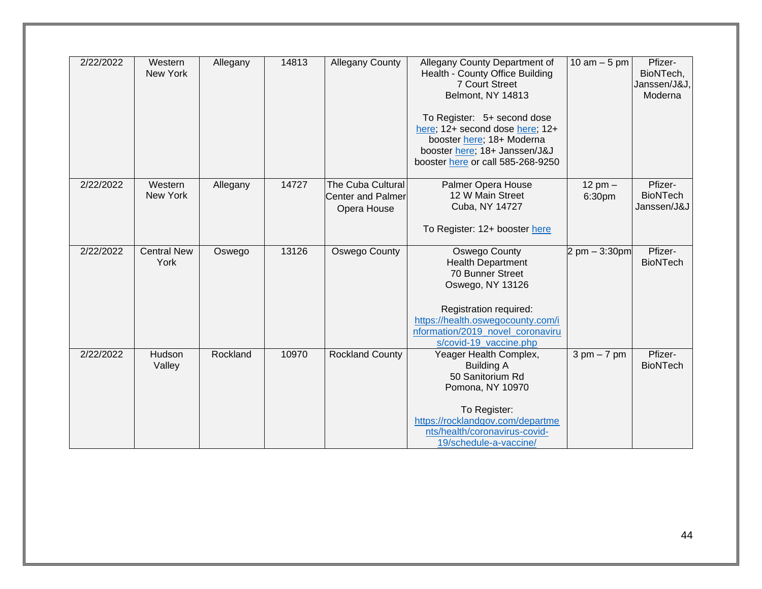| 2/22/2022 | Western New York | Allegany | 14813 | Allegany County | Allegany County Department of Health - County Office Building 7 Court Street Belmont, NY 14813<br><br>To Register: 5+ second dose here; 12+ second dose here; 12+ booster here; 18+ Moderna booster here; 18+ Janssen/J&J booster here or call 585-268-9250 | 10 am – 5 pm | Pfizer-BioNTech, Janssen/J&J, Moderna |
|---|---|---|---|---|---|---|---|
| 2/22/2022 | Western New York | Allegany | 14727 | The Cuba Cultural Center and Palmer Opera House | Palmer Opera House 12 W Main Street Cuba, NY 14727<br><br>To Register: 12+ booster here | 12 pm – 6:30pm | Pfizer-BioNTech Janssen/J&J |
| 2/22/2022 | Central New York | Oswego | 13126 | Oswego County | Oswego County Health Department 70 Bunner Street Oswego, NY 13126<br><br>Registration required: https://health.oswegocounty.com/information/2019_novel_coronavirus/covid-19_vaccine.php | 2 pm – 3:30pm | Pfizer-BioNTech |
| 2/22/2022 | Hudson Valley | Rockland | 10970 | Rockland County | Yeager Health Complex, Building A 50 Sanitorium Rd Pomona, NY 10970<br><br>To Register: https://rocklandgov.com/departments/health/coronavirus-covid-19/schedule-a-vaccine/ | 3 pm – 7 pm | Pfizer-BioNTech |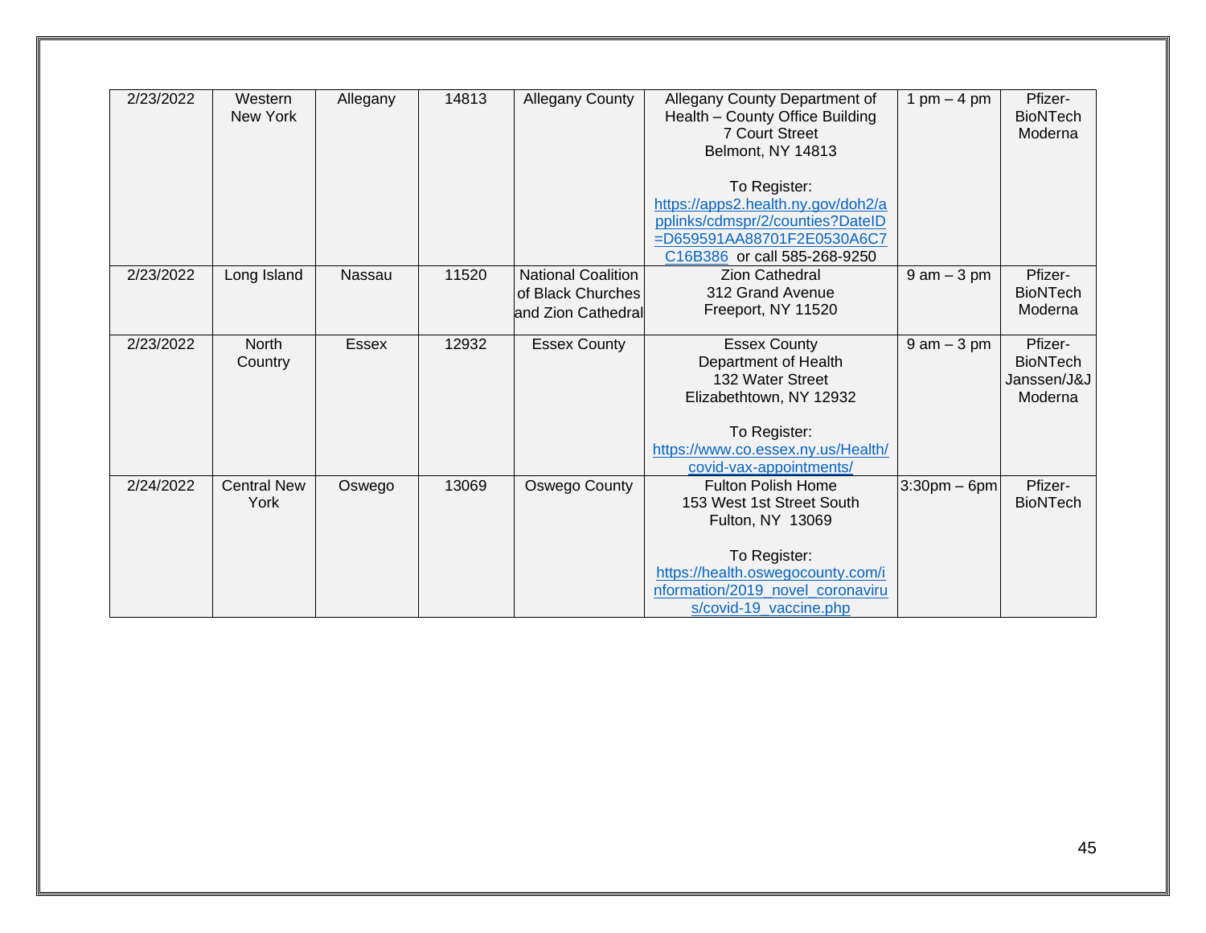| 2/23/2022 | Western New York | Allegany | 14813 | Allegany County | Allegany County Department of Health – County Office Building<br>7 Court Street<br>Belmont, NY 14813<br><br>To Register:<br>https://apps2.health.ny.gov/doh2/applinks/cdmspr/2/counties?DateID=D659591AA88701F2E0530A6C7C16B386 or call 585-268-9250 | 1 pm – 4 pm | Pfizer-BioNTech<br>Moderna |
|---|---|---|---|---|---|---|---|
| 2/23/2022 | Long Island | Nassau | 11520 | National Coalition of Black Churches and Zion Cathedral | Zion Cathedral<br>312 Grand Avenue<br>Freeport, NY 11520 | 9 am – 3 pm | Pfizer-BioNTech<br>Moderna |
| 2/23/2022 | North Country | Essex | 12932 | Essex County | Essex County<br>Department of Health<br>132 Water Street<br>Elizabethtown, NY 12932<br><br>To Register:<br>https://www.co.essex.ny.us/Health/covid-vax-appointments/ | 9 am – 3 pm | Pfizer-BioNTech<br>Janssen/J&J<br>Moderna |
| 2/24/2022 | Central New York | Oswego | 13069 | Oswego County | Fulton Polish Home<br>153 West 1st Street South<br>Fulton, NY 13069<br><br>To Register:<br>https://health.oswegocounty.com/information/2019_novel_coronavirus/covid-19_vaccine.php | 3:30pm – 6pm | Pfizer-BioNTech |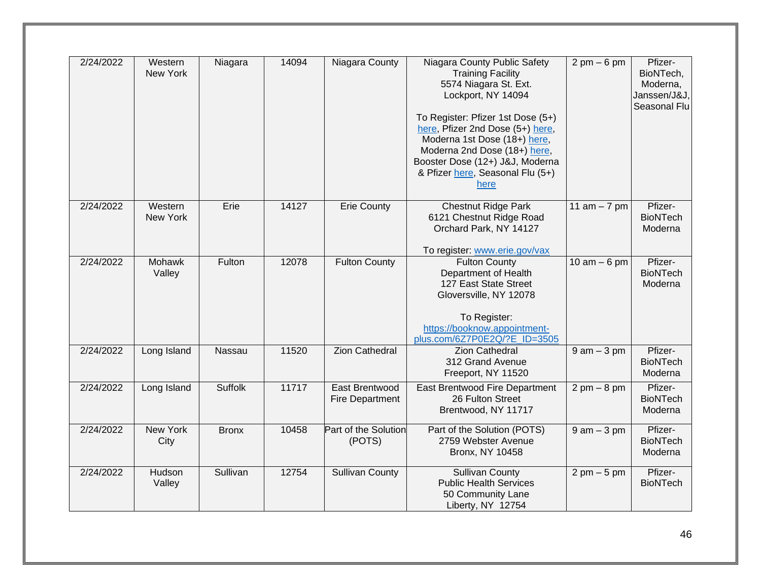| 2/24/2022 | Western New York | Niagara | 14094 | Niagara County | Niagara County Public Safety Training Facility 5574 Niagara St. Ext. Lockport, NY 14094<br><br>To Register: Pfizer 1st Dose (5+) here, Pfizer 2nd Dose (5+) here, Moderna 1st Dose (18+) here, Moderna 2nd Dose (18+) here, Booster Dose (12+) J&J, Moderna & Pfizer here, Seasonal Flu (5+) here | 2 pm – 6 pm | Pfizer-BioNTech, Moderna, Janssen/J&J, Seasonal Flu |
|---|---|---|---|---|---|---|---|
| 2/24/2022 | Western New York | Erie | 14127 | Erie County | Chestnut Ridge Park 6121 Chestnut Ridge Road Orchard Park, NY 14127<br><br>To register: www.erie.gov/vax | 11 am – 7 pm | Pfizer-BioNTech Moderna |
| 2/24/2022 | Mohawk Valley | Fulton | 12078 | Fulton County | Fulton County Department of Health 127 East State Street Gloversville, NY 12078<br><br>To Register: https://booknow.appointment-plus.com/6Z7P0E2Q/?E_ID=3505 | 10 am – 6 pm | Pfizer-BioNTech Moderna |
| 2/24/2022 | Long Island | Nassau | 11520 | Zion Cathedral | Zion Cathedral 312 Grand Avenue Freeport, NY 11520 | 9 am – 3 pm | Pfizer-BioNTech Moderna |
| 2/24/2022 | Long Island | Suffolk | 11717 | East Brentwood Fire Department | East Brentwood Fire Department 26 Fulton Street Brentwood, NY 11717 | 2 pm – 8 pm | Pfizer-BioNTech Moderna |
| 2/24/2022 | New York City | Bronx | 10458 | Part of the Solution (POTS) | Part of the Solution (POTS) 2759 Webster Avenue Bronx, NY 10458 | 9 am – 3 pm | Pfizer-BioNTech Moderna |
| 2/24/2022 | Hudson Valley | Sullivan | 12754 | Sullivan County | Sullivan County Public Health Services 50 Community Lane Liberty, NY 12754 | 2 pm – 5 pm | Pfizer-BioNTech |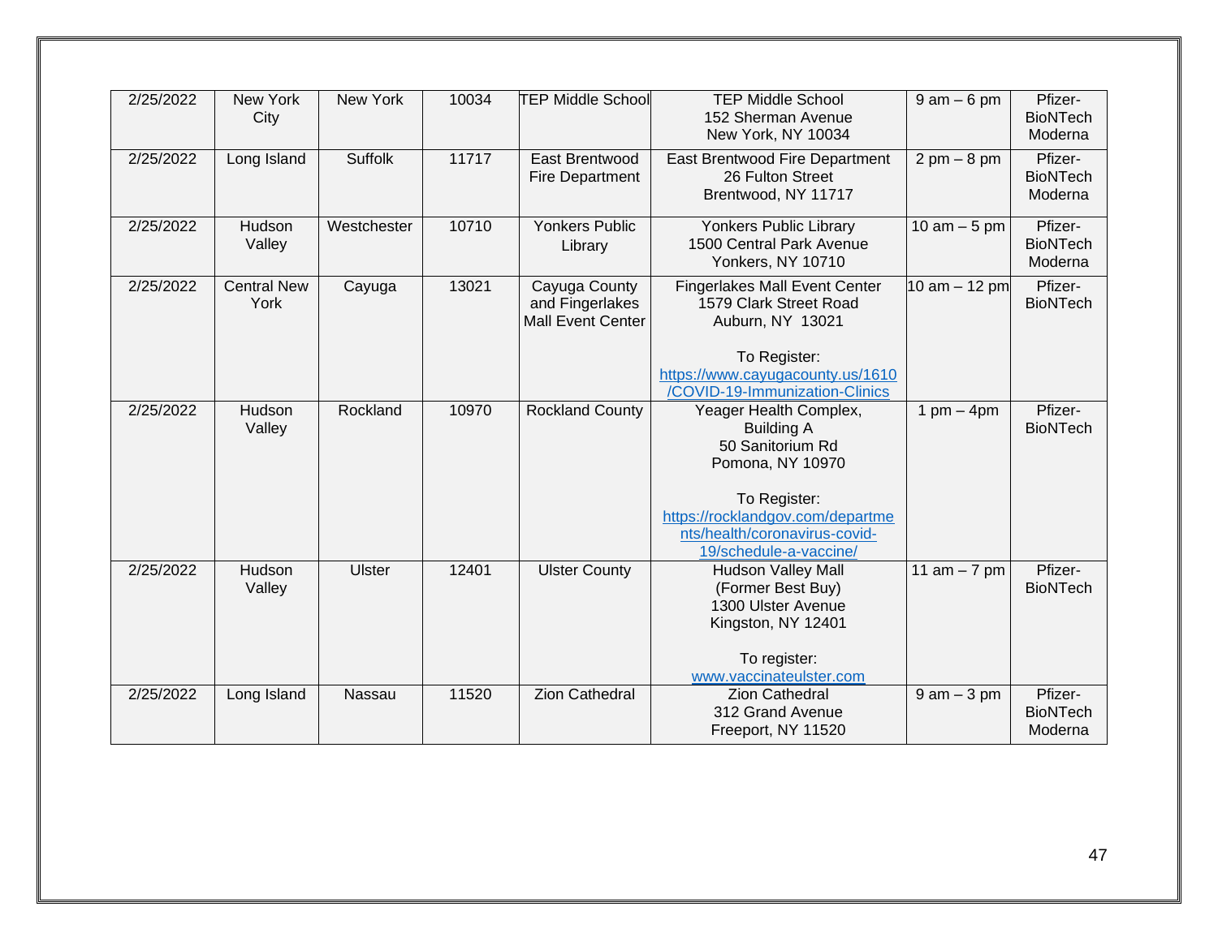| 2/25/2022 | New York City | New York | 10034 | TEP Middle School | TEP Middle School<br>152 Sherman Avenue<br>New York, NY 10034 | 9 am – 6 pm | Pfizer-BioNTech<br>Moderna |
|---|---|---|---|---|---|---|---|
| 2/25/2022 | Long Island | Suffolk | 11717 | East Brentwood Fire Department | East Brentwood Fire Department<br>26 Fulton Street<br>Brentwood, NY 11717 | 2 pm – 8 pm | Pfizer-BioNTech<br>Moderna |
| 2/25/2022 | Hudson Valley | Westchester | 10710 | Yonkers Public Library | Yonkers Public Library<br>1500 Central Park Avenue<br>Yonkers, NY 10710 | 10 am – 5 pm | Pfizer-BioNTech<br>Moderna |
| 2/25/2022 | Central New York | Cayuga | 13021 | Cayuga County and Fingerlakes Mall Event Center | Fingerlakes Mall Event Center<br>1579 Clark Street Road<br>Auburn, NY 13021<br><br>To Register:<br>https://www.cayugacounty.us/1610/COVID-19-Immunization-Clinics | 10 am – 12 pm | Pfizer-BioNTech |
| 2/25/2022 | Hudson Valley | Rockland | 10970 | Rockland County | Yeager Health Complex,<br>Building A<br>50 Sanitorium Rd<br>Pomona, NY 10970<br><br>To Register:<br>https://rocklandgov.com/departments/health/coronavirus-covid-19/schedule-a-vaccine/ | 1 pm – 4pm | Pfizer-BioNTech |
| 2/25/2022 | Hudson Valley | Ulster | 12401 | Ulster County | Hudson Valley Mall<br>(Former Best Buy)<br>1300 Ulster Avenue<br>Kingston, NY 12401<br><br>To register:<br>www.vaccinateulster.com | 11 am – 7 pm | Pfizer-BioNTech |
| 2/25/2022 | Long Island | Nassau | 11520 | Zion Cathedral | Zion Cathedral<br>312 Grand Avenue<br>Freeport, NY 11520 | 9 am – 3 pm | Pfizer-BioNTech<br>Moderna |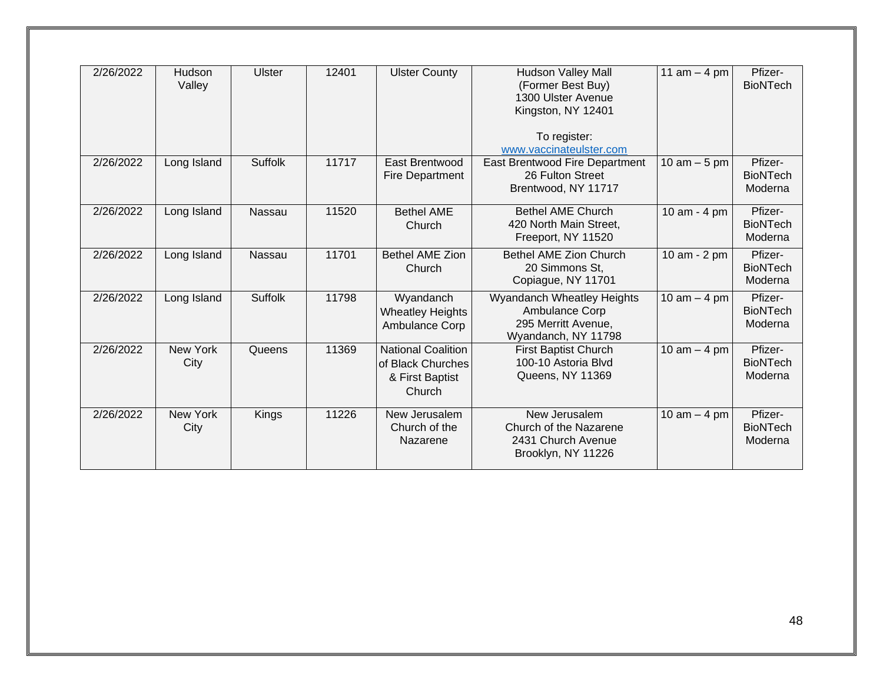| 2/26/2022 | Hudson Valley | Ulster | 12401 | Ulster County | Hudson Valley Mall (Former Best Buy) 1300 Ulster Avenue Kingston, NY 12401 To register: www.vaccinateulster.com | 11 am – 4 pm | Pfizer-BioNTech |
|---|---|---|---|---|---|---|---|
| 2/26/2022 | Long Island | Suffolk | 11717 | East Brentwood Fire Department | East Brentwood Fire Department 26 Fulton Street Brentwood, NY 11717 | 10 am – 5 pm | Pfizer-BioNTech Moderna |
| 2/26/2022 | Long Island | Nassau | 11520 | Bethel AME Church | Bethel AME Church 420 North Main Street, Freeport, NY 11520 | 10 am - 4 pm | Pfizer-BioNTech Moderna |
| 2/26/2022 | Long Island | Nassau | 11701 | Bethel AME Zion Church | Bethel AME Zion Church 20 Simmons St, Copiague, NY 11701 | 10 am - 2 pm | Pfizer-BioNTech Moderna |
| 2/26/2022 | Long Island | Suffolk | 11798 | Wyandanch Wheatley Heights Ambulance Corp | Wyandanch Wheatley Heights Ambulance Corp 295 Merritt Avenue, Wyandanch, NY 11798 | 10 am – 4 pm | Pfizer-BioNTech Moderna |
| 2/26/2022 | New York City | Queens | 11369 | National Coalition of Black Churches & First Baptist Church | First Baptist Church 100-10 Astoria Blvd Queens, NY 11369 | 10 am – 4 pm | Pfizer-BioNTech Moderna |
| 2/26/2022 | New York City | Kings | 11226 | New Jerusalem Church of the Nazarene | New Jerusalem Church of the Nazarene 2431 Church Avenue Brooklyn, NY 11226 | 10 am – 4 pm | Pfizer-BioNTech Moderna |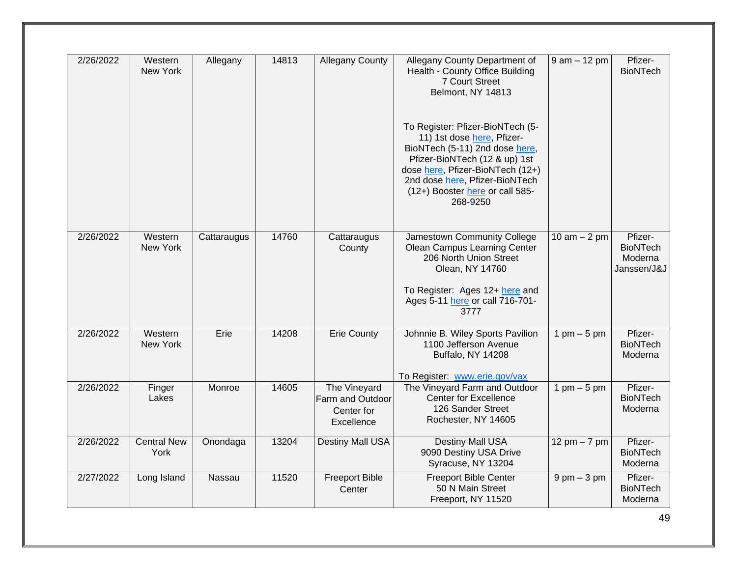| 2/26/2022 | Western New York | Allegany | 14813 | Allegany County | Allegany County Department of Health - County Office Building<br>7 Court Street<br>Belmont, NY 14813<br><br>To Register: Pfizer-BioNTech (5-11) 1st dose here, Pfizer-BioNTech (5-11) 2nd dose here, Pfizer-BioNTech (12 & up) 1st dose here, Pfizer-BioNTech (12+) 2nd dose here, Pfizer-BioNTech (12+) Booster here or call 585-268-9250 | 9 am – 12 pm | Pfizer-BioNTech |
|---|---|---|---|---|---|---|---|
| 2/26/2022 | Western New York | Cattaraugus | 14760 | Cattaraugus County | Jamestown Community College Olean Campus Learning Center<br>206 North Union Street<br>Olean, NY 14760<br><br>To Register: Ages 12+ here and Ages 5-11 here or call 716-701-3777 | 10 am – 2 pm | Pfizer-BioNTech<br>Moderna<br>Janssen/J&J |
| 2/26/2022 | Western New York | Erie | 14208 | Erie County | Johnnie B. Wiley Sports Pavilion<br>1100 Jefferson Avenue<br>Buffalo, NY 14208<br><br>To Register: www.erie.gov/vax | 1 pm – 5 pm | Pfizer-BioNTech<br>Moderna |
| 2/26/2022 | Finger Lakes | Monroe | 14605 | The Vineyard Farm and Outdoor Center for Excellence | The Vineyard Farm and Outdoor Center for Excellence<br>126 Sander Street<br>Rochester, NY 14605 | 1 pm – 5 pm | Pfizer-BioNTech<br>Moderna |
| 2/26/2022 | Central New York | Onondaga | 13204 | Destiny Mall USA | Destiny Mall USA<br>9090 Destiny USA Drive<br>Syracuse, NY 13204 | 12 pm – 7 pm | Pfizer-BioNTech<br>Moderna |
| 2/27/2022 | Long Island | Nassau | 11520 | Freeport Bible Center | Freeport Bible Center<br>50 N Main Street<br>Freeport, NY 11520 | 9 pm – 3 pm | Pfizer-BioNTech<br>Moderna |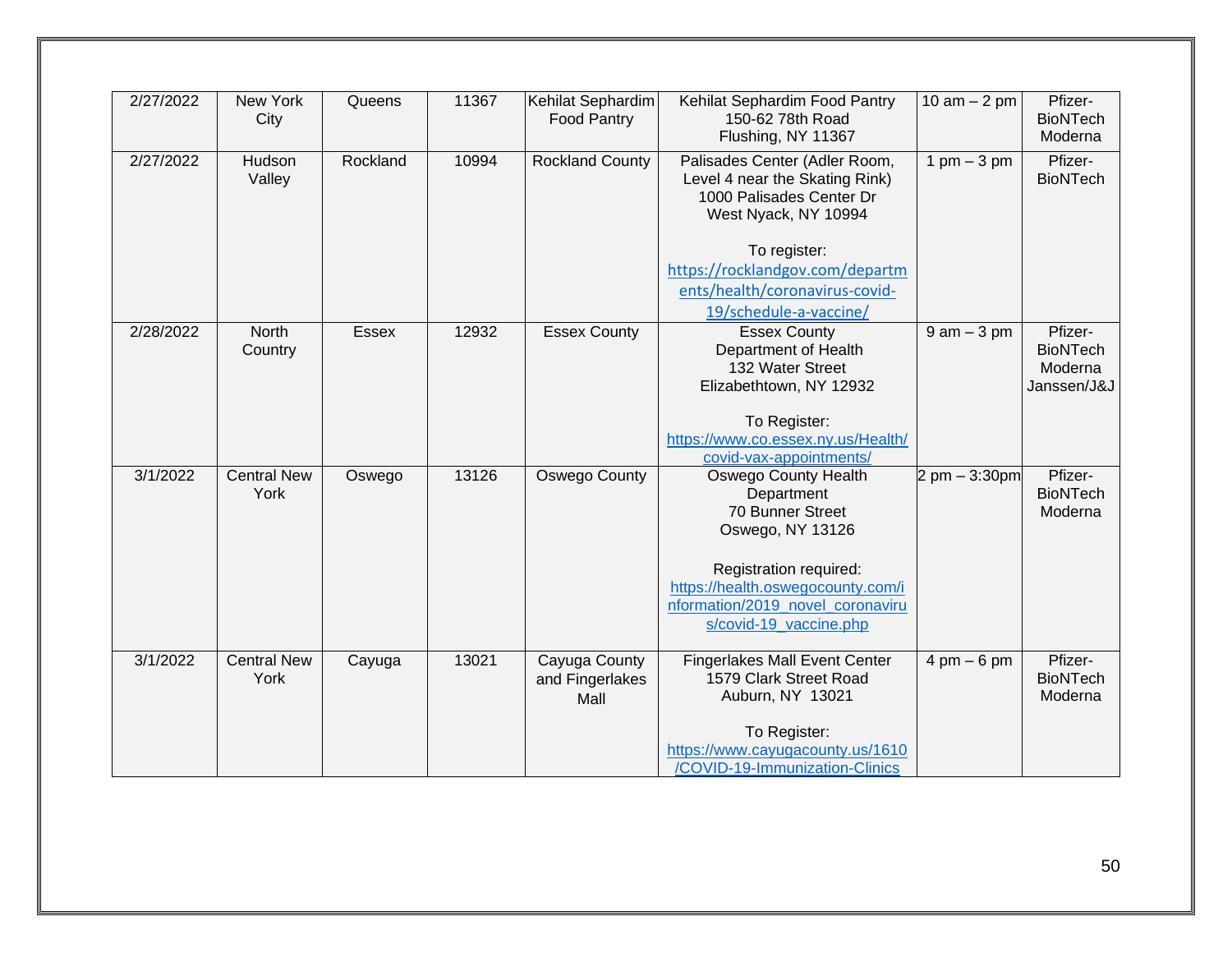| 2/27/2022 | New York City | Queens | 11367 | Kehilat Sephardim Food Pantry | Kehilat Sephardim Food Pantry 150-62 78th Road Flushing, NY 11367 | 10 am – 2 pm | Pfizer-BioNTech Moderna |
|---|---|---|---|---|---|---|---|
| 2/27/2022 | Hudson Valley | Rockland | 10994 | Rockland County | Palisades Center (Adler Room, Level 4 near the Skating Rink) 1000 Palisades Center Dr West Nyack, NY 10994<br><br>To register: https://rocklandgov.com/departments/health/coronavirus-covid-19/schedule-a-vaccine/ | 1 pm – 3 pm | Pfizer-BioNTech |
| 2/28/2022 | North Country | Essex | 12932 | Essex County | Essex County Department of Health 132 Water Street Elizabethtown, NY 12932<br><br>To Register: https://www.co.essex.ny.us/Health/covid-vax-appointments/ | 9 am – 3 pm | Pfizer-BioNTech Moderna Janssen/J&J |
| 3/1/2022 | Central New York | Oswego | 13126 | Oswego County | Oswego County Health Department 70 Bunner Street Oswego, NY 13126<br><br>Registration required: https://health.oswegocounty.com/information/2019_novel_coronavirus/covid-19_vaccine.php | 2 pm – 3:30pm | Pfizer-BioNTech Moderna |
| 3/1/2022 | Central New York | Cayuga | 13021 | Cayuga County and Fingerlakes Mall | Fingerlakes Mall Event Center 1579 Clark Street Road Auburn, NY 13021<br><br>To Register: https://www.cayugacounty.us/1610/COVID-19-Immunization-Clinics | 4 pm – 6 pm | Pfizer-BioNTech Moderna |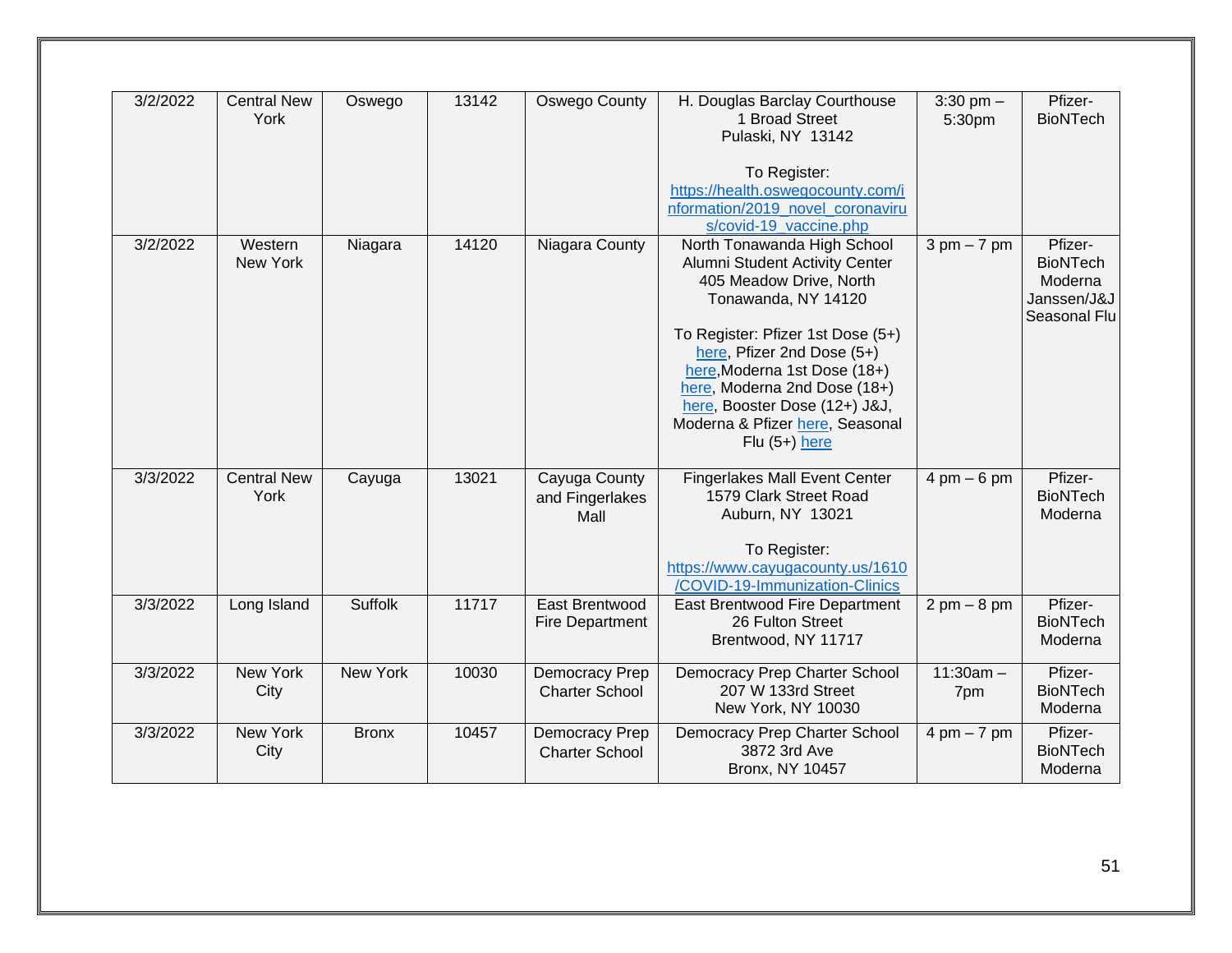| | | | | | | | |
|---|---|---|---|---|---|---|---|
| 3/2/2022 | Central New York | Oswego | 13142 | Oswego County | H. Douglas Barclay Courthouse<br>1 Broad Street<br>Pulaski, NY 13142<br><br>To Register:<br>https://health.oswegocounty.com/information/2019_novel_coronavirus/covid-19_vaccine.php | 3:30 pm – 5:30pm | Pfizer-BioNTech |
| 3/2/2022 | Western New York | Niagara | 14120 | Niagara County | North Tonawanda High School Alumni Student Activity Center<br>405 Meadow Drive, North Tonawanda, NY 14120<br><br>To Register: Pfizer 1st Dose (5+) here, Pfizer 2nd Dose (5+) here,Moderna 1st Dose (18+) here, Moderna 2nd Dose (18+) here, Booster Dose (12+) J&J, Moderna & Pfizer here, Seasonal Flu (5+) here | 3 pm – 7 pm | Pfizer-BioNTech<br>Moderna<br>Janssen/J&J<br>Seasonal Flu |
| 3/3/2022 | Central New York | Cayuga | 13021 | Cayuga County and Fingerlakes Mall | Fingerlakes Mall Event Center<br>1579 Clark Street Road<br>Auburn, NY 13021<br><br>To Register:<br>https://www.cayugacounty.us/1610/COVID-19-Immunization-Clinics | 4 pm – 6 pm | Pfizer-BioNTech<br>Moderna |
| 3/3/2022 | Long Island | Suffolk | 11717 | East Brentwood Fire Department | East Brentwood Fire Department<br>26 Fulton Street<br>Brentwood, NY 11717 | 2 pm – 8 pm | Pfizer-BioNTech<br>Moderna |
| 3/3/2022 | New York City | New York | 10030 | Democracy Prep Charter School | Democracy Prep Charter School<br>207 W 133rd Street<br>New York, NY 10030 | 11:30am – 7pm | Pfizer-BioNTech<br>Moderna |
| 3/3/2022 | New York City | Bronx | 10457 | Democracy Prep Charter School | Democracy Prep Charter School<br>3872 3rd Ave<br>Bronx, NY 10457 | 4 pm – 7 pm | Pfizer-BioNTech<br>Moderna |